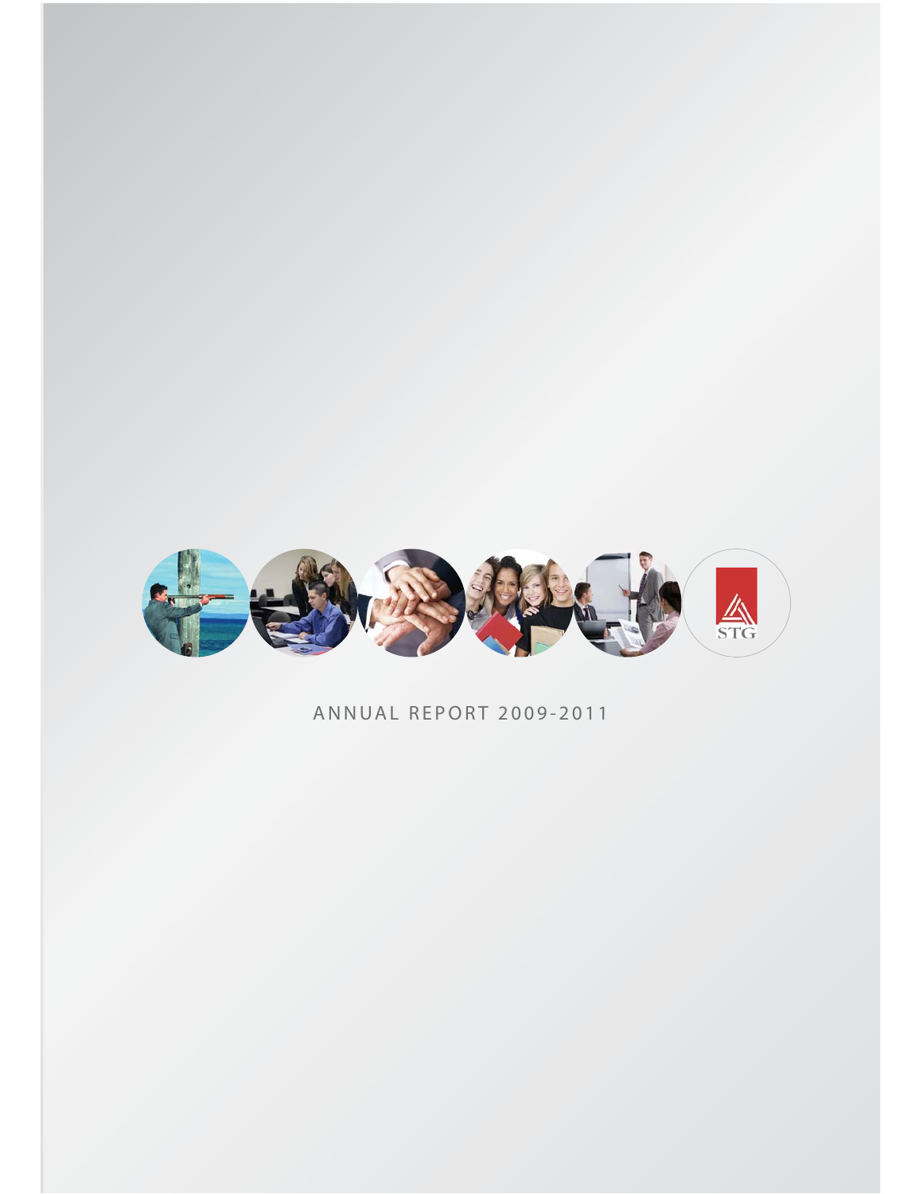STG

ANNUAL REPORT 2009-2011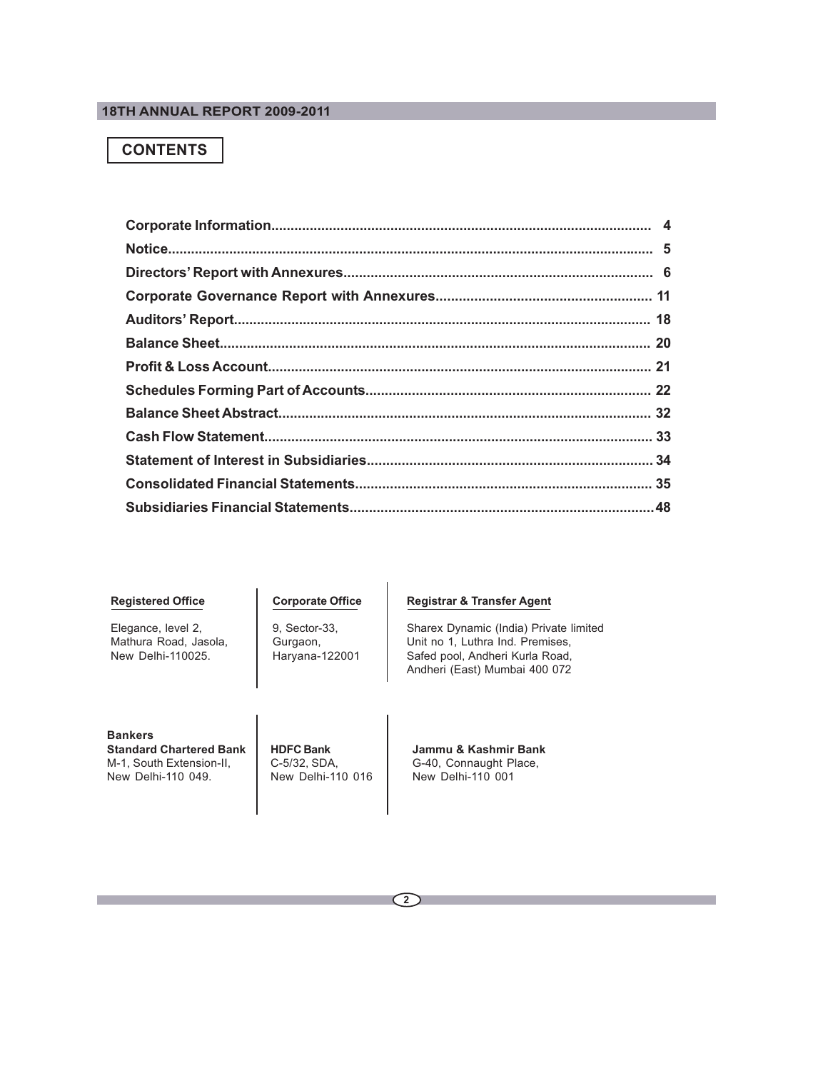## CONTENTS

| | |
|---|---|
| **Corporate Information** | **4** |
| **Notice** | **5** |
| **Directors' Report with Annexures** | **6** |
| **Corporate Governance Report with Annexures** | **11** |
| **Auditors' Report** | **18** |
| **Balance Sheet** | **20** |
| **Profit & Loss Account** | **21** |
| **Schedules Forming Part of Accounts** | **22** |
| **Balance Sheet Abstract** | **32** |
| **Cash Flow Statement** | **33** |
| **Statement of Interest in Subsidiaries** | **34** |
| **Consolidated Financial Statements** | **35** |
| **Subsidiaries Financial Statements** | **48** |

**Registered Office**

Elegance, level 2,
Mathura Road, Jasola,
New Delhi-110025.

**Corporate Office**

9, Sector-33,
Gurgaon,
Haryana-122001

**Registrar & Transfer Agent**

Sharex Dynamic (India) Private limited
Unit no 1, Luthra Ind. Premises,
Safed pool, Andheri Kurla Road,
Andheri (East) Mumbai 400 072

**Bankers**

**Standard Chartered Bank**
M-1, South Extension-II,
New Delhi-110 049.

**HDFC Bank**
C-5/32, SDA,
New Delhi-110 016

**Jammu & Kashmir Bank**
G-40, Connaught Place,
New Delhi-110 001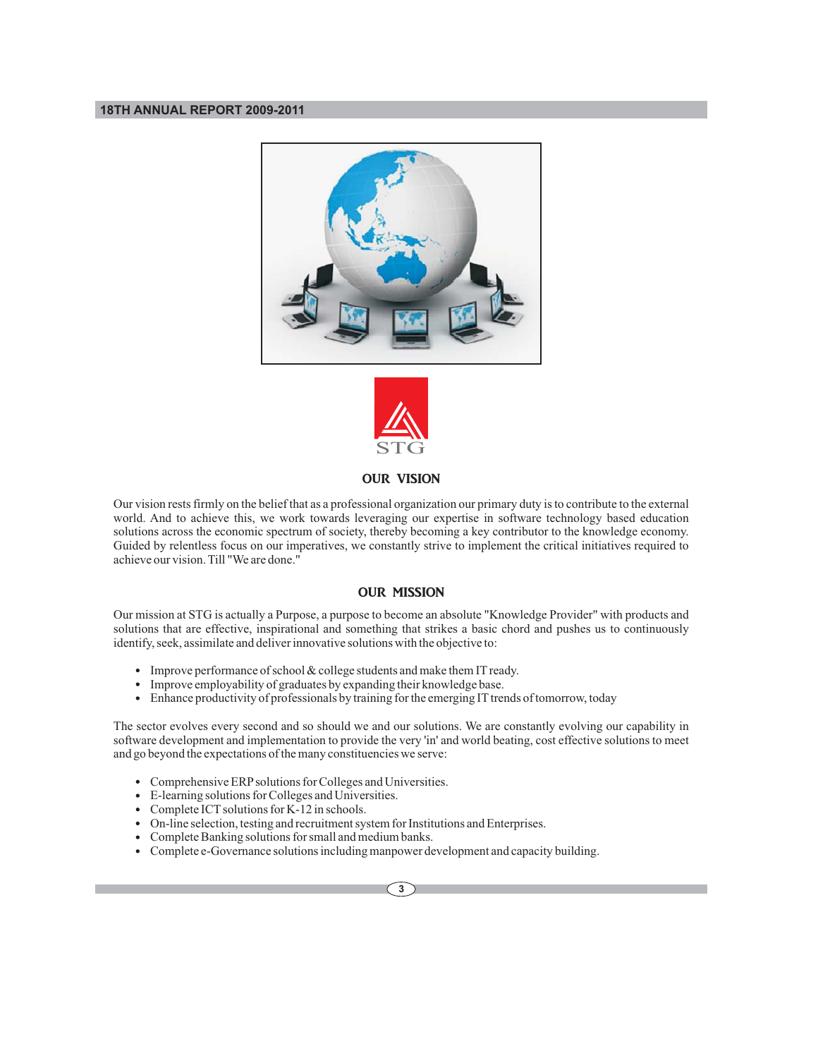STG

## OUR VISION

Our vision rests firmly on the belief that as a professional organization our primary duty is to contribute to the external world. And to achieve this, we work towards leveraging our expertise in software technology based education solutions across the economic spectrum of society, thereby becoming a key contributor to the knowledge economy. Guided by relentless focus on our imperatives, we constantly strive to implement the critical initiatives required to achieve our vision. Till "We are done."

## OUR MISSION

Our mission at STG is actually a Purpose, a purpose to become an absolute "Knowledge Provider" with products and solutions that are effective, inspirational and something that strikes a basic chord and pushes us to continuously identify, seek, assimilate and deliver innovative solutions with the objective to:

- Improve performance of school & college students and make them IT ready.
- Improve employability of graduates by expanding their knowledge base.
- Enhance productivity of professionals by training for the emerging IT trends of tomorrow, today

The sector evolves every second and so should we and our solutions. We are constantly evolving our capability in software development and implementation to provide the very 'in' and world beating, cost effective solutions to meet and go beyond the expectations of the many constituencies we serve:

- Comprehensive ERP solutions for Colleges and Universities.
- E-learning solutions for Colleges and Universities.
- Complete ICT solutions for K-12 in schools.
- On-line selection, testing and recruitment system for Institutions and Enterprises.
- Complete Banking solutions for small and medium banks.
- Complete e-Governance solutions including manpower development and capacity building.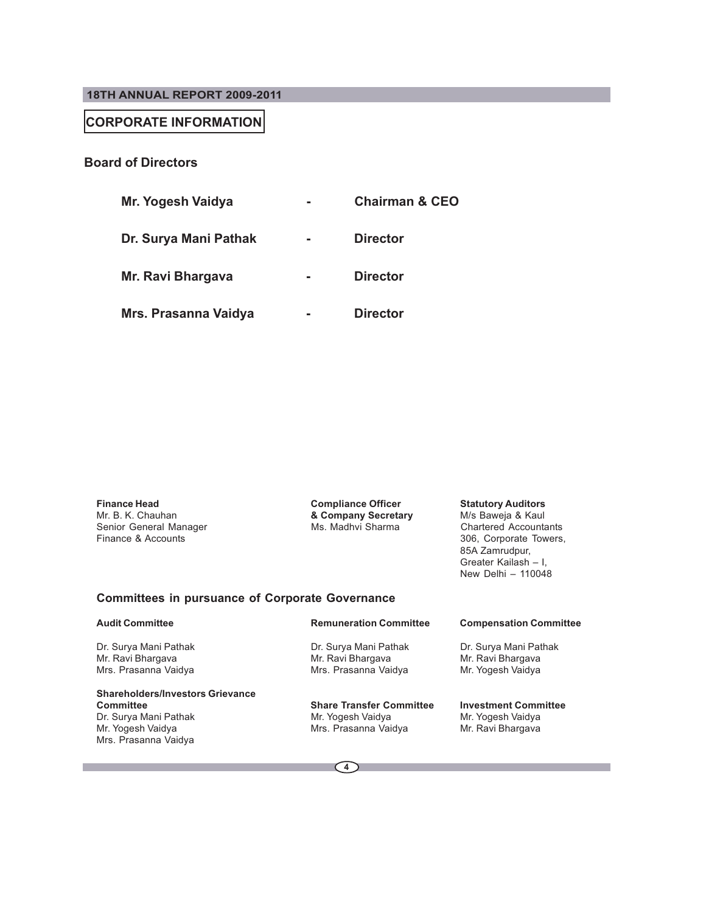# CORPORATE INFORMATION

## Board of Directors

| | | |
|---|---|---|
| **Mr. Yogesh Vaidya** | - | **Chairman & CEO** |
| **Dr. Surya Mani Pathak** | - | **Director** |
| **Mr. Ravi Bhargava** | - | **Director** |
| **Mrs. Prasanna Vaidya** | - | **Director** |

**Finance Head**
Mr. B. K. Chauhan
Senior General Manager
Finance & Accounts

**Compliance Officer & Company Secretary**
Ms. Madhvi Sharma

**Statutory Auditors**
M/s Baweja & Kaul
Chartered Accountants
306, Corporate Towers,
85A Zamrudpur,
Greater Kailash – I,
New Delhi – 110048

### Committees in pursuance of Corporate Governance

**Audit Committee**
Dr. Surya Mani Pathak
Mr. Ravi Bhargava
Mrs. Prasanna Vaidya

**Remuneration Committee**
Dr. Surya Mani Pathak
Mr. Ravi Bhargava
Mrs. Prasanna Vaidya

**Compensation Committee**
Dr. Surya Mani Pathak
Mr. Ravi Bhargava
Mr. Yogesh Vaidya

**Shareholders/Investors Grievance Committee**
Dr. Surya Mani Pathak
Mr. Yogesh Vaidya
Mrs. Prasanna Vaidya

**Share Transfer Committee**
Mr. Yogesh Vaidya
Mrs. Prasanna Vaidya

**Investment Committee**
Mr. Yogesh Vaidya
Mr. Ravi Bhargava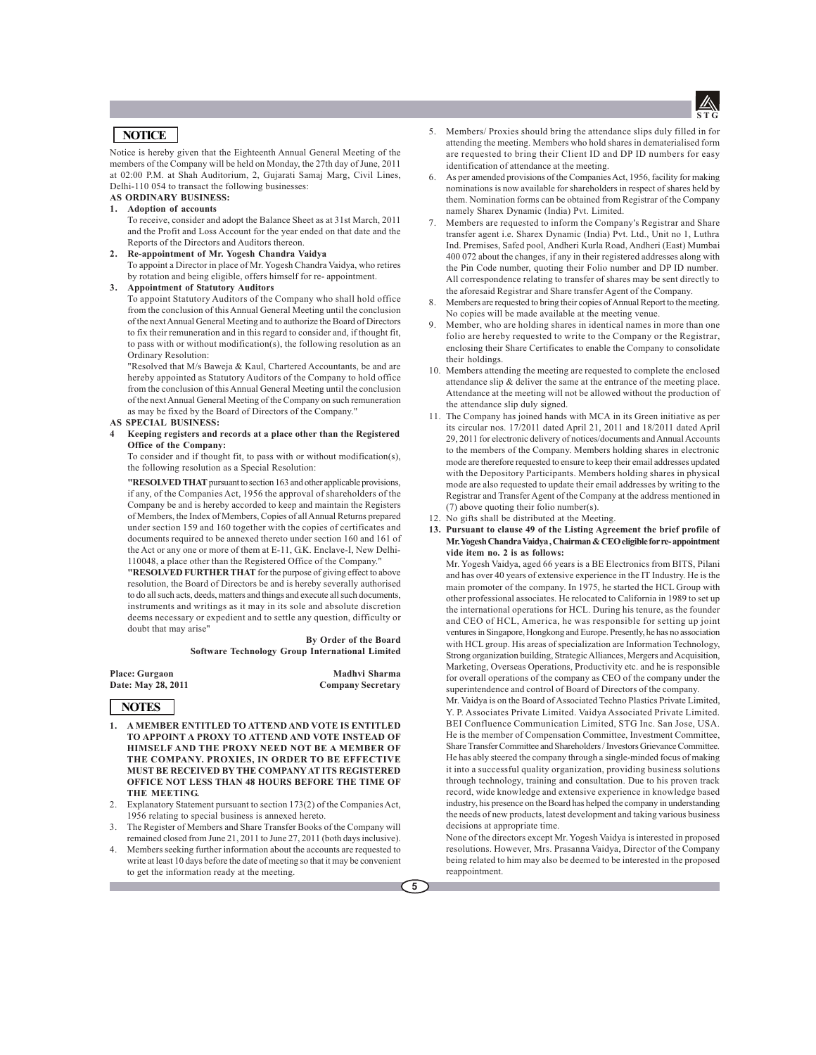## NOTICE

Notice is hereby given that the Eighteenth Annual General Meeting of the members of the Company will be held on Monday, the 27th day of June, 2011 at 02:00 P.M. at Shah Auditorium, 2, Gujarati Samaj Marg, Civil Lines, Delhi-110 054 to transact the following businesses:

**AS ORDINARY BUSINESS:**

1. **Adoption of accounts**

   To receive, consider and adopt the Balance Sheet as at 31st March, 2011 and the Profit and Loss Account for the year ended on that date and the Reports of the Directors and Auditors thereon.

2. **Re-appointment of Mr. Yogesh Chandra Vaidya**

   To appoint a Director in place of Mr. Yogesh Chandra Vaidya, who retires by rotation and being eligible, offers himself for re- appointment.

3. **Appointment of Statutory Auditors**

   To appoint Statutory Auditors of the Company who shall hold office from the conclusion of this Annual General Meeting until the conclusion of the next Annual General Meeting and to authorize the Board of Directors to fix their remuneration and in this regard to consider and, if thought fit, to pass with or without modification(s), the following resolution as an Ordinary Resolution:

   "Resolved that M/s Baweja & Kaul, Chartered Accountants, be and are hereby appointed as Statutory Auditors of the Company to hold office from the conclusion of this Annual General Meeting until the conclusion of the next Annual General Meeting of the Company on such remuneration as may be fixed by the Board of Directors of the Company."

**AS SPECIAL BUSINESS:**

4. **Keeping registers and records at a place other than the Registered Office of the Company:**

   To consider and if thought fit, to pass with or without modification(s), the following resolution as a Special Resolution:

   **"RESOLVED THAT** pursuant to section 163 and other applicable provisions, if any, of the Companies Act, 1956 the approval of shareholders of the Company be and is hereby accorded to keep and maintain the Registers of Members, the Index of Members, Copies of all Annual Returns prepared under section 159 and 160 together with the copies of certificates and documents required to be annexed thereto under section 160 and 161 of the Act or any one or more of them at E-11, G.K. Enclave-I, New Delhi-110048, a place other than the Registered Office of the Company."

   **"RESOLVED FURTHER THAT** for the purpose of giving effect to above resolution, the Board of Directors be and is hereby severally authorised to do all such acts, deeds, matters and things and execute all such documents, instruments and writings as it may in its sole and absolute discretion deems necessary or expedient and to settle any question, difficulty or doubt that may arise"

**By Order of the Board**
**Software Technology Group International Limited**

**Place: Gurgaon**
**Date: May 28, 2011**

**Madhvi Sharma**
**Company Secretary**

## NOTES

1. **A MEMBER ENTITLED TO ATTEND AND VOTE IS ENTITLED TO APPOINT A PROXY TO ATTEND AND VOTE INSTEAD OF HIMSELF AND THE PROXY NEED NOT BE A MEMBER OF THE COMPANY. PROXIES, IN ORDER TO BE EFFECTIVE MUST BE RECEIVED BY THE COMPANY AT ITS REGISTERED OFFICE NOT LESS THAN 48 HOURS BEFORE THE TIME OF THE MEETING.**
2. Explanatory Statement pursuant to section 173(2) of the Companies Act, 1956 relating to special business is annexed hereto.
3. The Register of Members and Share Transfer Books of the Company will remained closed from June 21, 2011 to June 27, 2011 (both days inclusive).
4. Members seeking further information about the accounts are requested to write at least 10 days before the date of meeting so that it may be convenient to get the information ready at the meeting.
5. Members/ Proxies should bring the attendance slips duly filled in for attending the meeting. Members who hold shares in dematerialised form are requested to bring their Client ID and DP ID numbers for easy identification of attendance at the meeting.
6. As per amended provisions of the Companies Act, 1956, facility for making nominations is now available for shareholders in respect of shares held by them. Nomination forms can be obtained from Registrar of the Company namely Sharex Dynamic (India) Pvt. Limited.
7. Members are requested to inform the Company's Registrar and Share transfer agent i.e. Sharex Dynamic (India) Pvt. Ltd., Unit no 1, Luthra Ind. Premises, Safed pool, Andheri Kurla Road, Andheri (East) Mumbai 400 072 about the changes, if any in their registered addresses along with the Pin Code number, quoting their Folio number and DP ID number. All correspondence relating to transfer of shares may be sent directly to the aforesaid Registrar and Share transfer Agent of the Company.
8. Members are requested to bring their copies of Annual Report to the meeting. No copies will be made available at the meeting venue.
9. Member, who are holding shares in identical names in more than one folio are hereby requested to write to the Company or the Registrar, enclosing their Share Certificates to enable the Company to consolidate their holdings.
10. Members attending the meeting are requested to complete the enclosed attendance slip & deliver the same at the entrance of the meeting place. Attendance at the meeting will not be allowed without the production of the attendance slip duly signed.
11. The Company has joined hands with MCA in its Green initiative as per its circular nos. 17/2011 dated April 21, 2011 and 18/2011 dated April 29, 2011 for electronic delivery of notices/documents and Annual Accounts to the members of the Company. Members holding shares in electronic mode are therefore requested to ensure to keep their email addresses updated with the Depository Participants. Members holding shares in physical mode are also requested to update their email addresses by writing to the Registrar and Transfer Agent of the Company at the address mentioned in (7) above quoting their folio number(s).
12. No gifts shall be distributed at the Meeting.
13. **Pursuant to clause 49 of the Listing Agreement the brief profile of Mr. Yogesh Chandra Vaidya, Chairman & CEO eligible for re- appointment vide item no. 2 is as follows:**

    Mr. Yogesh Vaidya, aged 66 years is a BE Electronics from BITS, Pilani and has over 40 years of extensive experience in the IT Industry. He is the main promoter of the company. In 1975, he started the HCL Group with other professional associates. He relocated to California in 1989 to set up the international operations for HCL. During his tenure, as the founder and CEO of HCL, America, he was responsible for setting up joint ventures in Singapore, Hongkong and Europe. Presently, he has no association with HCL group. His areas of specialization are Information Technology, Strong organization building, Strategic Alliances, Mergers and Acquisition, Marketing, Overseas Operations, Productivity etc. and he is responsible for overall operations of the company as CEO of the company under the superintendence and control of Board of Directors of the company.

    Mr. Vaidya is on the Board of Associated Techno Plastics Private Limited, Y. P. Associates Private Limited. Vaidya Associated Private Limited. BEI Confluence Communication Limited, STG Inc. San Jose, USA. He is the member of Compensation Committee, Investment Committee, Share Transfer Committee and Shareholders / Investors Grievance Committee. He has ably steered the company through a single-minded focus of making it into a successful quality organization, providing business solutions through technology, training and consultation. Due to his proven track record, wide knowledge and extensive experience in knowledge based industry, his presence on the Board has helped the company in understanding the needs of new products, latest development and taking various business decisions at appropriate time.

    None of the directors except Mr. Yogesh Vaidya is interested in proposed resolutions. However, Mrs. Prasanna Vaidya, Director of the Company being related to him may also be deemed to be interested in the proposed reappointment.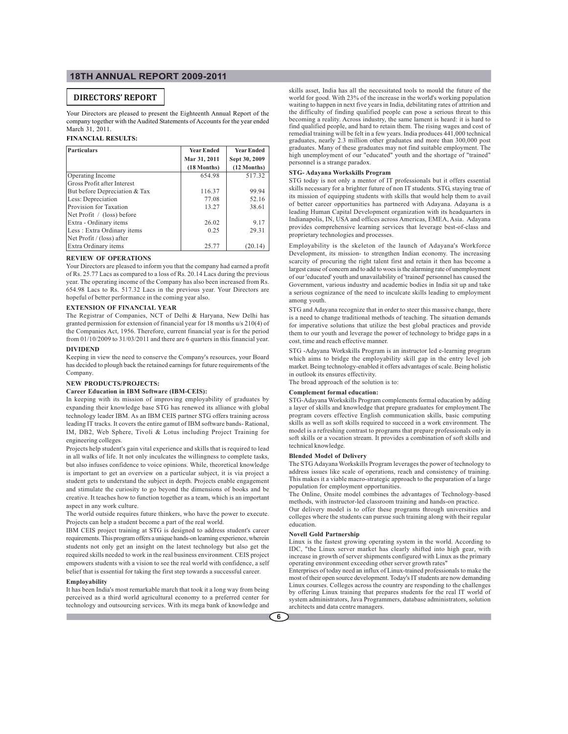## DIRECTORS' REPORT

Your Directors are pleased to present the Eighteenth Annual Report of the company together with the Audited Statements of Accounts for the year ended March 31, 2011.

**FINANCIAL RESULTS:**

| Particulars | Year Ended Mar 31, 2011 (18 Months) | Year Ended Sept 30, 2009 (12 Months) |
|---|---|---|
| Operating Income | 654.98 | 517.32 |
| Gross Profit after Interest But before Depreciation & Tax | 116.37 | 99.94 |
| Less: Depreciation | 77.08 | 52.16 |
| Provision for Taxation | 13.27 | 38.61 |
| Net Profit / (loss) before Extra - Ordinary items | 26.02 | 9.17 |
| Less : Extra Ordinary items | 0.25 | 29.31 |
| Net Profit / (loss) after Extra Ordinary items | 25.77 | (20.14) |

**REVIEW OF OPERATIONS**

Your Directors are pleased to inform you that the company had earned a profit of Rs. 25.77 Lacs as compared to a loss of Rs. 20.14 Lacs during the previous year. The operating income of the Company has also been increased from Rs. 654.98 Lacs to Rs. 517.32 Lacs in the previous year. Your Directors are hopeful of better performance in the coming year also.

**EXTENSION OF FINANCIAL YEAR**

The Registrar of Companies, NCT of Delhi & Haryana, New Delhi has granted permission for extension of financial year for 18 months u/s 210(4) of the Companies Act, 1956. Therefore, current financial year is for the period from 01/10/2009 to 31/03/2011 and there are 6 quarters in this financial year.

**DIVIDEND**

Keeping in view the need to conserve the Company's resources, your Board has decided to plough back the retained earnings for future requirements of the Company.

**NEW PRODUCTS/PROJECTS:**

**Career Education in IBM Software (IBM-CEIS):**

In keeping with its mission of improving employability of graduates by expanding their knowledge base STG has renewed its alliance with global technology leader IBM. As an IBM CEIS partner STG offers training across leading IT tracks. It covers the entire gamut of IBM software bands- Rational, IM, DB2, Web Sphere, Tivoli & Lotus including Project Training for engineering colleges.

Projects help student's gain vital experience and skills that is required to lead in all walks of life. It not only inculcates the willingness to complete tasks, but also infuses confidence to voice opinions. While, theoretical knowledge is important to get an overview on a particular subject, it is via project a student gets to understand the subject in depth. Projects enable engagement and stimulate the curiosity to go beyond the dimensions of books and be creative. It teaches how to function together as a team, which is an important aspect in any work culture.

The world outside requires future thinkers, who have the power to execute. Projects can help a student become a part of the real world.

IBM CEIS project training at STG is designed to address student's career requirements. This program offers a unique hands-on learning experience, wherein students not only get an insight on the latest technology but also get the required skills needed to work in the real business environment. CEIS project empowers students with a vision to see the real world with confidence, a self belief that is essential for taking the first step towards a successful career.

**Employability**

It has been India's most remarkable march that took it a long way from being perceived as a third world agricultural economy to a preferred center for technology and outsourcing services. With its mega bank of knowledge and skills asset, India has all the necessitated tools to mould the future of the world for good. With 23% of the increase in the world's working population waiting to happen in next five years in India, debilitating rates of attrition and the difficulty of finding qualified people can pose a serious threat to this becoming a reality. Across industry, the same lament is heard: it is hard to find qualified people, and hard to retain them. The rising wages and cost of remedial training will be felt in a few years. India produces 441,000 technical graduates, nearly 2.3 million other graduates and more than 300,000 post graduates. Many of these graduates may not find suitable employment. The high unemployment of our "educated" youth and the shortage of "trained" personnel is a strange paradox.

**STG- Adayana Workskills Program**

STG today is not only a mentor of IT professionals but it offers essential skills necessary for a brighter future of non IT students. STG, staying true of its mission of equipping students with skills that would help them to avail of better career opportunities has partnered with Adayana. Adayana is a leading Human Capital Development organization with its headquarters in Indianapolis, IN, USA and offices across Americas, EMEA, Asia. Adayana provides comprehensive learning services that leverage best-of-class and proprietary technologies and processes.

Employability is the skeleton of the launch of Adayana's Workforce Development, its mission- to strengthen Indian economy. The increasing scarcity of procuring the right talent first and retain it then has become a largest cause of concern and to add to woes is the alarming rate of unemployment of our 'educated' youth and unavailability of 'trained' personnel has caused the Government, various industry and academic bodies in India sit up and take a serious cognizance of the need to inculcate skills leading to employment among youth.

STG and Adayana recognize that in order to steer this massive change, there is a need to change traditional methods of teaching. The situation demands for imperative solutions that utilize the best global practices and provide them to our youth and leverage the power of technology to bridge gaps in a cost, time and reach effective manner.

STG -Adayana Workskills Program is an instructor led e-learning program which aims to bridge the employability skill gap in the entry level job market. Being technology-enabled it offers advantages of scale. Being holistic in outlook its ensures effectivity.

The broad approach of the solution is to:

**Complement formal education:**

STG-Adayana Workskills Program complements formal education by adding a layer of skills and knowledge that prepare graduates for employment.The program covers effective English communication skills, basic computing skills as well as soft skills required to succeed in a work environment. The model is a refreshing contrast to programs that prepare professionals only in soft skills or a vocation stream. It provides a combination of soft skills and technical knowledge.

**Blended Model of Delivery**

The STG Adayana Workskills Program leverages the power of technology to address issues like scale of operations, reach and consistency of training. This makes it a viable macro-strategic approach to the preparation of a large population for employment opportunities.

The Online, Onsite model combines the advantages of Technology-based methods, with instructor-led classroom training and hands-on practice.

Our delivery model is to offer these programs through universities and colleges where the students can pursue such training along with their regular education.

**Novell Gold Partnership**

Linux is the fastest growing operating system in the world. According to IDC, "the Linux server market has clearly shifted into high gear, with increase in growth of server shipments configured with Linux as the primary operating environment exceeding other server growth rates"

Enterprises of today need an influx of Linux-trained professionals to make the most of their open source development. Today's IT students are now demanding Linux courses. Colleges across the country are responding to the challenges by offering Linux training that prepares students for the real IT world of system administrators, Java Programmers, database administrators, solution architects and data centre managers.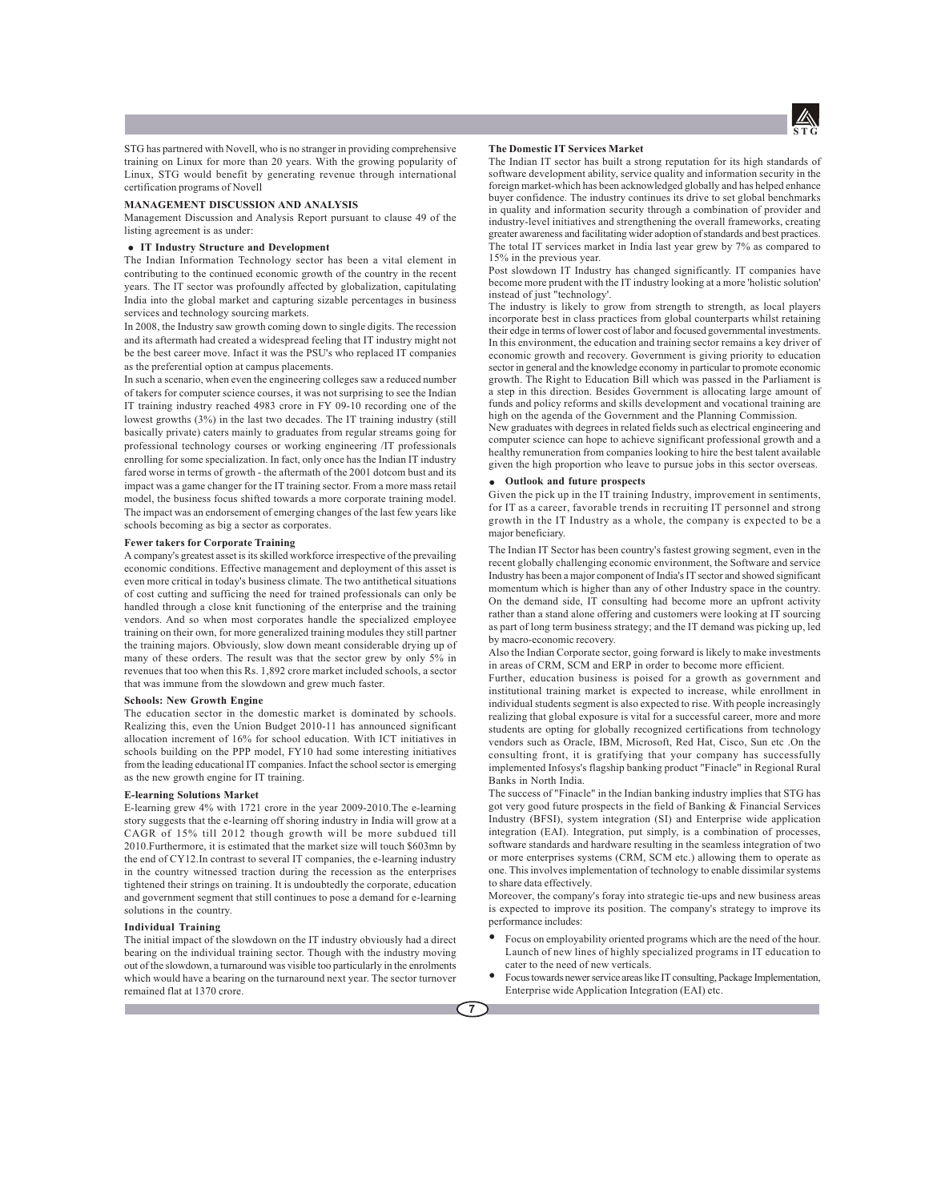STG has partnered with Novell, who is no stranger in providing comprehensive training on Linux for more than 20 years. With the growing popularity of Linux, STG would benefit by generating revenue through international certification programs of Novell

## MANAGEMENT DISCUSSION AND ANALYSIS

Management Discussion and Analysis Report pursuant to clause 49 of the listing agreement is as under:

- **IT Industry Structure and Development**

The Indian Information Technology sector has been a vital element in contributing to the continued economic growth of the country in the recent years. The IT sector was profoundly affected by globalization, capitulating India into the global market and capturing sizable percentages in business services and technology sourcing markets.

In 2008, the Industry saw growth coming down to single digits. The recession and its aftermath had created a widespread feeling that IT industry might not be the best career move. Infact it was the PSU's who replaced IT companies as the preferential option at campus placements.

In such a scenario, when even the engineering colleges saw a reduced number of takers for computer science courses, it was not surprising to see the Indian IT training industry reached 4983 crore in FY 09-10 recording one of the lowest growths (3%) in the last two decades. The IT training industry (still basically private) caters mainly to graduates from regular streams going for professional technology courses or working engineering /IT professionals enrolling for some specialization. In fact, only once has the Indian IT industry fared worse in terms of growth - the aftermath of the 2001 dotcom bust and its impact was a game changer for the IT training sector. From a more mass retail model, the business focus shifted towards a more corporate training model. The impact was an endorsement of emerging changes of the last few years like schools becoming as big a sector as corporates.

### Fewer takers for Corporate Training

A company's greatest asset is its skilled workforce irrespective of the prevailing economic conditions. Effective management and deployment of this asset is even more critical in today's business climate. The two antithetical situations of cost cutting and sufficing the need for trained professionals can only be handled through a close knit functioning of the enterprise and the training vendors. And so when most corporates handle the specialized employee training on their own, for more generalized training modules they still partner the training majors. Obviously, slow down meant considerable drying up of many of these orders. The result was that the sector grew by only 5% in revenues that too when this Rs. 1,892 crore market included schools, a sector that was immune from the slowdown and grew much faster.

### Schools: New Growth Engine

The education sector in the domestic market is dominated by schools. Realizing this, even the Union Budget 2010-11 has announced significant allocation increment of 16% for school education. With ICT initiatives in schools building on the PPP model, FY10 had some interesting initiatives from the leading educational IT companies. Infact the school sector is emerging as the new growth engine for IT training.

### E-learning Solutions Market

E-learning grew 4% with 1721 crore in the year 2009-2010.The e-learning story suggests that the e-learning off shoring industry in India will grow at a CAGR of 15% till 2012 though growth will be more subdued till 2010.Furthermore, it is estimated that the market size will touch $603mn by the end of CY12.In contrast to several IT companies, the e-learning industry in the country witnessed traction during the recession as the enterprises tightened their strings on training. It is undoubtedly the corporate, education and government segment that still continues to pose a demand for e-learning solutions in the country.

### Individual Training

The initial impact of the slowdown on the IT industry obviously had a direct bearing on the individual training sector. Though with the industry moving out of the slowdown, a turnaround was visible too particularly in the enrolments which would have a bearing on the turnaround next year. The sector turnover remained flat at 1370 crore.

### The Domestic IT Services Market

The Indian IT sector has built a strong reputation for its high standards of software development ability, service quality and information security in the foreign market-which has been acknowledged globally and has helped enhance buyer confidence. The industry continues its drive to set global benchmarks in quality and information security through a combination of provider and industry-level initiatives and strengthening the overall frameworks, creating greater awareness and facilitating wider adoption of standards and best practices. The total IT services market in India last year grew by 7% as compared to 15% in the previous year.

Post slowdown IT Industry has changed significantly. IT companies have become more prudent with the IT industry looking at a more 'holistic solution' instead of just "technology'.

The industry is likely to grow from strength to strength, as local players incorporate best in class practices from global counterparts whilst retaining their edge in terms of lower cost of labor and focused governmental investments. In this environment, the education and training sector remains a key driver of economic growth and recovery. Government is giving priority to education sector in general and the knowledge economy in particular to promote economic growth. The Right to Education Bill which was passed in the Parliament is a step in this direction. Besides Government is allocating large amount of funds and policy reforms and skills development and vocational training are high on the agenda of the Government and the Planning Commission.

New graduates with degrees in related fields such as electrical engineering and computer science can hope to achieve significant professional growth and a healthy remuneration from companies looking to hire the best talent available given the high proportion who leave to pursue jobs in this sector overseas.

- **Outlook and future prospects**

Given the pick up in the IT training Industry, improvement in sentiments, for IT as a career, favorable trends in recruiting IT personnel and strong growth in the IT Industry as a whole, the company is expected to be a major beneficiary.

The Indian IT Sector has been country's fastest growing segment, even in the recent globally challenging economic environment, the Software and service Industry has been a major component of India's IT sector and showed significant momentum which is higher than any of other Industry space in the country. On the demand side, IT consulting had become more an upfront activity rather than a stand alone offering and customers were looking at IT sourcing as part of long term business strategy; and the IT demand was picking up, led by macro-economic recovery.

Also the Indian Corporate sector, going forward is likely to make investments in areas of CRM, SCM and ERP in order to become more efficient.

Further, education business is poised for a growth as government and institutional training market is expected to increase, while enrollment in individual students segment is also expected to rise. With people increasingly realizing that global exposure is vital for a successful career, more and more students are opting for globally recognized certifications from technology vendors such as Oracle, IBM, Microsoft, Red Hat, Cisco, Sun etc .On the consulting front, it is gratifying that your company has successfully implemented Infosys's flagship banking product "Finacle" in Regional Rural Banks in North India.

The success of "Finacle" in the Indian banking industry implies that STG has got very good future prospects in the field of Banking & Financial Services Industry (BFSI), system integration (SI) and Enterprise wide application integration (EAI). Integration, put simply, is a combination of processes, software standards and hardware resulting in the seamless integration of two or more enterprises systems (CRM, SCM etc.) allowing them to operate as one. This involves implementation of technology to enable dissimilar systems to share data effectively.

Moreover, the company's foray into strategic tie-ups and new business areas is expected to improve its position. The company's strategy to improve its performance includes:

- Focus on employability oriented programs which are the need of the hour. Launch of new lines of highly specialized programs in IT education to cater to the need of new verticals.
- Focus towards newer service areas like IT consulting, Package Implementation, Enterprise wide Application Integration (EAI) etc.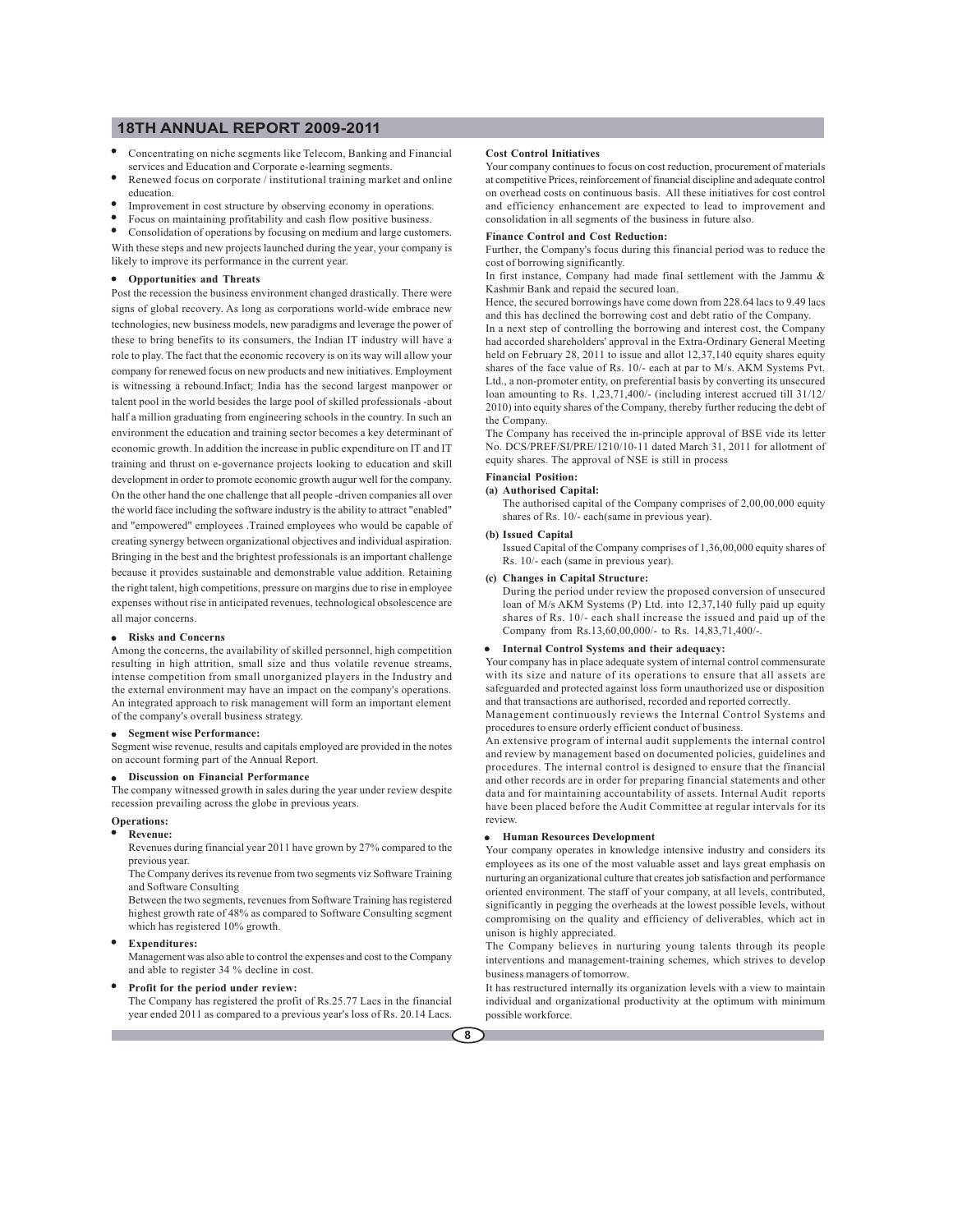- Concentrating on niche segments like Telecom, Banking and Financial services and Education and Corporate e-learning segments.
- Renewed focus on corporate / institutional training market and online education.
- Improvement in cost structure by observing economy in operations.
- Focus on maintaining profitability and cash flow positive business.
- Consolidation of operations by focusing on medium and large customers.

With these steps and new projects launched during the year, your company is likely to improve its performance in the current year.

- **Opportunities and Threats**

Post the recession the business environment changed drastically. There were signs of global recovery. As long as corporations world-wide embrace new technologies, new business models, new paradigms and leverage the power of these to bring benefits to its consumers, the Indian IT industry will have a role to play. The fact that the economic recovery is on its way will allow your company for renewed focus on new products and new initiatives. Employment is witnessing a rebound.Infact; India has the second largest manpower or talent pool in the world besides the large pool of skilled professionals -about half a million graduating from engineering schools in the country. In such an environment the education and training sector becomes a key determinant of economic growth. In addition the increase in public expenditure on IT and IT training and thrust on e-governance projects looking to education and skill development in order to promote economic growth augur well for the company. On the other hand the one challenge that all people -driven companies all over the world face including the software industry is the ability to attract "enabled" and "empowered" employees .Trained employees who would be capable of creating synergy between organizational objectives and individual aspiration. Bringing in the best and the brightest professionals is an important challenge because it provides sustainable and demonstrable value addition. Retaining the right talent, high competitions, pressure on margins due to rise in employee expenses without rise in anticipated revenues, technological obsolescence are all major concerns.

- **Risks and Concerns**

Among the concerns, the availability of skilled personnel, high competition resulting in high attrition, small size and thus volatile revenue streams, intense competition from small unorganized players in the Industry and the external environment may have an impact on the company's operations. An integrated approach to risk management will form an important element of the company's overall business strategy.

- **Segment wise Performance:**

Segment wise revenue, results and capitals employed are provided in the notes on account forming part of the Annual Report.

- **Discussion on Financial Performance**

The company witnessed growth in sales during the year under review despite recession prevailing across the globe in previous years.

**Operations:**

- **Revenue:**

  Revenues during financial year 2011 have grown by 27% compared to the previous year.

  The Company derives its revenue from two segments viz Software Training and Software Consulting

  Between the two segments, revenues from Software Training has registered highest growth rate of 48% as compared to Software Consulting segment which has registered 10% growth.

- **Expenditures:**

  Management was also able to control the expenses and cost to the Company and able to register 34 % decline in cost.

- **Profit for the period under review:**

  The Company has registered the profit of Rs.25.77 Lacs in the financial year ended 2011 as compared to a previous year's loss of Rs. 20.14 Lacs.

**Cost Control Initiatives**

Your company continues to focus on cost reduction, procurement of materials at competitive Prices, reinforcement of financial discipline and adequate control on overhead costs on continuous basis. All these initiatives for cost control and efficiency enhancement are expected to lead to improvement and consolidation in all segments of the business in future also.

**Finance Control and Cost Reduction:**

Further, the Company's focus during this financial period was to reduce the cost of borrowing significantly.

In first instance, Company had made final settlement with the Jammu & Kashmir Bank and repaid the secured loan.

Hence, the secured borrowings have come down from 228.64 lacs to 9.49 lacs and this has declined the borrowing cost and debt ratio of the Company.

In a next step of controlling the borrowing and interest cost, the Company had accorded shareholders' approval in the Extra-Ordinary General Meeting held on February 28, 2011 to issue and allot 12,37,140 equity shares equity shares of the face value of Rs. 10/- each at par to M/s. AKM Systems Pvt. Ltd., a non-promoter entity, on preferential basis by converting its unsecured loan amounting to Rs. 1,23,71,400/- (including interest accrued till 31/12/2010) into equity shares of the Company, thereby further reducing the debt of the Company.

The Company has received the in-principle approval of BSE vide its letter No. DCS/PREF/SI/PRE/1210/10-11 dated March 31, 2011 for allotment of equity shares. The approval of NSE is still in process

**Financial Position:**

**(a) Authorised Capital:**

The authorised capital of the Company comprises of 2,00,00,000 equity shares of Rs. 10/- each(same in previous year).

**(b) Issued Capital**

Issued Capital of the Company comprises of 1,36,00,000 equity shares of Rs. 10/- each (same in previous year).

**(c) Changes in Capital Structure:**

During the period under review the proposed conversion of unsecured loan of M/s AKM Systems (P) Ltd. into 12,37,140 fully paid up equity shares of Rs. 10/- each shall increase the issued and paid up of the Company from Rs.13,60,00,000/- to Rs. 14,83,71,400/-.

- **Internal Control Systems and their adequacy:**

Your company has in place adequate system of internal control commensurate with its size and nature of its operations to ensure that all assets are safeguarded and protected against loss form unauthorized use or disposition and that transactions are authorised, recorded and reported correctly.

Management continuously reviews the Internal Control Systems and procedures to ensure orderly efficient conduct of business.

An extensive program of internal audit supplements the internal control and review by management based on documented policies, guidelines and procedures. The internal control is designed to ensure that the financial and other records are in order for preparing financial statements and other data and for maintaining accountability of assets. Internal Audit reports have been placed before the Audit Committee at regular intervals for its review.

- **Human Resources Development**

Your company operates in knowledge intensive industry and considers its employees as its one of the most valuable asset and lays great emphasis on nurturing an organizational culture that creates job satisfaction and performance oriented environment. The staff of your company, at all levels, contributed, significantly in pegging the overheads at the lowest possible levels, without compromising on the quality and efficiency of deliverables, which act in unison is highly appreciated.

The Company believes in nurturing young talents through its people interventions and management-training schemes, which strives to develop business managers of tomorrow.

It has restructured internally its organization levels with a view to maintain individual and organizational productivity at the optimum with minimum possible workforce.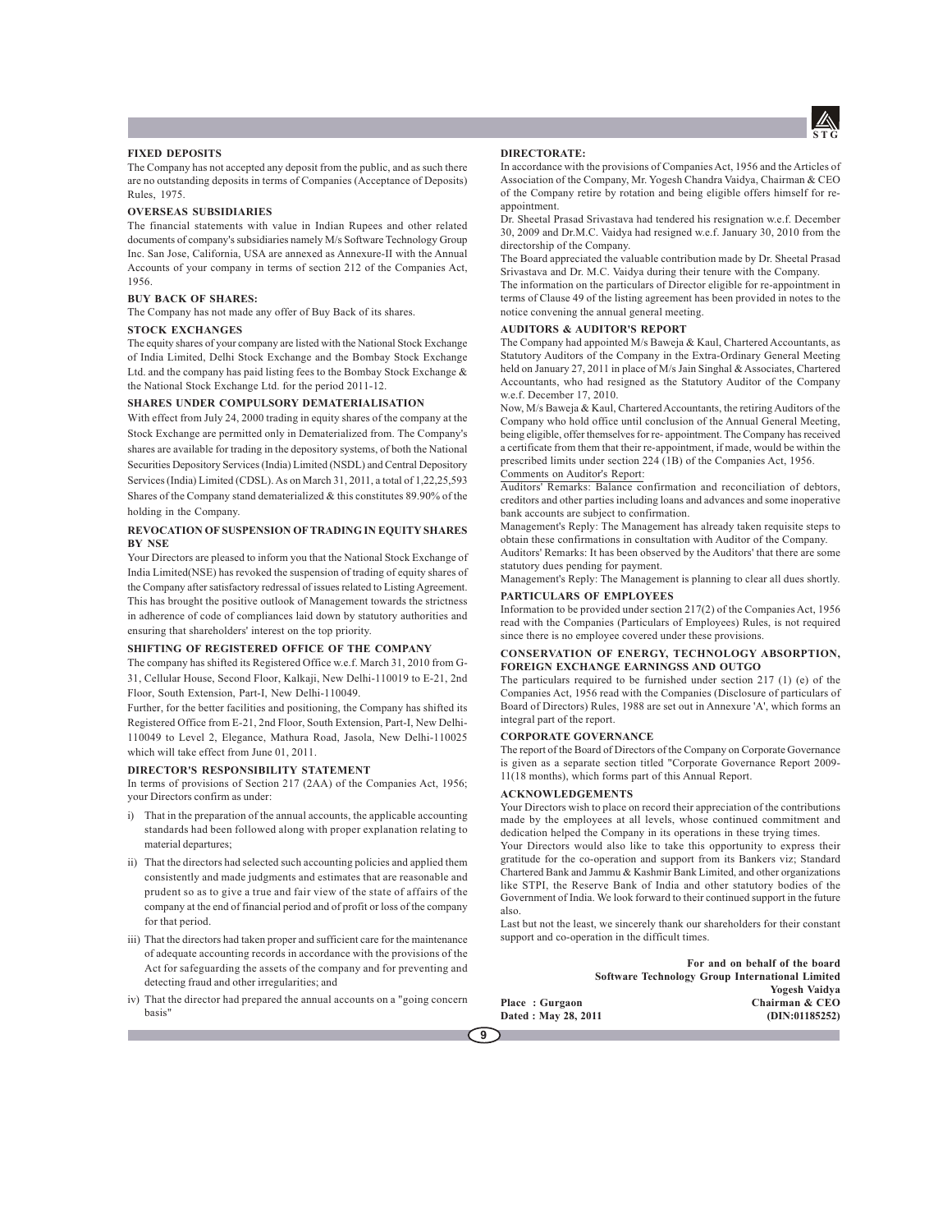## FIXED DEPOSITS

The Company has not accepted any deposit from the public, and as such there are no outstanding deposits in terms of Companies (Acceptance of Deposits) Rules, 1975.

## OVERSEAS SUBSIDIARIES

The financial statements with value in Indian Rupees and other related documents of company's subsidiaries namely M/s Software Technology Group Inc. San Jose, California, USA are annexed as Annexure-II with the Annual Accounts of your company in terms of section 212 of the Companies Act, 1956.

## BUY BACK OF SHARES:

The Company has not made any offer of Buy Back of its shares.

## STOCK EXCHANGES

The equity shares of your company are listed with the National Stock Exchange of India Limited, Delhi Stock Exchange and the Bombay Stock Exchange Ltd. and the company has paid listing fees to the Bombay Stock Exchange & the National Stock Exchange Ltd. for the period 2011-12.

## SHARES UNDER COMPULSORY DEMATERIALISATION

With effect from July 24, 2000 trading in equity shares of the company at the Stock Exchange are permitted only in Dematerialized from. The Company's shares are available for trading in the depository systems, of both the National Securities Depository Services (India) Limited (NSDL) and Central Depository Services (India) Limited (CDSL). As on March 31, 2011, a total of 1,22,25,593 Shares of the Company stand dematerialized & this constitutes 89.90% of the holding in the Company.

## REVOCATION OF SUSPENSION OF TRADING IN EQUITY SHARES BY NSE

Your Directors are pleased to inform you that the National Stock Exchange of India Limited(NSE) has revoked the suspension of trading of equity shares of the Company after satisfactory redressal of issues related to Listing Agreement. This has brought the positive outlook of Management towards the strictness in adherence of code of compliances laid down by statutory authorities and ensuring that shareholders' interest on the top priority.

## SHIFTING OF REGISTERED OFFICE OF THE COMPANY

The company has shifted its Registered Office w.e.f. March 31, 2010 from G-31, Cellular House, Second Floor, Kalkaji, New Delhi-110019 to E-21, 2nd Floor, South Extension, Part-I, New Delhi-110049.

Further, for the better facilities and positioning, the Company has shifted its Registered Office from E-21, 2nd Floor, South Extension, Part-I, New Delhi-110049 to Level 2, Elegance, Mathura Road, Jasola, New Delhi-110025 which will take effect from June 01, 2011.

## DIRECTOR'S RESPONSIBILITY STATEMENT

In terms of provisions of Section 217 (2AA) of the Companies Act, 1956; your Directors confirm as under:

i) That in the preparation of the annual accounts, the applicable accounting standards had been followed along with proper explanation relating to material departures;

ii) That the directors had selected such accounting policies and applied them consistently and made judgments and estimates that are reasonable and prudent so as to give a true and fair view of the state of affairs of the company at the end of financial period and of profit or loss of the company for that period.

iii) That the directors had taken proper and sufficient care for the maintenance of adequate accounting records in accordance with the provisions of the Act for safeguarding the assets of the company and for preventing and detecting fraud and other irregularities; and

iv) That the director had prepared the annual accounts on a "going concern basis"

## DIRECTORATE:

In accordance with the provisions of Companies Act, 1956 and the Articles of Association of the Company, Mr. Yogesh Chandra Vaidya, Chairman & CEO of the Company retire by rotation and being eligible offers himself for re-appointment.

Dr. Sheetal Prasad Srivastava had tendered his resignation w.e.f. December 30, 2009 and Dr.M.C. Vaidya had resigned w.e.f. January 30, 2010 from the directorship of the Company.

The Board appreciated the valuable contribution made by Dr. Sheetal Prasad Srivastava and Dr. M.C. Vaidya during their tenure with the Company.

The information on the particulars of Director eligible for re-appointment in terms of Clause 49 of the listing agreement has been provided in notes to the notice convening the annual general meeting.

## AUDITORS & AUDITOR'S REPORT

The Company had appointed M/s Baweja & Kaul, Chartered Accountants, as Statutory Auditors of the Company in the Extra-Ordinary General Meeting held on January 27, 2011 in place of M/s Jain Singhal & Associates, Chartered Accountants, who had resigned as the Statutory Auditor of the Company w.e.f. December 17, 2010.

Now, M/s Baweja & Kaul, Chartered Accountants, the retiring Auditors of the Company who hold office until conclusion of the Annual General Meeting, being eligible, offer themselves for re- appointment. The Company has received a certificate from them that their re-appointment, if made, would be within the prescribed limits under section 224 (1B) of the Companies Act, 1956.

Comments on Auditor's Report:

Auditors' Remarks: Balance confirmation and reconciliation of debtors, creditors and other parties including loans and advances and some inoperative bank accounts are subject to confirmation.

Management's Reply: The Management has already taken requisite steps to obtain these confirmations in consultation with Auditor of the Company.

Auditors' Remarks: It has been observed by the Auditors' that there are some statutory dues pending for payment.

Management's Reply: The Management is planning to clear all dues shortly.

## PARTICULARS OF EMPLOYEES

Information to be provided under section 217(2) of the Companies Act, 1956 read with the Companies (Particulars of Employees) Rules, is not required since there is no employee covered under these provisions.

## CONSERVATION OF ENERGY, TECHNOLOGY ABSORPTION, FOREIGN EXCHANGE EARNINGSS AND OUTGO

The particulars required to be furnished under section 217 (1) (e) of the Companies Act, 1956 read with the Companies (Disclosure of particulars of Board of Directors) Rules, 1988 are set out in Annexure 'A', which forms an integral part of the report.

## CORPORATE GOVERNANCE

The report of the Board of Directors of the Company on Corporate Governance is given as a separate section titled "Corporate Governance Report 2009-11(18 months), which forms part of this Annual Report.

## ACKNOWLEDGEMENTS

Your Directors wish to place on record their appreciation of the contributions made by the employees at all levels, whose continued commitment and dedication helped the Company in its operations in these trying times.

Your Directors would also like to take this opportunity to express their gratitude for the co-operation and support from its Bankers viz; Standard Chartered Bank and Jammu & Kashmir Bank Limited, and other organizations like STPI, the Reserve Bank of India and other statutory bodies of the Government of India. We look forward to their continued support in the future also.

Last but not the least, we sincerely thank our shareholders for their constant support and co-operation in the difficult times.

**For and on behalf of the board**
**Software Technology Group International Limited**

**Yogesh Vaidya**
**Chairman & CEO**
**(DIN:01185252)**

**Place : Gurgaon**
**Dated : May 28, 2011**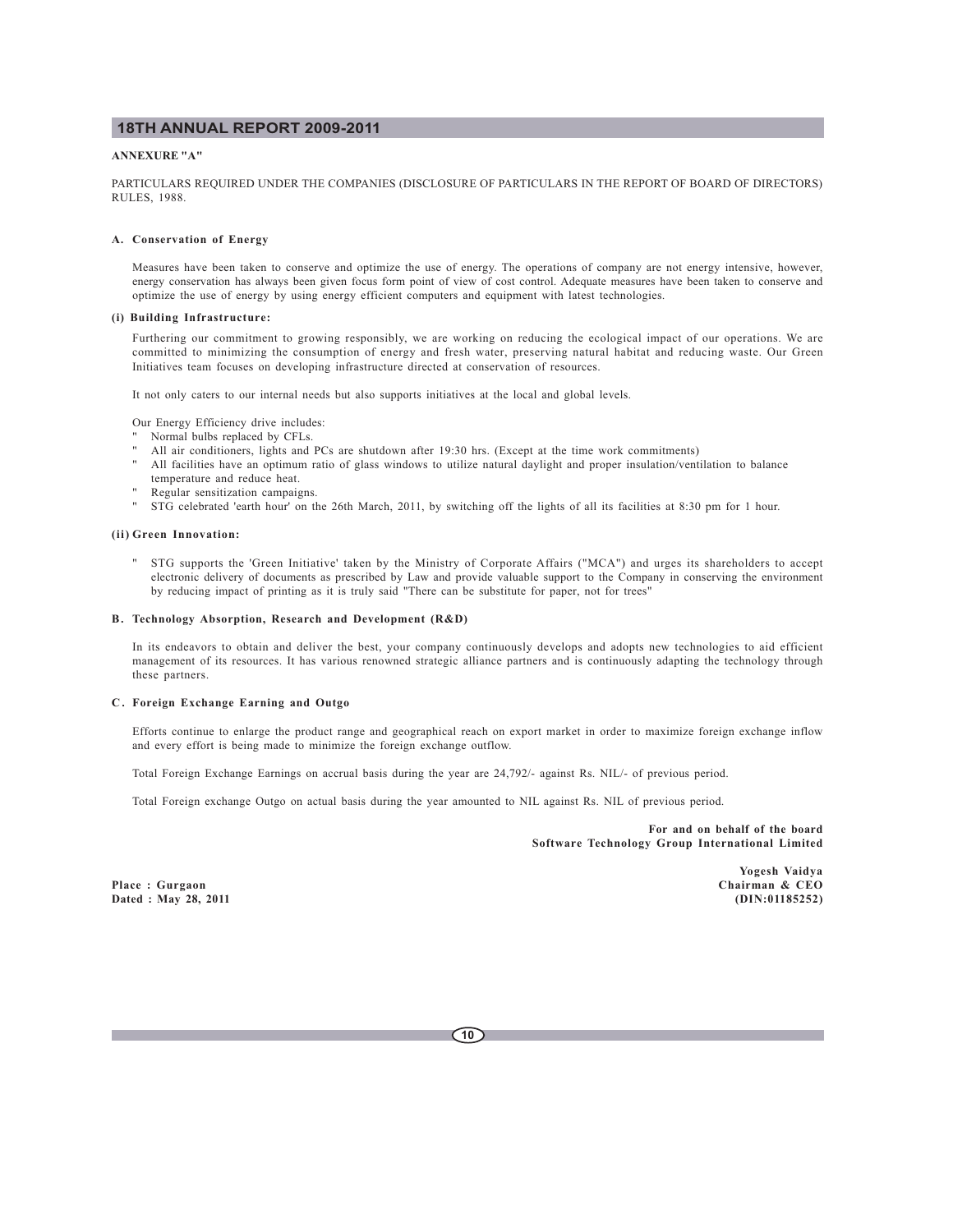**ANNEXURE "A"**

PARTICULARS REQUIRED UNDER THE COMPANIES (DISCLOSURE OF PARTICULARS IN THE REPORT OF BOARD OF DIRECTORS) RULES, 1988.

**A. Conservation of Energy**

Measures have been taken to conserve and optimize the use of energy. The operations of company are not energy intensive, however, energy conservation has always been given focus form point of view of cost control. Adequate measures have been taken to conserve and optimize the use of energy by using energy efficient computers and equipment with latest technologies.

**(i) Building Infrastructure:**

Furthering our commitment to growing responsibly, we are working on reducing the ecological impact of our operations. We are committed to minimizing the consumption of energy and fresh water, preserving natural habitat and reducing waste. Our Green Initiatives team focuses on developing infrastructure directed at conservation of resources.

It not only caters to our internal needs but also supports initiatives at the local and global levels.

Our Energy Efficiency drive includes:

- Normal bulbs replaced by CFLs.
- All air conditioners, lights and PCs are shutdown after 19:30 hrs. (Except at the time work commitments)
- All facilities have an optimum ratio of glass windows to utilize natural daylight and proper insulation/ventilation to balance temperature and reduce heat.
- Regular sensitization campaigns.
- STG celebrated 'earth hour' on the 26th March, 2011, by switching off the lights of all its facilities at 8:30 pm for 1 hour.

**(ii) Green Innovation:**

- STG supports the 'Green Initiative' taken by the Ministry of Corporate Affairs ("MCA") and urges its shareholders to accept electronic delivery of documents as prescribed by Law and provide valuable support to the Company in conserving the environment by reducing impact of printing as it is truly said "There can be substitute for paper, not for trees"

**B. Technology Absorption, Research and Development (R&D)**

In its endeavors to obtain and deliver the best, your company continuously develops and adopts new technologies to aid efficient management of its resources. It has various renowned strategic alliance partners and is continuously adapting the technology through these partners.

**C. Foreign Exchange Earning and Outgo**

Efforts continue to enlarge the product range and geographical reach on export market in order to maximize foreign exchange inflow and every effort is being made to minimize the foreign exchange outflow.

Total Foreign Exchange Earnings on accrual basis during the year are 24,792/- against Rs. NIL/- of previous period.

Total Foreign exchange Outgo on actual basis during the year amounted to NIL against Rs. NIL of previous period.

**For and on behalf of the board**
**Software Technology Group International Limited**

**Yogesh Vaidya**
**Chairman & CEO**
**(DIN:01185252)**

**Place : Gurgaon**
**Dated : May 28, 2011**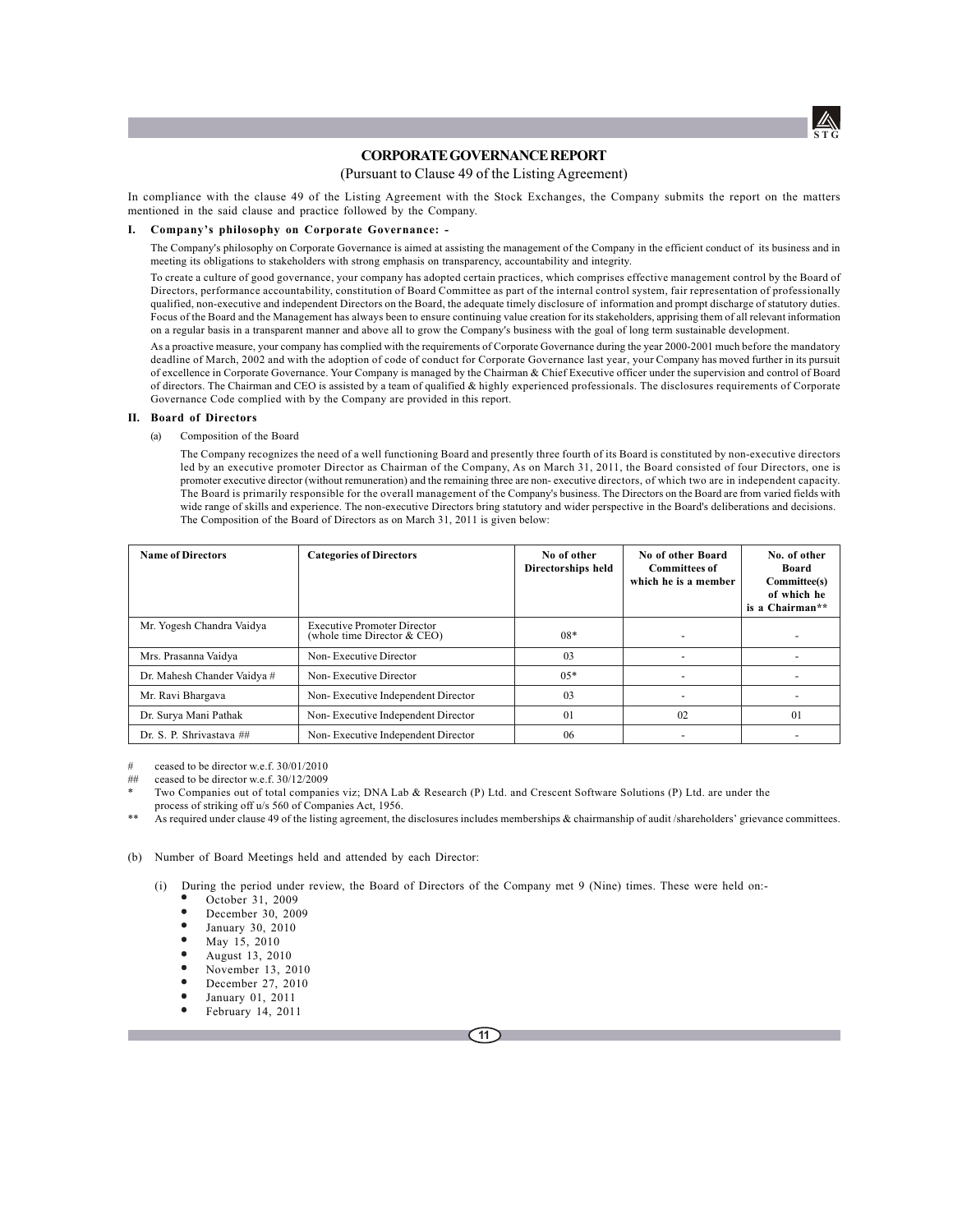# CORPORATE GOVERNANCE REPORT

(Pursuant to Clause 49 of the Listing Agreement)

In compliance with the clause 49 of the Listing Agreement with the Stock Exchanges, the Company submits the report on the matters mentioned in the said clause and practice followed by the Company.

## I. Company's philosophy on Corporate Governance: -

The Company's philosophy on Corporate Governance is aimed at assisting the management of the Company in the efficient conduct of its business and in meeting its obligations to stakeholders with strong emphasis on transparency, accountability and integrity.

To create a culture of good governance, your company has adopted certain practices, which comprises effective management control by the Board of Directors, performance accountability, constitution of Board Committee as part of the internal control system, fair representation of professionally qualified, non-executive and independent Directors on the Board, the adequate timely disclosure of information and prompt discharge of statutory duties. Focus of the Board and the Management has always been to ensure continuing value creation for its stakeholders, apprising them of all relevant information on a regular basis in a transparent manner and above all to grow the Company's business with the goal of long term sustainable development.

As a proactive measure, your company has complied with the requirements of Corporate Governance during the year 2000-2001 much before the mandatory deadline of March, 2002 and with the adoption of code of conduct for Corporate Governance last year, your Company has moved further in its pursuit of excellence in Corporate Governance. Your Company is managed by the Chairman & Chief Executive officer under the supervision and control of Board of directors. The Chairman and CEO is assisted by a team of qualified & highly experienced professionals. The disclosures requirements of Corporate Governance Code complied with by the Company are provided in this report.

## II. Board of Directors

(a) Composition of the Board

The Company recognizes the need of a well functioning Board and presently three fourth of its Board is constituted by non-executive directors led by an executive promoter Director as Chairman of the Company, As on March 31, 2011, the Board consisted of four Directors, one is promoter executive director (without remuneration) and the remaining three are non- executive directors, of which two are in independent capacity. The Board is primarily responsible for the overall management of the Company's business. The Directors on the Board are from varied fields with wide range of skills and experience. The non-executive Directors bring statutory and wider perspective in the Board's deliberations and decisions. The Composition of the Board of Directors as on March 31, 2011 is given below:

| Name of Directors | Categories of Directors | No of other Directorships held | No of other Board Committees of which he is a member | No. of other Board Committee(s) of which he is a Chairman** |
|---|---|---|---|---|
| Mr. Yogesh Chandra Vaidya | Executive Promoter Director (whole time Director & CEO) | 08* | - | - |
| Mrs. Prasanna Vaidya | Non- Executive Director | 03 | - | - |
| Dr. Mahesh Chander Vaidya # | Non- Executive Director | 05* | - | - |
| Mr. Ravi Bhargava | Non- Executive Independent Director | 03 | - | - |
| Dr. Surya Mani Pathak | Non- Executive Independent Director | 01 | 02 | 01 |
| Dr. S. P. Shrivastava ## | Non- Executive Independent Director | 06 | - | - |

\# ceased to be director w.e.f. 30/01/2010

\## ceased to be director w.e.f. 30/12/2009

\* Two Companies out of total companies viz; DNA Lab & Research (P) Ltd. and Crescent Software Solutions (P) Ltd. are under the process of striking off u/s 560 of Companies Act, 1956.

\** As required under clause 49 of the listing agreement, the disclosures includes memberships & chairmanship of audit /shareholders' grievance committees.

(b) Number of Board Meetings held and attended by each Director:

(i) During the period under review, the Board of Directors of the Company met 9 (Nine) times. These were held on:-

- October 31, 2009
- December 30, 2009
- January 30, 2010
- May 15, 2010
- August 13, 2010
- November 13, 2010
- December 27, 2010
- January 01, 2011
- February 14, 2011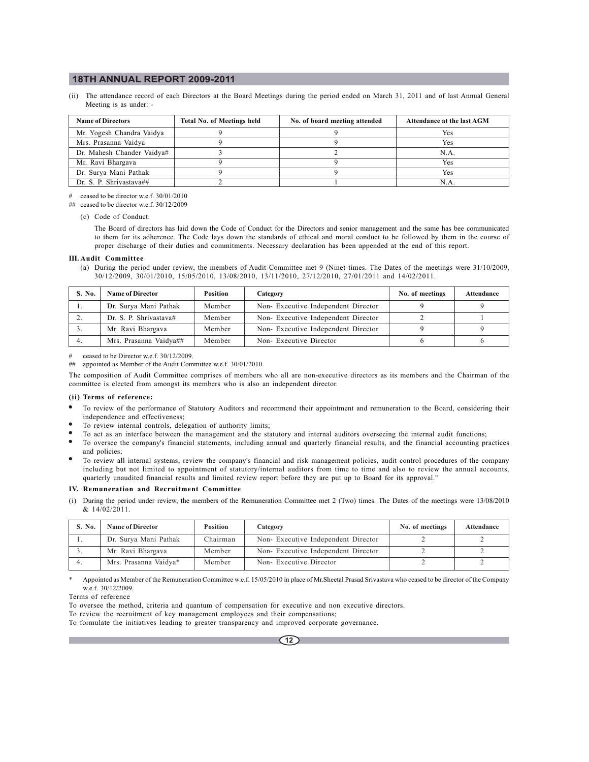(ii) The attendance record of each Directors at the Board Meetings during the period ended on March 31, 2011 and of last Annual General Meeting is as under: -

| Name of Directors | Total No. of Meetings held | No. of board meeting attended | Attendance at the last AGM |
|---|---|---|---|
| Mr. Yogesh Chandra Vaidya | 9 | 9 | Yes |
| Mrs. Prasanna Vaidya | 9 | 9 | Yes |
| Dr. Mahesh Chander Vaidya# | 3 | 2 | N.A. |
| Mr. Ravi Bhargava | 9 | 9 | Yes |
| Dr. Surya Mani Pathak | 9 | 9 | Yes |
| Dr. S. P. Shrivastava## | 2 | 1 | N.A. |

\# ceased to be director w.e.f. 30/01/2010

\## ceased to be director w.e.f. 30/12/2009

(c) Code of Conduct:

The Board of directors has laid down the Code of Conduct for the Directors and senior management and the same has bee communicated to them for its adherence. The Code lays down the standards of ethical and moral conduct to be followed by them in the course of proper discharge of their duties and commitments. Necessary declaration has been appended at the end of this report.

### III. Audit Committee

(a) During the period under review, the members of Audit Committee met 9 (Nine) times. The Dates of the meetings were 31/10/2009, 30/12/2009, 30/01/2010, 15/05/2010, 13/08/2010, 13/11/2010, 27/12/2010, 27/01/2011 and 14/02/2011.

| S. No. | Name of Director | Position | Category | No. of meetings | Attendance |
|---|---|---|---|---|---|
| 1. | Dr. Surya Mani Pathak | Member | Non- Executive Independent Director | 9 | 9 |
| 2. | Dr. S. P. Shrivastava# | Member | Non- Executive Independent Director | 2 | 1 |
| 3. | Mr. Ravi Bhargava | Member | Non- Executive Independent Director | 9 | 9 |
| 4. | Mrs. Prasanna Vaidya## | Member | Non- Executive Director | 6 | 6 |

\# ceased to be Director w.e.f. 30/12/2009.

\## appointed as Member of the Audit Committee w.e.f. 30/01/2010.

The composition of Audit Committee comprises of members who all are non-executive directors as its members and the Chairman of the committee is elected from amongst its members who is also an independent director.

**(ii) Terms of reference:**

- To review of the performance of Statutory Auditors and recommend their appointment and remuneration to the Board, considering their independence and effectiveness;
- To review internal controls, delegation of authority limits;
- To act as an interface between the management and the statutory and internal auditors overseeing the internal audit functions;
- To oversee the company's financial statements, including annual and quarterly financial results, and the financial accounting practices and policies;
- To review all internal systems, review the company's financial and risk management policies, audit control procedures of the company including but not limited to appointment of statutory/internal auditors from time to time and also to review the annual accounts, quarterly unaudited financial results and limited review report before they are put up to Board for its approval."

### IV. Remuneration and Recruitment Committee

(i) During the period under review, the members of the Remuneration Committee met 2 (Two) times. The Dates of the meetings were 13/08/2010 & 14/02/2011.

| S. No. | Name of Director | Position | Category | No. of meetings | Attendance |
|---|---|---|---|---|---|
| 1. | Dr. Surya Mani Pathak | Chairman | Non- Executive Independent Director | 2 | 2 |
| 3. | Mr. Ravi Bhargava | Member | Non- Executive Independent Director | 2 | 2 |
| 4. | Mrs. Prasanna Vaidya* | Member | Non- Executive Director | 2 | 2 |

\* Appointed as Member of the Remuneration Committee w.e.f. 15/05/2010 in place of Mr.Sheetal Prasad Srivastava who ceased to be director of the Company w.e.f. 30/12/2009.

Terms of reference

To oversee the method, criteria and quantum of compensation for executive and non executive directors.

To review the recruitment of key management employees and their compensations;

To formulate the initiatives leading to greater transparency and improved corporate governance.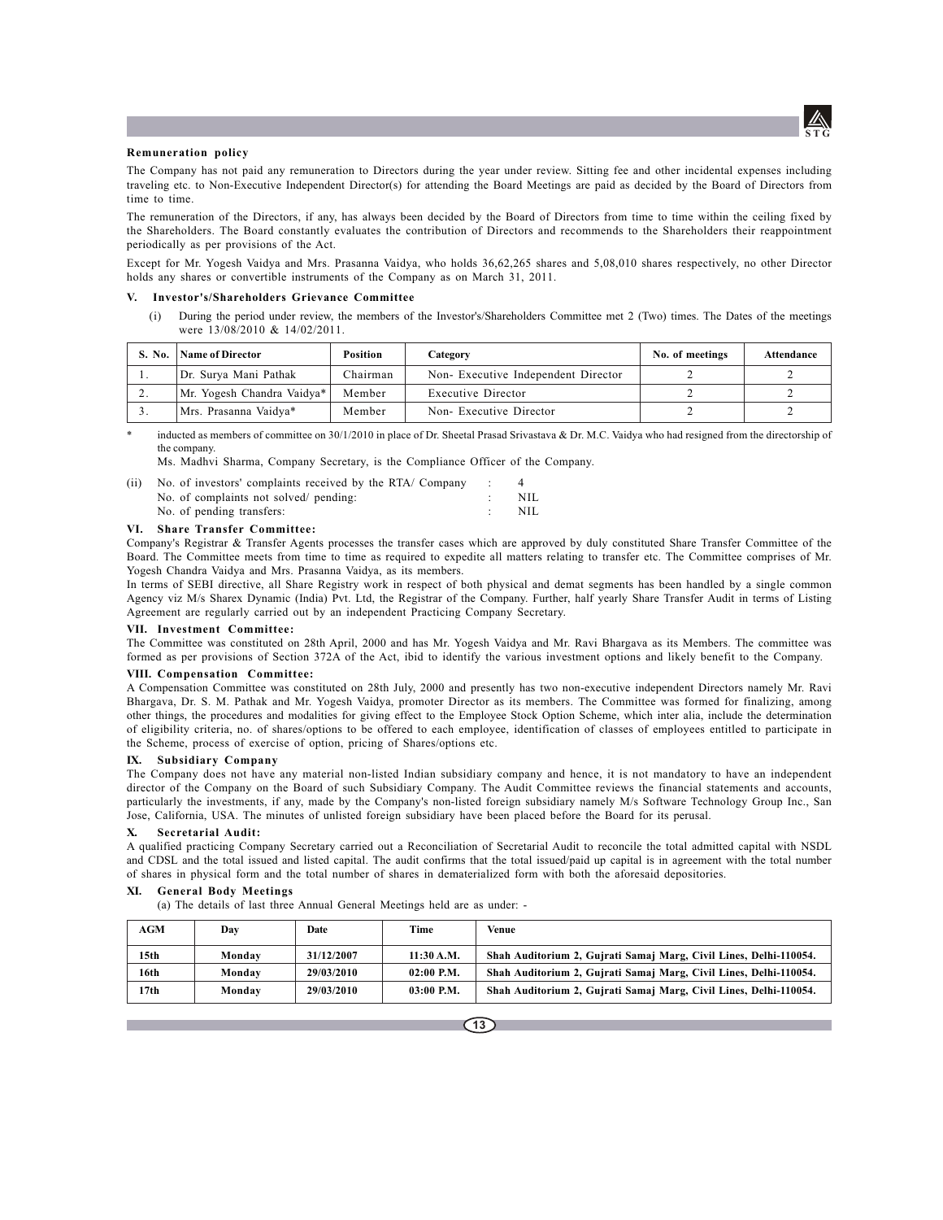**Remuneration policy**

The Company has not paid any remuneration to Directors during the year under review. Sitting fee and other incidental expenses including traveling etc. to Non-Executive Independent Director(s) for attending the Board Meetings are paid as decided by the Board of Directors from time to time.

The remuneration of the Directors, if any, has always been decided by the Board of Directors from time to time within the ceiling fixed by the Shareholders. The Board constantly evaluates the contribution of Directors and recommends to the Shareholders their reappointment periodically as per provisions of the Act.

Except for Mr. Yogesh Vaidya and Mrs. Prasanna Vaidya, who holds 36,62,265 shares and 5,08,010 shares respectively, no other Director holds any shares or convertible instruments of the Company as on March 31, 2011.

### V. Investor's/Shareholders Grievance Committee

(i) During the period under review, the members of the Investor's/Shareholders Committee met 2 (Two) times. The Dates of the meetings were 13/08/2010 & 14/02/2011.

| S. No. | Name of Director | Position | Category | No. of meetings | Attendance |
|---|---|---|---|---|---|
| 1. | Dr. Surya Mani Pathak | Chairman | Non- Executive Independent Director | 2 | 2 |
| 2. | Mr. Yogesh Chandra Vaidya* | Member | Executive Director | 2 | 2 |
| 3. | Mrs. Prasanna Vaidya* | Member | Non- Executive Director | 2 | 2 |

\* inducted as members of committee on 30/1/2010 in place of Dr. Sheetal Prasad Srivastava & Dr. M.C. Vaidya who had resigned from the directorship of the company.

Ms. Madhvi Sharma, Company Secretary, is the Compliance Officer of the Company.

(ii) No. of investors' complaints received by the RTA/ Company : 4
No. of complaints not solved/ pending: : NIL
No. of pending transfers: : NIL

### VI. Share Transfer Committee:

Company's Registrar & Transfer Agents processes the transfer cases which are approved by duly constituted Share Transfer Committee of the Board. The Committee meets from time to time as required to expedite all matters relating to transfer etc. The Committee comprises of Mr. Yogesh Chandra Vaidya and Mrs. Prasanna Vaidya, as its members.

In terms of SEBI directive, all Share Registry work in respect of both physical and demat segments has been handled by a single common Agency viz M/s Sharex Dynamic (India) Pvt. Ltd, the Registrar of the Company. Further, half yearly Share Transfer Audit in terms of Listing Agreement are regularly carried out by an independent Practicing Company Secretary.

### VII. Investment Committee:

The Committee was constituted on 28th April, 2000 and has Mr. Yogesh Vaidya and Mr. Ravi Bhargava as its Members. The committee was formed as per provisions of Section 372A of the Act, ibid to identify the various investment options and likely benefit to the Company.

### VIII. Compensation Committee:

A Compensation Committee was constituted on 28th July, 2000 and presently has two non-executive independent Directors namely Mr. Ravi Bhargava, Dr. S. M. Pathak and Mr. Yogesh Vaidya, promoter Director as its members. The Committee was formed for finalizing, among other things, the procedures and modalities for giving effect to the Employee Stock Option Scheme, which inter alia, include the determination of eligibility criteria, no. of shares/options to be offered to each employee, identification of classes of employees entitled to participate in the Scheme, process of exercise of option, pricing of Shares/options etc.

### IX. Subsidiary Company

The Company does not have any material non-listed Indian subsidiary company and hence, it is not mandatory to have an independent director of the Company on the Board of such Subsidiary Company. The Audit Committee reviews the financial statements and accounts, particularly the investments, if any, made by the Company's non-listed foreign subsidiary namely M/s Software Technology Group Inc., San Jose, California, USA. The minutes of unlisted foreign subsidiary have been placed before the Board for its perusal.

### X. Secretarial Audit:

A qualified practicing Company Secretary carried out a Reconciliation of Secretarial Audit to reconcile the total admitted capital with NSDL and CDSL and the total issued and listed capital. The audit confirms that the total issued/paid up capital is in agreement with the total number of shares in physical form and the total number of shares in dematerialized form with both the aforesaid depositories.

### XI. General Body Meetings

(a) The details of last three Annual General Meetings held are as under: -

| AGM | Day | Date | Time | Venue |
|---|---|---|---|---|
| 15th | Monday | 31/12/2007 | 11:30 A.M. | Shah Auditorium 2, Gujrati Samaj Marg, Civil Lines, Delhi-110054. |
| 16th | Monday | 29/03/2010 | 02:00 P.M. | Shah Auditorium 2, Gujrati Samaj Marg, Civil Lines, Delhi-110054. |
| 17th | Monday | 29/03/2010 | 03:00 P.M. | Shah Auditorium 2, Gujrati Samaj Marg, Civil Lines, Delhi-110054. |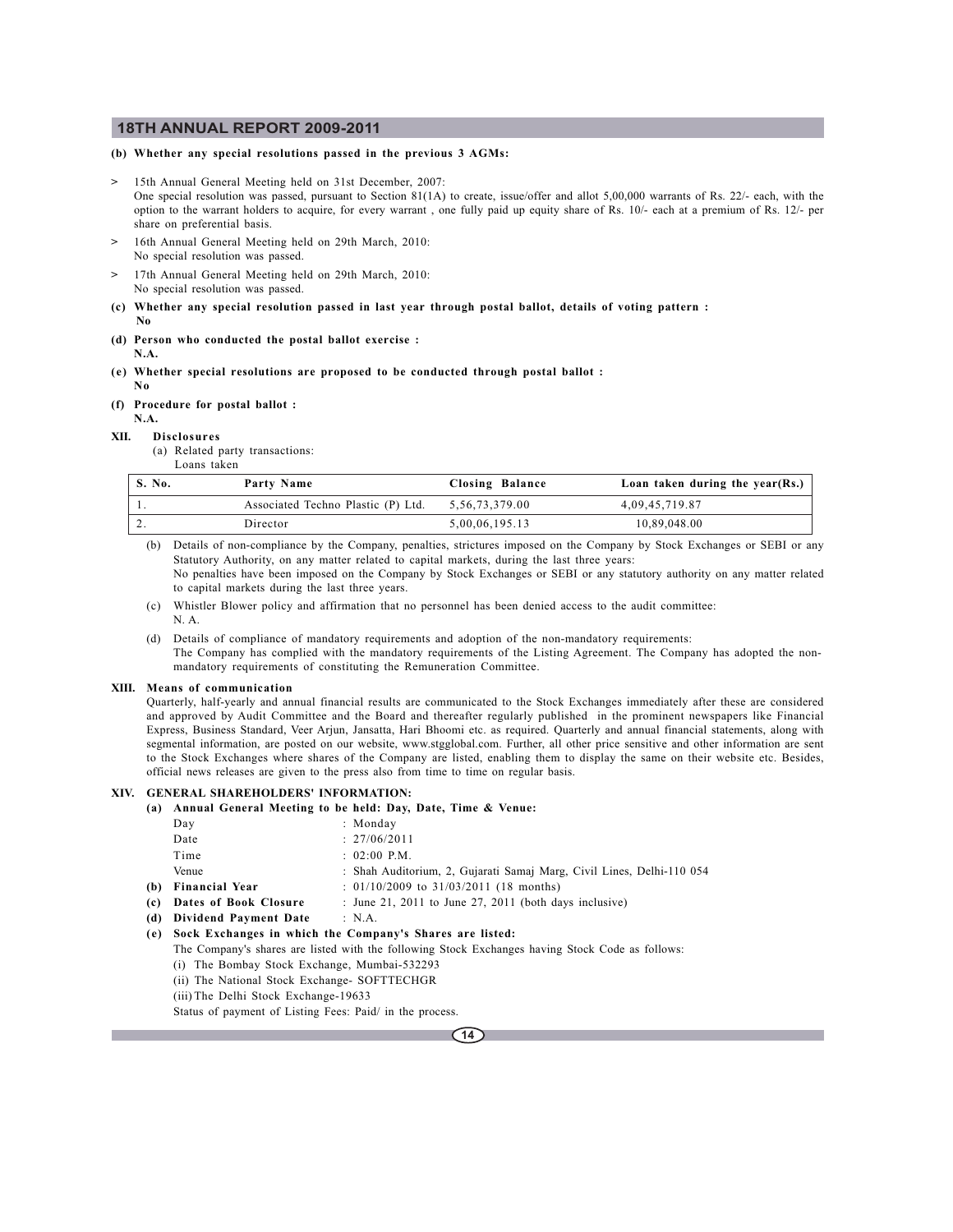**(b) Whether any special resolutions passed in the previous 3 AGMs:**

> 15th Annual General Meeting held on 31st December, 2007:
> One special resolution was passed, pursuant to Section 81(1A) to create, issue/offer and allot 5,00,000 warrants of Rs. 22/- each, with the option to the warrant holders to acquire, for every warrant , one fully paid up equity share of Rs. 10/- each at a premium of Rs. 12/- per share on preferential basis.

> 16th Annual General Meeting held on 29th March, 2010:
> No special resolution was passed.

> 17th Annual General Meeting held on 29th March, 2010:
> No special resolution was passed.

**(c) Whether any special resolution passed in last year through postal ballot, details of voting pattern :**
**No**

**(d) Person who conducted the postal ballot exercise :**
**N.A.**

**(e) Whether special resolutions are proposed to be conducted through postal ballot :**
**No**

**(f) Procedure for postal ballot :**
**N.A.**

**XII. Disclosures**

(a) Related party transactions:
Loans taken

| S. No. | Party Name | Closing Balance | Loan taken during the year(Rs.) |
|---|---|---|---|
| 1. | Associated Techno Plastic (P) Ltd. | 5,56,73,379.00 | 4,09,45,719.87 |
| 2. | Director | 5,00,06,195.13 | 10,89,048.00 |

(b) Details of non-compliance by the Company, penalties, strictures imposed on the Company by Stock Exchanges or SEBI or any Statutory Authority, on any matter related to capital markets, during the last three years:
No penalties have been imposed on the Company by Stock Exchanges or SEBI or any statutory authority on any matter related to capital markets during the last three years.

(c) Whistler Blower policy and affirmation that no personnel has been denied access to the audit committee:
N. A.

(d) Details of compliance of mandatory requirements and adoption of the non-mandatory requirements:
The Company has complied with the mandatory requirements of the Listing Agreement. The Company has adopted the non-mandatory requirements of constituting the Remuneration Committee.

**XIII. Means of communication**

Quarterly, half-yearly and annual financial results are communicated to the Stock Exchanges immediately after these are considered and approved by Audit Committee and the Board and thereafter regularly published in the prominent newspapers like Financial Express, Business Standard, Veer Arjun, Jansatta, Hari Bhoomi etc. as required. Quarterly and annual financial statements, along with segmental information, are posted on our website, www.stgglobal.com. Further, all other price sensitive and other information are sent to the Stock Exchanges where shares of the Company are listed, enabling them to display the same on their website etc. Besides, official news releases are given to the press also from time to time on regular basis.

**XIV. GENERAL SHAREHOLDERS' INFORMATION:**

**(a) Annual General Meeting to be held: Day, Date, Time & Venue:**

Day : Monday
Date : 27/06/2011
Time : 02:00 P.M.
Venue : Shah Auditorium, 2, Gujarati Samaj Marg, Civil Lines, Delhi-110 054

**(b) Financial Year** : 01/10/2009 to 31/03/2011 (18 months)

**(c) Dates of Book Closure** : June 21, 2011 to June 27, 2011 (both days inclusive)

**(d) Dividend Payment Date** : N.A.

**(e) Sock Exchanges in which the Company's Shares are listed:**

The Company's shares are listed with the following Stock Exchanges having Stock Code as follows:

(i) The Bombay Stock Exchange, Mumbai-532293
(ii) The National Stock Exchange- SOFTTECHGR
(iii) The Delhi Stock Exchange-19633

Status of payment of Listing Fees: Paid/ in the process.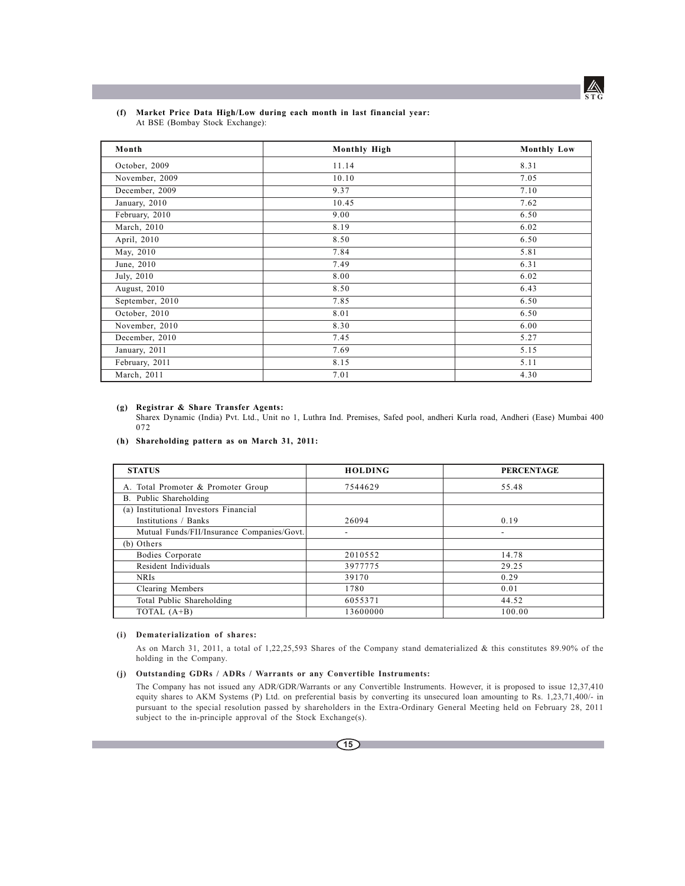**(f) Market Price Data High/Low during each month in last financial year:**
At BSE (Bombay Stock Exchange):

| Month | Monthly High | Monthly Low |
|---|---|---|
| October, 2009 | 11.14 | 8.31 |
| November, 2009 | 10.10 | 7.05 |
| December, 2009 | 9.37 | 7.10 |
| January, 2010 | 10.45 | 7.62 |
| February, 2010 | 9.00 | 6.50 |
| March, 2010 | 8.19 | 6.02 |
| April, 2010 | 8.50 | 6.50 |
| May, 2010 | 7.84 | 5.81 |
| June, 2010 | 7.49 | 6.31 |
| July, 2010 | 8.00 | 6.02 |
| August, 2010 | 8.50 | 6.43 |
| September, 2010 | 7.85 | 6.50 |
| October, 2010 | 8.01 | 6.50 |
| November, 2010 | 8.30 | 6.00 |
| December, 2010 | 7.45 | 5.27 |
| January, 2011 | 7.69 | 5.15 |
| February, 2011 | 8.15 | 5.11 |
| March, 2011 | 7.01 | 4.30 |

**(g) Registrar & Share Transfer Agents:**
Sharex Dynamic (India) Pvt. Ltd., Unit no 1, Luthra Ind. Premises, Safed pool, andheri Kurla road, Andheri (Ease) Mumbai 400 072

**(h) Shareholding pattern as on March 31, 2011:**

| STATUS | HOLDING | PERCENTAGE |
|---|---|---|
| A. Total Promoter & Promoter Group | 7544629 | 55.48 |
| B. Public Shareholding | | |
| (a) Institutional Investors Financial Institutions / Banks | 26094 | 0.19 |
| Mutual Funds/FII/Insurance Companies/Govt. | - | - |
| (b) Others | | |
| Bodies Corporate | 2010552 | 14.78 |
| Resident Individuals | 3977775 | 29.25 |
| NRIs | 39170 | 0.29 |
| Clearing Members | 1780 | 0.01 |
| Total Public Shareholding | 6055371 | 44.52 |
| TOTAL (A+B) | 13600000 | 100.00 |

**(i) Dematerialization of shares:**

As on March 31, 2011, a total of 1,22,25,593 Shares of the Company stand dematerialized & this constitutes 89.90% of the holding in the Company.

**(j) Outstanding GDRs / ADRs / Warrants or any Convertible Instruments:**

The Company has not issued any ADR/GDR/Warrants or any Convertible Instruments. However, it is proposed to issue 12,37,410 equity shares to AKM Systems (P) Ltd. on preferential basis by converting its unsecured loan amounting to Rs. 1,23,71,400/- in pursuant to the special resolution passed by shareholders in the Extra-Ordinary General Meeting held on February 28, 2011 subject to the in-principle approval of the Stock Exchange(s).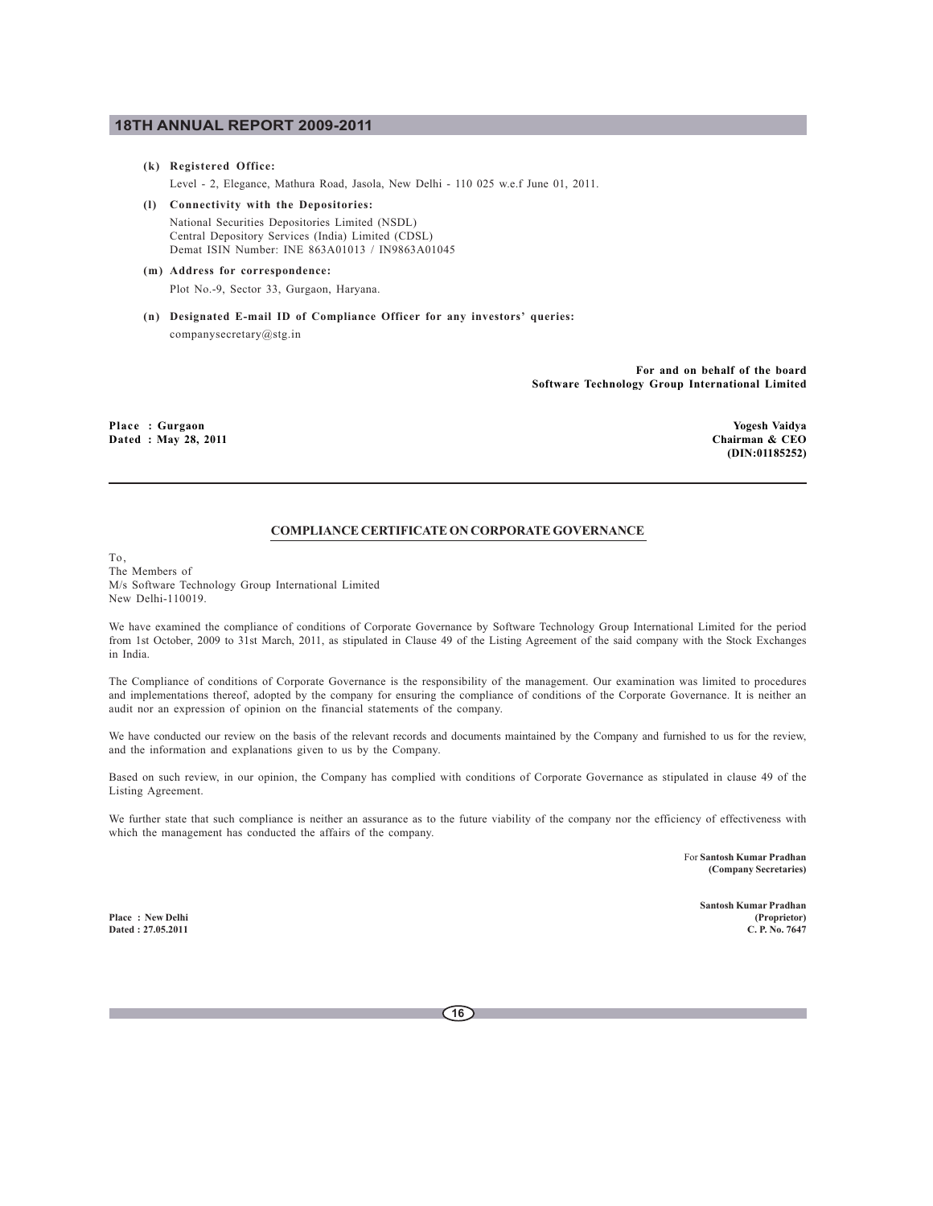**(k) Registered Office:**

Level - 2, Elegance, Mathura Road, Jasola, New Delhi - 110 025 w.e.f June 01, 2011.

**(l) Connectivity with the Depositories:**

National Securities Depositories Limited (NSDL)
Central Depository Services (India) Limited (CDSL)
Demat ISIN Number: INE 863A01013 / IN9863A01045

**(m) Address for correspondence:**

Plot No.-9, Sector 33, Gurgaon, Haryana.

**(n) Designated E-mail ID of Compliance Officer for any investors' queries:**

companysecretary@stg.in

**For and on behalf of the board**
**Software Technology Group International Limited**

**Place : Gurgaon**
**Dated : May 28, 2011**

**Yogesh Vaidya**
**Chairman & CEO**
**(DIN:01185252)**

---

## COMPLIANCE CERTIFICATE ON CORPORATE GOVERNANCE

To,
The Members of
M/s Software Technology Group International Limited
New Delhi-110019.

We have examined the compliance of conditions of Corporate Governance by Software Technology Group International Limited for the period from 1st October, 2009 to 31st March, 2011, as stipulated in Clause 49 of the Listing Agreement of the said company with the Stock Exchanges in India.

The Compliance of conditions of Corporate Governance is the responsibility of the management. Our examination was limited to procedures and implementations thereof, adopted by the company for ensuring the compliance of conditions of the Corporate Governance. It is neither an audit nor an expression of opinion on the financial statements of the company.

We have conducted our review on the basis of the relevant records and documents maintained by the Company and furnished to us for the review, and the information and explanations given to us by the Company.

Based on such review, in our opinion, the Company has complied with conditions of Corporate Governance as stipulated in clause 49 of the Listing Agreement.

We further state that such compliance is neither an assurance as to the future viability of the company nor the efficiency of effectiveness with which the management has conducted the affairs of the company.

For **Santosh Kumar Pradhan**
**(Company Secretaries)**

**Santosh Kumar Pradhan**
**(Proprietor)**
**C. P. No. 7647**

**Place : New Delhi**
**Dated : 27.05.2011**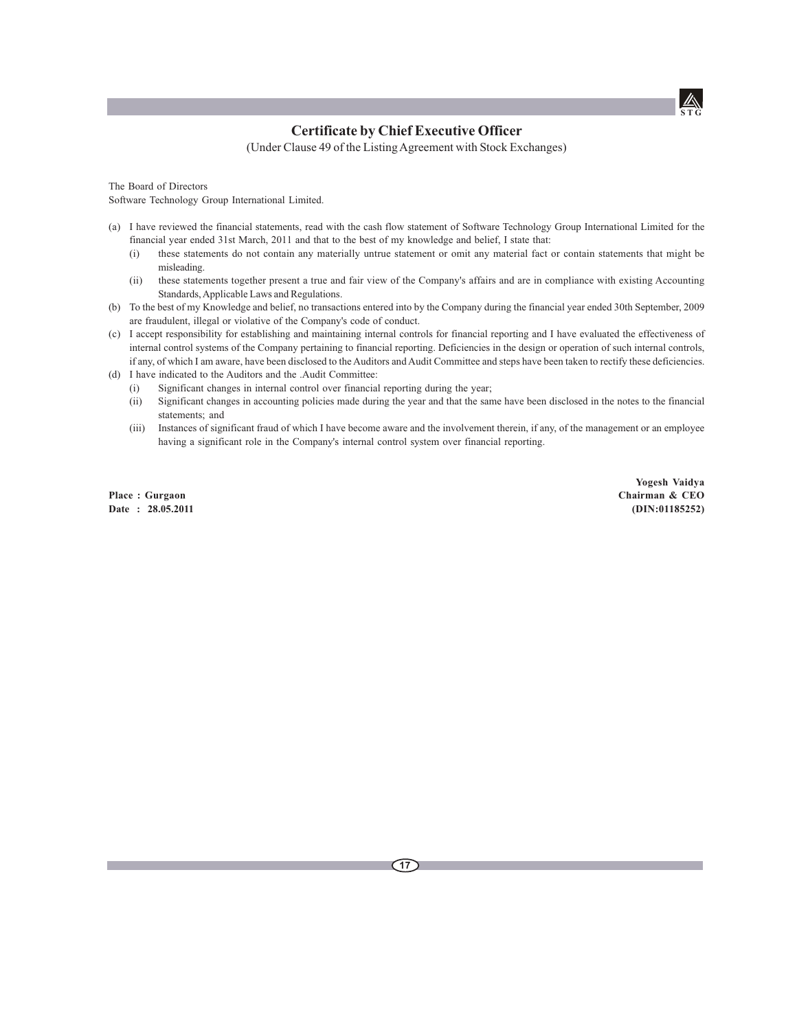## Certificate by Chief Executive Officer

(Under Clause 49 of the Listing Agreement with Stock Exchanges)

The Board of Directors
Software Technology Group International Limited.

(a) I have reviewed the financial statements, read with the cash flow statement of Software Technology Group International Limited for the financial year ended 31st March, 2011 and that to the best of my knowledge and belief, I state that:
   (i) these statements do not contain any materially untrue statement or omit any material fact or contain statements that might be misleading.
   (ii) these statements together present a true and fair view of the Company's affairs and are in compliance with existing Accounting Standards, Applicable Laws and Regulations.

(b) To the best of my Knowledge and belief, no transactions entered into by the Company during the financial year ended 30th September, 2009 are fraudulent, illegal or violative of the Company's code of conduct.

(c) I accept responsibility for establishing and maintaining internal controls for financial reporting and I have evaluated the effectiveness of internal control systems of the Company pertaining to financial reporting. Deficiencies in the design or operation of such internal controls, if any, of which I am aware, have been disclosed to the Auditors and Audit Committee and steps have been taken to rectify these deficiencies.

(d) I have indicated to the Auditors and the .Audit Committee:
   (i) Significant changes in internal control over financial reporting during the year;
   (ii) Significant changes in accounting policies made during the year and that the same have been disclosed in the notes to the financial statements; and
   (iii) Instances of significant fraud of which I have become aware and the involvement therein, if any, of the management or an employee having a significant role in the Company's internal control system over financial reporting.

**Place : Gurgaon**
**Date : 28.05.2011**

**Yogesh Vaidya**
**Chairman & CEO**
**(DIN:01185252)**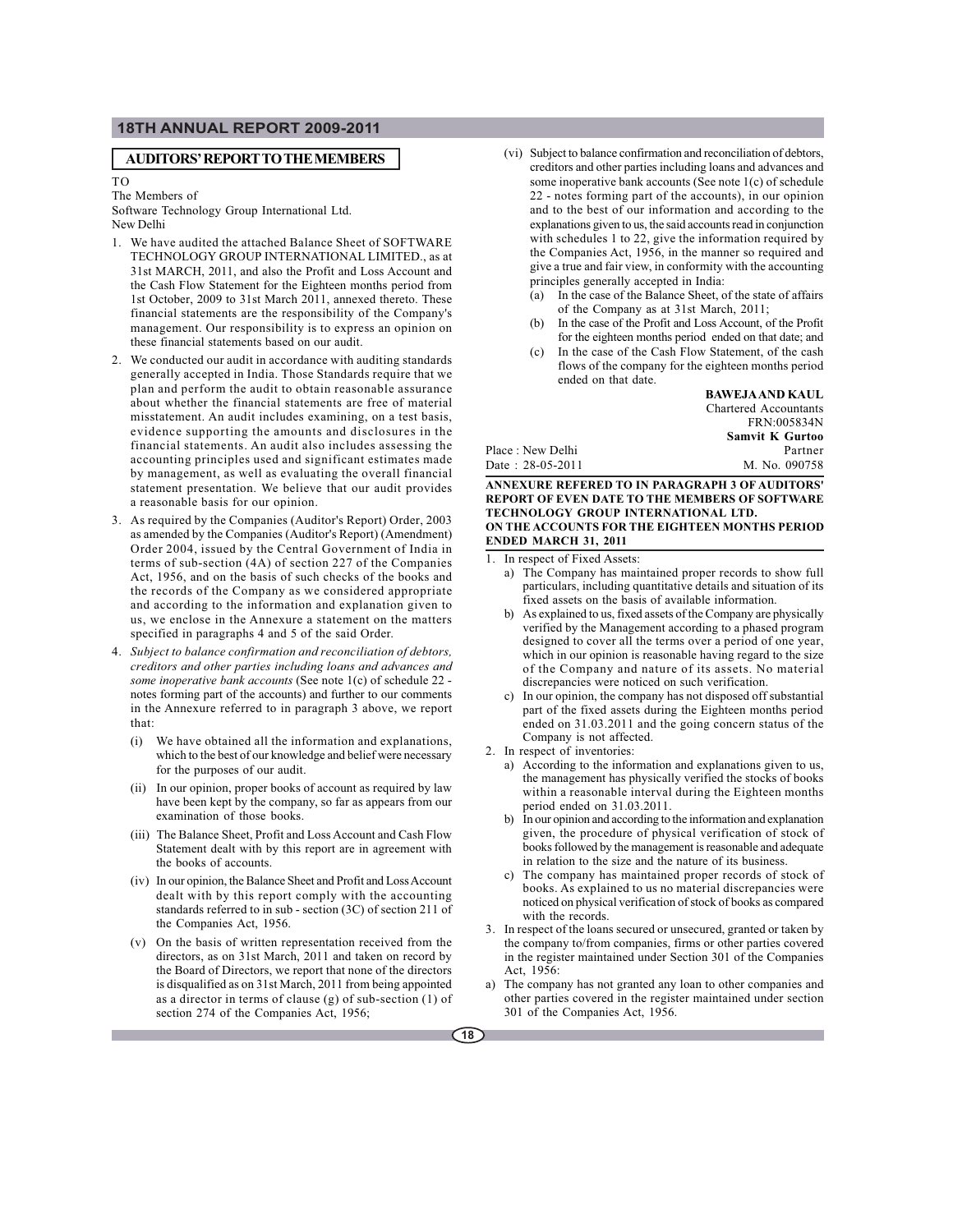## AUDITORS' REPORT TO THE MEMBERS

TO
The Members of
Software Technology Group International Ltd.
New Delhi

1. We have audited the attached Balance Sheet of SOFTWARE TECHNOLOGY GROUP INTERNATIONAL LIMITED., as at 31st MARCH, 2011, and also the Profit and Loss Account and the Cash Flow Statement for the Eighteen months period from 1st October, 2009 to 31st March 2011, annexed thereto. These financial statements are the responsibility of the Company's management. Our responsibility is to express an opinion on these financial statements based on our audit.
2. We conducted our audit in accordance with auditing standards generally accepted in India. Those Standards require that we plan and perform the audit to obtain reasonable assurance about whether the financial statements are free of material misstatement. An audit includes examining, on a test basis, evidence supporting the amounts and disclosures in the financial statements. An audit also includes assessing the accounting principles used and significant estimates made by management, as well as evaluating the overall financial statement presentation. We believe that our audit provides a reasonable basis for our opinion.
3. As required by the Companies (Auditor's Report) Order, 2003 as amended by the Companies (Auditor's Report) (Amendment) Order 2004, issued by the Central Government of India in terms of sub-section (4A) of section 227 of the Companies Act, 1956, and on the basis of such checks of the books and the records of the Company as we considered appropriate and according to the information and explanation given to us, we enclose in the Annexure a statement on the matters specified in paragraphs 4 and 5 of the said Order.
4. *Subject to balance confirmation and reconciliation of debtors, creditors and other parties including loans and advances and some inoperative bank accounts* (See note 1(c) of schedule 22 - notes forming part of the accounts) and further to our comments in the Annexure referred to in paragraph 3 above, we report that:
   - (i) We have obtained all the information and explanations, which to the best of our knowledge and belief were necessary for the purposes of our audit.
   - (ii) In our opinion, proper books of account as required by law have been kept by the company, so far as appears from our examination of those books.
   - (iii) The Balance Sheet, Profit and Loss Account and Cash Flow Statement dealt with by this report are in agreement with the books of accounts.
   - (iv) In our opinion, the Balance Sheet and Profit and Loss Account dealt with by this report comply with the accounting standards referred to in sub - section (3C) of section 211 of the Companies Act, 1956.
   - (v) On the basis of written representation received from the directors, as on 31st March, 2011 and taken on record by the Board of Directors, we report that none of the directors is disqualified as on 31st March, 2011 from being appointed as a director in terms of clause (g) of sub-section (1) of section 274 of the Companies Act, 1956;
   - (vi) Subject to balance confirmation and reconciliation of debtors, creditors and other parties including loans and advances and some inoperative bank accounts (See note 1(c) of schedule 22 - notes forming part of the accounts), in our opinion and to the best of our information and according to the explanations given to us, the said accounts read in conjunction with schedules 1 to 22, give the information required by the Companies Act, 1956, in the manner so required and give a true and fair view, in conformity with the accounting principles generally accepted in India:
     - (a) In the case of the Balance Sheet, of the state of affairs of the Company as at 31st March, 2011;
     - (b) In the case of the Profit and Loss Account, of the Profit for the eighteen months period ended on that date; and
     - (c) In the case of the Cash Flow Statement, of the cash flows of the company for the eighteen months period ended on that date.

**BAWEJA AND KAUL**
Chartered Accountants
FRN:005834N
**Samvit K Gurtoo**
Partner
M. No. 090758

Place : New Delhi
Date : 28-05-2011

**ANNEXURE REFERED TO IN PARAGRAPH 3 OF AUDITORS' REPORT OF EVEN DATE TO THE MEMBERS OF SOFTWARE TECHNOLOGY GROUP INTERNATIONAL LTD.**
**ON THE ACCOUNTS FOR THE EIGHTEEN MONTHS PERIOD ENDED MARCH 31, 2011**

1. In respect of Fixed Assets:
   - a) The Company has maintained proper records to show full particulars, including quantitative details and situation of its fixed assets on the basis of available information.
   - b) As explained to us, fixed assets of the Company are physically verified by the Management according to a phased program designed to cover all the terms over a period of one year, which in our opinion is reasonable having regard to the size of the Company and nature of its assets. No material discrepancies were noticed on such verification.
   - c) In our opinion, the company has not disposed off substantial part of the fixed assets during the Eighteen months period ended on 31.03.2011 and the going concern status of the Company is not affected.
2. In respect of inventories:
   - a) According to the information and explanations given to us, the management has physically verified the stocks of books within a reasonable interval during the Eighteen months period ended on 31.03.2011.
   - b) In our opinion and according to the information and explanation given, the procedure of physical verification of stock of books followed by the management is reasonable and adequate in relation to the size and the nature of its business.
   - c) The company has maintained proper records of stock of books. As explained to us no material discrepancies were noticed on physical verification of stock of books as compared with the records.
3. In respect of the loans secured or unsecured, granted or taken by the company to/from companies, firms or other parties covered in the register maintained under Section 301 of the Companies Act, 1956:

a) The company has not granted any loan to other companies and other parties covered in the register maintained under section 301 of the Companies Act, 1956.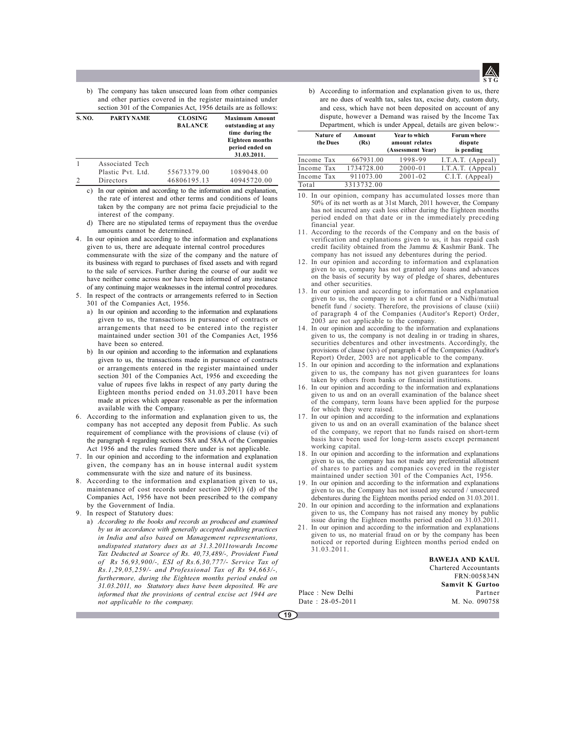b) The company has taken unsecured loan from other companies and other parties covered in the register maintained under section 301 of the Companies Act, 1956 details are as follows:

| S. NO. | PARTY NAME | CLOSING BALANCE | Maximum Amount outstanding at any time during the Eighteen months period ended on 31.03.2011. |
|---|---|---|---|
| 1 | Associated Tech Plastic Pvt. Ltd. | 55673379.00 | 1089048.00 |
| 2 | Directors | 46806195.13 | 40945720.00 |

c) In our opinion and according to the information and explanation, the rate of interest and other terms and conditions of loans taken by the company are not prima facie prejudicial to the interest of the company.

d) There are no stipulated terms of repayment thus the overdue amounts cannot be determined.

4. In our opinion and according to the information and explanations given to us, there are adequate internal control procedures commensurate with the size of the company and the nature of its business with regard to purchases of fixed assets and with regard to the sale of services. Further during the course of our audit we have neither come across nor have been informed of any instance of any continuing major weaknesses in the internal control procedures.

5. In respect of the contracts or arrangements referred to in Section 301 of the Companies Act, 1956.

   a) In our opinion and according to the information and explanations given to us, the transactions in pursuance of contracts or arrangements that need to be entered into the register maintained under section 301 of the Companies Act, 1956 have been so entered.

   b) In our opinion and according to the information and explanations given to us, the transactions made in pursuance of contracts or arrangements entered in the register maintained under section 301 of the Companies Act, 1956 and exceeding the value of rupees five lakhs in respect of any party during the Eighteen months period ended on 31.03.2011 have been made at prices which appear reasonable as per the information available with the Company.

6. According to the information and explanation given to us, the company has not accepted any deposit from Public. As such requirement of compliance with the provisions of clause (vi) of the paragraph 4 regarding sections 58A and 58AA of the Companies Act 1956 and the rules framed there under is not applicable.

7. In our opinion and according to the information and explanation given, the company has an in house internal audit system commensurate with the size and nature of its business.

8. According to the information and explanation given to us, maintenance of cost records under section 209(1) (d) of the Companies Act, 1956 have not been prescribed to the company by the Government of India.

9. In respect of Statutory dues:

   a) *According to the books and records as produced and examined by us in accordance with generally accepted auditing practices in India and also based on Management representations, undisputed statutory dues as at 31.3.2011towards Income Tax Deducted at Source of Rs. 40,73,489/-, Provident Fund of Rs 56,93,900/-, ESI of Rs.6,30,777/- Service Tax of Rs.1,29,05,259/- and Professional Tax of Rs 94,663/-, furthermore, during the Eighteen months period ended on 31.03.2011, no Statutory dues have been deposited. We are informed that the provisions of central excise act 1944 are not applicable to the company.*

   b) According to information and explanation given to us, there are no dues of wealth tax, sales tax, excise duty, custom duty, and cess, which have not been deposited on account of any dispute, however a Demand was raised by the Income Tax Department, which is under Appeal, details are given below:-

| Nature of the Dues | Amount (Rs) | Year to which amount relates (Assessment Year) | Forum where dispute is pending |
|---|---|---|---|
| Income Tax | 667931.00 | 1998-99 | I.T.A.T. (Appeal) |
| Income Tax | 1734728.00 | 2000-01 | I.T.A.T. (Appeal) |
| Income Tax | 911073.00 | 2001-02 | C.I.T. (Appeal) |
| Total | 3313732.00 | | |

10. In our opinion, company has accumulated losses more than 50% of its net worth as at 31st March, 2011 however, the Company has not incurred any cash loss either during the Eighteen months period ended on that date or in the immediately preceding financial year.

11. According to the records of the Company and on the basis of verification and explanations given to us, it has repaid cash credit facility obtained from the Jammu & Kashmir Bank. The company has not issued any debentures during the period.

12. In our opinion and according to information and explanation given to us, company has not granted any loans and advances on the basis of security by way of pledge of shares, debentures and other securities.

13. In our opinion and according to information and explanation given to us, the company is not a chit fund or a Nidhi/mutual benefit fund / society. Therefore, the provisions of clause (xiii) of paragraph 4 of the Companies (Auditor's Report) Order, 2003 are not applicable to the company.

14. In our opinion and according to the information and explanations given to us, the company is not dealing in or trading in shares, securities debentures and other investments. Accordingly, the provisions of clause (xiv) of paragraph 4 of the Companies (Auditor's Report) Order, 2003 are not applicable to the company.

15. In our opinion and according to the information and explanations given to us, the company has not given guarantees for loans taken by others from banks or financial institutions.

16. In our opinion and according to the information and explanations given to us and on an overall examination of the balance sheet of the company, term loans have been applied for the purpose for which they were raised.

17. In our opinion and according to the information and explanations given to us and on an overall examination of the balance sheet of the company, we report that no funds raised on short-term basis have been used for long-term assets except permanent working capital.

18. In our opinion and according to the information and explanations given to us, the company has not made any preferential allotment of shares to parties and companies covered in the register maintained under section 301 of the Companies Act, 1956.

19. In our opinion and according to the information and explanations given to us, the Company has not issued any secured / unsecured debentures during the Eighteen months period ended on 31.03.2011.

20. In our opinion and according to the information and explanations given to us, the Company has not raised any money by public issue during the Eighteen months period ended on 31.03.2011.

21. In our opinion and according to the information and explanations given to us, no material fraud on or by the company has been noticed or reported during Eighteen months period ended on 31.03.2011.

**BAWEJA AND KAUL**
Chartered Accountants
FRN:005834N
**Samvit K Gurtoo**
Partner
M. No. 090758

Place : New Delhi
Date : 28-05-2011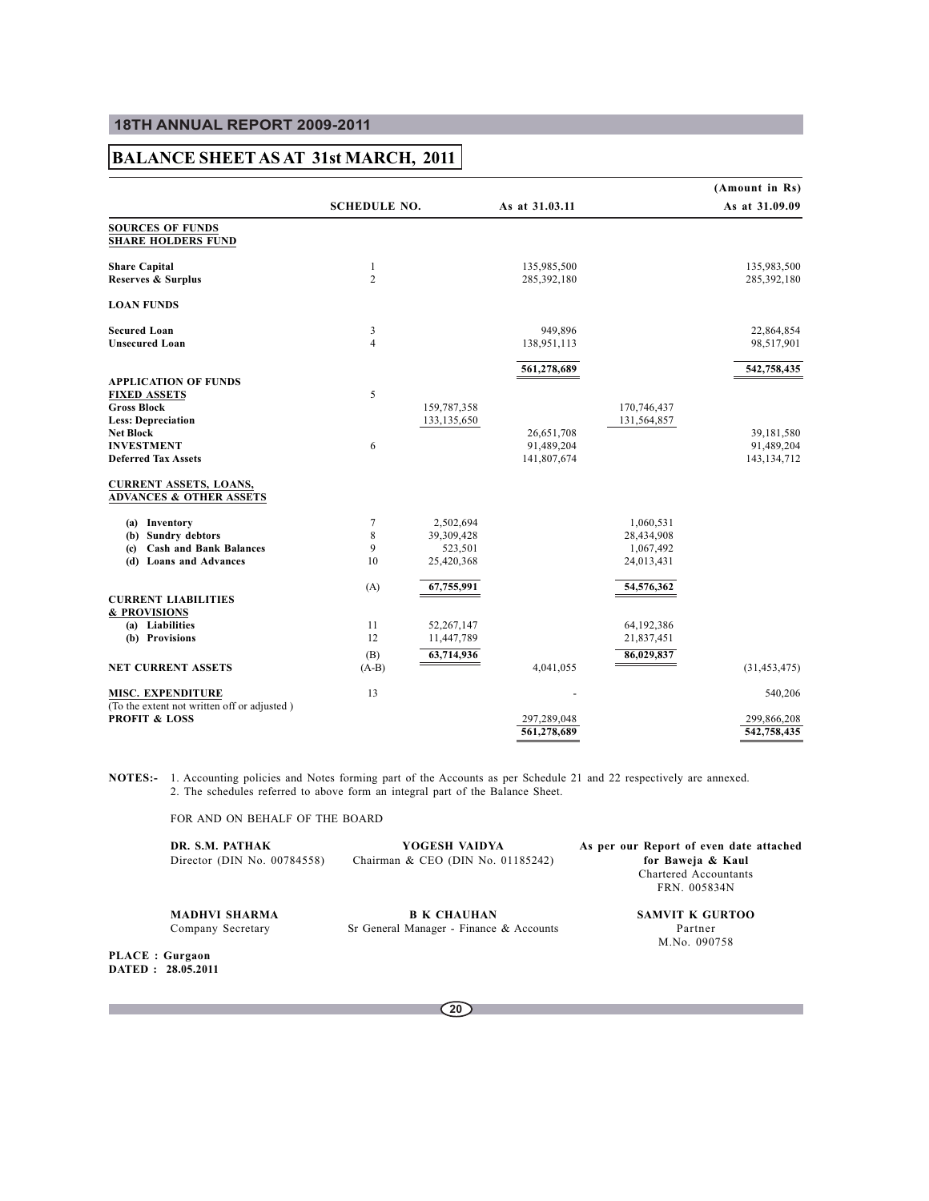# BALANCE SHEET AS AT 31st MARCH, 2011

(Amount in Rs)

| | SCHEDULE NO. | | As at 31.03.11 | | As at 31.09.09 |
|---|---|---|---|---|---|
| **SOURCES OF FUNDS** | | | | | |
| **SHARE HOLDERS FUND** | | | | | |
| **Share Capital** | 1 | | 135,985,500 | | 135,983,500 |
| **Reserves & Surplus** | 2 | | 285,392,180 | | 285,392,180 |
| **LOAN FUNDS** | | | | | |
| **Secured Loan** | 3 | | 949,896 | | 22,864,854 |
| **Unsecured Loan** | 4 | | 138,951,113 | | 98,517,901 |
| | | | **561,278,689** | | **542,758,435** |
| **APPLICATION OF FUNDS** | | | | | |
| **FIXED ASSETS** | 5 | | | | |
| **Gross Block** | | 159,787,358 | | 170,746,437 | |
| **Less: Depreciation** | | 133,135,650 | | 131,564,857 | |
| **Net Block** | | | 26,651,708 | | 39,181,580 |
| **INVESTMENT** | 6 | | 91,489,204 | | 91,489,204 |
| **Deferred Tax Assets** | | | 141,807,674 | | 143,134,712 |
| **CURRENT ASSETS, LOANS, ADVANCES & OTHER ASSETS** | | | | | |
| (a) Inventory | 7 | 2,502,694 | | 1,060,531 | |
| (b) Sundry debtors | 8 | 39,309,428 | | 28,434,908 | |
| (c) Cash and Bank Balances | 9 | 523,501 | | 1,067,492 | |
| (d) Loans and Advances | 10 | 25,420,368 | | 24,013,431 | |
| | (A) | **67,755,991** | | **54,576,362** | |
| **CURRENT LIABILITIES & PROVISIONS** | | | | | |
| (a) Liabilities | 11 | 52,267,147 | | 64,192,386 | |
| (b) Provisions | 12 | 11,447,789 | | 21,837,451 | |
| | (B) | **63,714,936** | | **86,029,837** | |
| **NET CURRENT ASSETS** | (A-B) | | 4,041,055 | | (31,453,475) |
| **MISC. EXPENDITURE** (To the extent not written off or adjusted) | 13 | | - | | 540,206 |
| **PROFIT & LOSS** | | | 297,289,048 | | 299,866,208 |
| | | | **561,278,689** | | **542,758,435** |

**NOTES:-** 1. Accounting policies and Notes forming part of the Accounts as per Schedule 21 and 22 respectively are annexed.
2. The schedules referred to above form an integral part of the Balance Sheet.

FOR AND ON BEHALF OF THE BOARD

**DR. S.M. PATHAK**
Director (DIN No. 00784558)

**YOGESH VAIDYA**
Chairman & CEO (DIN No. 01185242)

**As per our Report of even date attached**
**for Baweja & Kaul**
Chartered Accountants
FRN. 005834N

**MADHVI SHARMA**
Company Secretary

**B K CHAUHAN**
Sr General Manager - Finance & Accounts

**SAMVIT K GURTOO**
Partner
M.No. 090758

**PLACE : Gurgaon**
**DATED : 28.05.2011**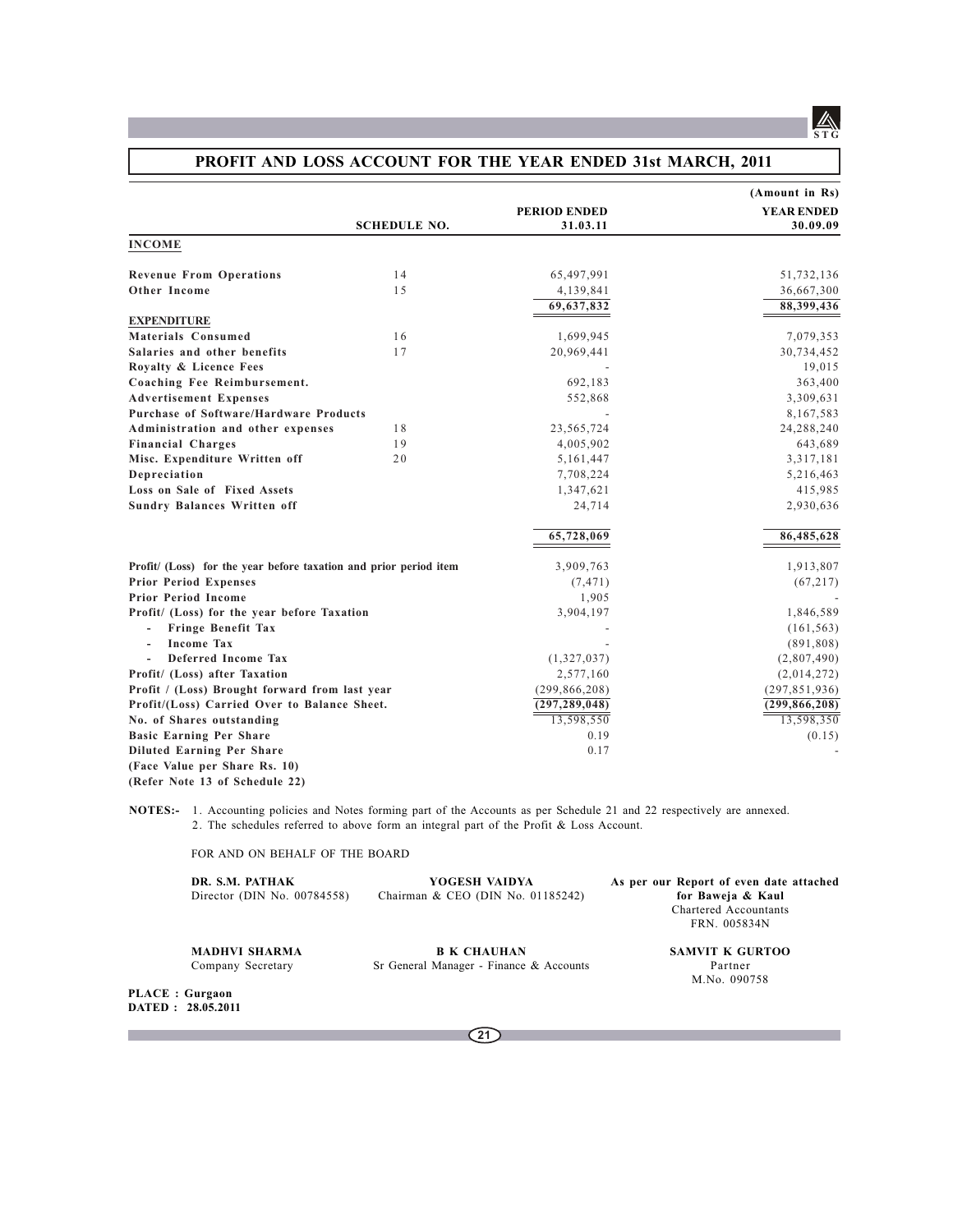## PROFIT AND LOSS ACCOUNT FOR THE YEAR ENDED 31st MARCH, 2011

(Amount in Rs)

| | SCHEDULE NO. | PERIOD ENDED 31.03.11 | YEAR ENDED 30.09.09 |
|---|---|---|---|
| **INCOME** | | | |
| **Revenue From Operations** | 14 | 65,497,991 | 51,732,136 |
| **Other Income** | 15 | 4,139,841 | 36,667,300 |
| | | 69,637,832 | 88,399,436 |
| **EXPENDITURE** | | | |
| **Materials Consumed** | 16 | 1,699,945 | 7,079,353 |
| **Salaries and other benefits** | 17 | 20,969,441 | 30,734,452 |
| **Royalty & Licence Fees** | | - | 19,015 |
| **Coaching Fee Reimbursement.** | | 692,183 | 363,400 |
| **Advertisement Expenses** | | 552,868 | 3,309,631 |
| **Purchase of Software/Hardware Products** | | - | 8,167,583 |
| **Administration and other expenses** | 18 | 23,565,724 | 24,288,240 |
| **Financial Charges** | 19 | 4,005,902 | 643,689 |
| **Misc. Expenditure Written off** | 20 | 5,161,447 | 3,317,181 |
| **Depreciation** | | 7,708,224 | 5,216,463 |
| **Loss on Sale of Fixed Assets** | | 1,347,621 | 415,985 |
| **Sundry Balances Written off** | | 24,714 | 2,930,636 |
| | | 65,728,069 | 86,485,628 |
| **Profit/ (Loss) for the year before taxation and prior period item** | | 3,909,763 | 1,913,807 |
| **Prior Period Expenses** | | (7,471) | (67,217) |
| **Prior Period Income** | | 1,905 | - |
| **Profit/ (Loss) for the year before Taxation** | | 3,904,197 | 1,846,589 |
| - **Fringe Benefit Tax** | | - | (161,563) |
| - **Income Tax** | | - | (891,808) |
| - **Deferred Income Tax** | | (1,327,037) | (2,807,490) |
| **Profit/ (Loss) after Taxation** | | 2,577,160 | (2,014,272) |
| **Profit / (Loss) Brought forward from last year** | | (299,866,208) | (297,851,936) |
| **Profit/(Loss) Carried Over to Balance Sheet.** | | (297,289,048) | (299,866,208) |
| **No. of Shares outstanding** | | 13,598,550 | 13,598,350 |
| **Basic Earning Per Share** | | 0.19 | (0.15) |
| **Diluted Earning Per Share** | | 0.17 | - |
| **(Face Value per Share Rs. 10)** | | | |
| **(Refer Note 13 of Schedule 22)** | | | |

**NOTES:-** 1. Accounting policies and Notes forming part of the Accounts as per Schedule 21 and 22 respectively are annexed.
2. The schedules referred to above form an integral part of the Profit & Loss Account.

FOR AND ON BEHALF OF THE BOARD

**DR. S.M. PATHAK**
Director (DIN No. 00784558)

**YOGESH VAIDYA**
Chairman & CEO (DIN No. 01185242)

**As per our Report of even date attached**
**for Baweja & Kaul**
Chartered Accountants
FRN. 005834N

**MADHVI SHARMA**
Company Secretary

**B K CHAUHAN**
Sr General Manager - Finance & Accounts

**SAMVIT K GURTOO**
Partner
M.No. 090758

**PLACE : Gurgaon**
**DATED : 28.05.2011**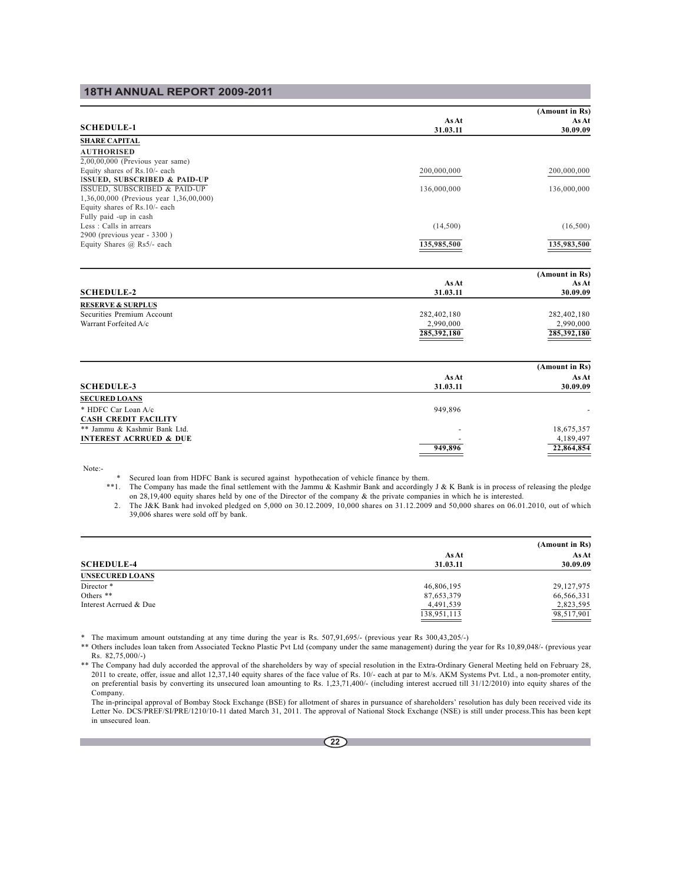## SCHEDULE-1

| SCHEDULE-1 | As At 31.03.11 | (Amount in Rs) As At 30.09.09 |
|---|---|---|
| **SHARE CAPITAL** | | |
| **AUTHORISED** | | |
| 2,00,00,000 (Previous year same) | | |
| Equity shares of Rs.10/- each | 200,000,000 | 200,000,000 |
| **ISSUED, SUBSCRIBED & PAID-UP** | | |
| ISSUED, SUBSCRIBED & PAID-UP | 136,000,000 | 136,000,000 |
| 1,36,00,000 (Previous year 1,36,00,000) | | |
| Equity shares of Rs.10/- each | | |
| Fully paid -up in cash | | |
| Less : Calls in arrears | (14,500) | (16,500) |
| 2900 (previous year - 3300 ) | | |
| Equity Shares @ Rs5/- each | 135,985,500 | 135,983,500 |

## SCHEDULE-2

| SCHEDULE-2 | As At 31.03.11 | (Amount in Rs) As At 30.09.09 |
|---|---|---|
| **RESERVE & SURPLUS** | | |
| Securities Premium Account | 282,402,180 | 282,402,180 |
| Warrant Forfeited A/c | 2,990,000 | 2,990,000 |
| | 285,392,180 | 285,392,180 |

## SCHEDULE-3

| SCHEDULE-3 | As At 31.03.11 | (Amount in Rs) As At 30.09.09 |
|---|---|---|
| **SECURED LOANS** | | |
| * HDFC Car Loan A/c | 949,896 | - |
| **CASH CREDIT FACILITY** | | |
| ** Jammu & Kashmir Bank Ltd. | - | 18,675,357 |
| **INTEREST ACRRUED & DUE** | - | 4,189,497 |
| | 949,896 | 22,864,854 |

Note:-

\* Secured loan from HDFC Bank is secured against hypothecation of vehicle finance by them.

**1. The Company has made the final settlement with the Jammu & Kashmir Bank and accordingly J & K Bank is in process of releasing the pledge on 28,19,400 equity shares held by one of the Director of the company & the private companies in which he is interested.

2. The J&K Bank had invoked pledged on 5,000 on 30.12.2009, 10,000 shares on 31.12.2009 and 50,000 shares on 06.01.2010, out of which 39,006 shares were sold off by bank.

## SCHEDULE-4

| SCHEDULE-4 | As At 31.03.11 | (Amount in Rs) As At 30.09.09 |
|---|---|---|
| **UNSECURED LOANS** | | |
| Director * | 46,806,195 | 29,127,975 |
| Others ** | 87,653,379 | 66,566,331 |
| Interest Accrued & Due | 4,491,539 | 2,823,595 |
| | 138,951,113 | 98,517,901 |

\* The maximum amount outstanding at any time during the year is Rs. 507,91,695/- (previous year Rs 300,43,205/-)

\*\* Others includes loan taken from Associated Teckno Plastic Pvt Ltd (company under the same management) during the year for Rs 10,89,048/- (previous year Rs. 82,75,000/-)

\*\* The Company had duly accorded the approval of the shareholders by way of special resolution in the Extra-Ordinary General Meeting held on February 28, 2011 to create, offer, issue and allot 12,37,140 equity shares of the face value of Rs. 10/- each at par to M/s. AKM Systems Pvt. Ltd., a non-promoter entity, on preferential basis by converting its unsecured loan amounting to Rs. 1,23,71,400/- (including interest accrued till 31/12/2010) into equity shares of the Company.

The in-principal approval of Bombay Stock Exchange (BSE) for allotment of shares in pursuance of shareholders' resolution has duly been received vide its Letter No. DCS/PREF/SI/PRE/1210/10-11 dated March 31, 2011. The approval of National Stock Exchange (NSE) is still under process.This has been kept in unsecured loan.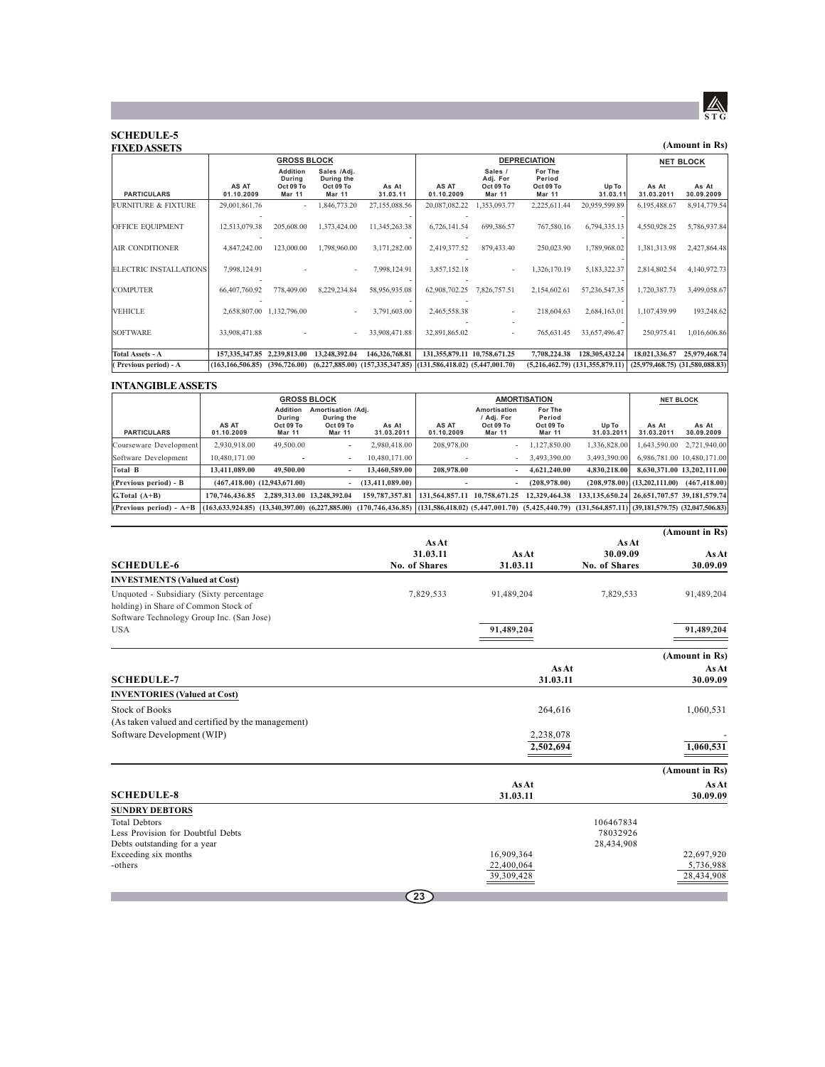## SCHEDULE-5

### FIXED ASSETS

(Amount in Rs)

| PARTICULARS | GROSS BLOCK | | | | DEPRECIATION | | | | NET BLOCK | |
|---|---|---|---|---|---|---|---|---|---|---|
| | AS AT 01.10.2009 | Addition During Oct 09 To Mar 11 | Sales /Adj. During the Oct 09 To Mar 11 | As At 31.03.11 | AS AT 01.10.2009 | Sales / Adj. For Oct 09 To Mar 11 | For The Period Oct 09 To Mar 11 | Up To 31.03.11 | As At 31.03.2011 | As At 30.09.2009 |
| FURNITURE & FIXTURE | 29,001,861.76 | - | 1,846,773.20 | 27,155,088.56 | 20,087,082.22 | 1,353,093.77 | 2,225,611.44 | 20,959,599.89 | 6,195,488.67 | 8,914,779.54 |
| OFFICE EQUIPMENT | 12,513,079.38 | 205,608.00 | 1,373,424.00 | 11,345,263.38 | 6,726,141.54 | 699,386.57 | 767,580.16 | 6,794,335.13 | 4,550,928.25 | 5,786,937.84 |
| AIR CONDITIONER | 4,847,242.00 | 123,000.00 | 1,798,960.00 | 3,171,282.00 | 2,419,377.52 | 879,433.40 | 250,023.90 | 1,789,968.02 | 1,381,313.98 | 2,427,864.48 |
| ELECTRIC INSTALLATIONS | 7,998,124.91 | - | - | 7,998,124.91 | 3,857,152.18 | - | 1,326,170.19 | 5,183,322.37 | 2,814,802.54 | 4,140,972.73 |
| COMPUTER | 66,407,760.92 | 778,409.00 | 8,229,234.84 | 58,956,935.08 | 62,908,702.25 | 7,826,757.51 | 2,154,602.61 | 57,236,547.35 | 1,720,387.73 | 3,499,058.67 |
| VEHICLE | 2,658,807.00 | 1,132,796.00 | - | 3,791,603.00 | 2,465,558.38 | - | 218,604.63 | 2,684,163.01 | 1,107,439.99 | 193,248.62 |
| SOFTWARE | 33,908,471.88 | - | - | 33,908,471.88 | 32,891,865.02 | - | 765,631.45 | 33,657,496.47 | 250,975.41 | 1,016,606.86 |
| **Total Assets - A** | 157,335,347.85 | 2,239,813.00 | 13,248,392.04 | 146,326,768.81 | 131,355,879.11 | 10,758,671.25 | 7,708,224.38 | 128,305,432.24 | 18,021,336.57 | 25,979,468.74 |
| ( Previous period) - A | (163,166,506.85) | (396,726.00) | (6,227,885.00) | (157,335,347.85) | (131,586,418.02) | (5,447,001.70) | (5,216,462.79) | (131,355,879.11) | (25,979,468.75) | (31,580,088.83) |

### INTANGIBLE ASSETS

| PARTICULARS | GROSS BLOCK | | | | AMORTISATION | | | | NET BLOCK | |
|---|---|---|---|---|---|---|---|---|---|---|
| | AS AT 01.10.2009 | Addition During Oct 09 To Mar 11 | Amortisation /Adj. During the Oct 09 To Mar 11 | As At 31.03.2011 | AS AT 01.10.2009 | Amortisation / Adj. For Oct 09 To Mar 11 | For The Period Oct 09 To Mar 11 | Up To 31.03.2011 | As At 31.03.2011 | As At 30.09.2009 |
| Courseware Development | 2,930,918.00 | 49,500.00 | - | 2,980,418.00 | 208,978.00 | - | 1,127,850.00 | 1,336,828.00 | 1,643,590.00 | 2,721,940.00 |
| Software Development | 10,480,171.00 | - | - | 10,480,171.00 | - | - | 3,493,390.00 | 3,493,390.00 | 6,986,781.00 | 10,480,171.00 |
| **Total B** | 13,411,089.00 | 49,500.00 | - | 13,460,589.00 | 208,978.00 | - | 4,621,240.00 | 4,830,218.00 | 8,630,371.00 | 13,202,111.00 |
| (Previous period) - B | (467,418.00) | (12,943,671.00) | - | (13,411,089.00) | - | - | (208,978.00) | (208,978.00) | (13,202,111.00) | (467,418.00) |
| G.Total (A+B) | 170,746,436.85 | 2,289,313.00 | 13,248,392.04 | 159,787,357.81 | 131,564,857.11 | 10,758,671.25 | 12,329,464.38 | 133,135,650.24 | 26,651,707.57 | 39,181,579.74 |
| (Previous period) - A+B | (163,633,924.85) | (13,340,397.00) | (6,227,885.00) | (170,746,436.85) | (131,586,418.02) | (5,447,001.70) | (5,425,440.79) | (131,564,857.11) | (39,181,579.75) | (32,047,506.83) |

## SCHEDULE-6

(Amount in Rs)

| | As At 31.03.11 No. of Shares | As At 31.03.11 | As At 30.09.09 No. of Shares | As At 30.09.09 |
|---|---|---|---|---|
| **INVESTMENTS (Valued at Cost)** | | | | |
| Unquoted - Subsidiary (Sixty percentage holding) in Share of Common Stock of Software Technology Group Inc. (San Jose) USA | 7,829,533 | 91,489,204 | 7,829,533 | 91,489,204 |
| | | 91,489,204 | | 91,489,204 |

## SCHEDULE-7

(Amount in Rs)

| | As At 31.03.11 | As At 30.09.09 |
|---|---|---|
| **INVENTORIES (Valued at Cost)** | | |
| Stock of Books (As taken valued and certified by the management) | 264,616 | 1,060,531 |
| Software Development (WIP) | 2,238,078 | - |
| | 2,502,694 | 1,060,531 |

## SCHEDULE-8

(Amount in Rs)

| | As At 31.03.11 | | As At 30.09.09 |
|---|---|---|---|
| **SUNDRY DEBTORS** | | | |
| Total Debtors | | 106467834 | |
| Less Provision for Doubtful Debts | | 78032926 | |
| Debts outstanding for a year | | 28,434,908 | |
| Exceeding six months | 16,909,364 | | 22,697,920 |
| -others | 22,400,064 | | 5,736,988 |
| | 39,309,428 | | 28,434,908 |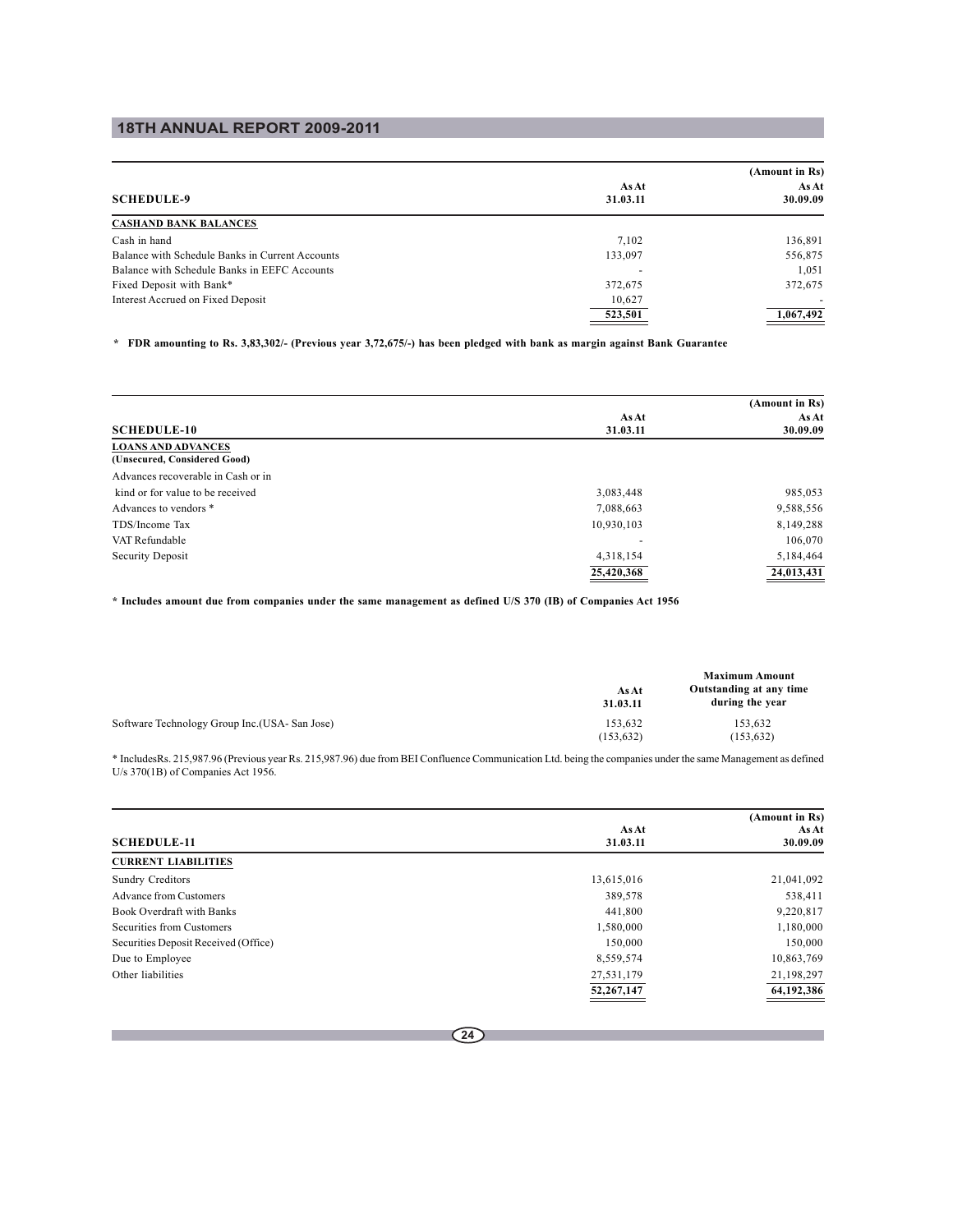| SCHEDULE-9 | As At 31.03.11 | (Amount in Rs) As At 30.09.09 |
|---|---|---|
| **CASHAND BANK BALANCES** | | |
| Cash in hand | 7,102 | 136,891 |
| Balance with Schedule Banks in Current Accounts | 133,097 | 556,875 |
| Balance with Schedule Banks in EEFC Accounts | - | 1,051 |
| Fixed Deposit with Bank* | 372,675 | 372,675 |
| Interest Accrued on Fixed Deposit | 10,627 | - |
| | 523,501 | 1,067,492 |

**\* FDR amounting to Rs. 3,83,302/- (Previous year 3,72,675/-) has been pledged with bank as margin against Bank Guarantee**

| SCHEDULE-10 | As At 31.03.11 | (Amount in Rs) As At 30.09.09 |
|---|---|---|
| **LOANS AND ADVANCES (Unsecured, Considered Good)** | | |
| Advances recoverable in Cash or in kind or for value to be received | 3,083,448 | 985,053 |
| Advances to vendors * | 7,088,663 | 9,588,556 |
| TDS/Income Tax | 10,930,103 | 8,149,288 |
| VAT Refundable | - | 106,070 |
| Security Deposit | 4,318,154 | 5,184,464 |
| | 25,420,368 | 24,013,431 |

**\* Includes amount due from companies under the same management as defined U/S 370 (IB) of Companies Act 1956**

| | As At 31.03.11 | Maximum Amount Outstanding at any time during the year |
|---|---|---|
| Software Technology Group Inc.(USA- San Jose) | 153,632<br>(153,632) | 153,632<br>(153,632) |

\* IncludesRs. 215,987.96 (Previous year Rs. 215,987.96) due from BEI Confluence Communication Ltd. being the companies under the same Management as defined U/s 370(1B) of Companies Act 1956.

| SCHEDULE-11 | As At 31.03.11 | (Amount in Rs) As At 30.09.09 |
|---|---|---|
| **CURRENT LIABILITIES** | | |
| Sundry Creditors | 13,615,016 | 21,041,092 |
| Advance from Customers | 389,578 | 538,411 |
| Book Overdraft with Banks | 441,800 | 9,220,817 |
| Securities from Customers | 1,580,000 | 1,180,000 |
| Securities Deposit Received (Office) | 150,000 | 150,000 |
| Due to Employee | 8,559,574 | 10,863,769 |
| Other liabilities | 27,531,179 | 21,198,297 |
| | 52,267,147 | 64,192,386 |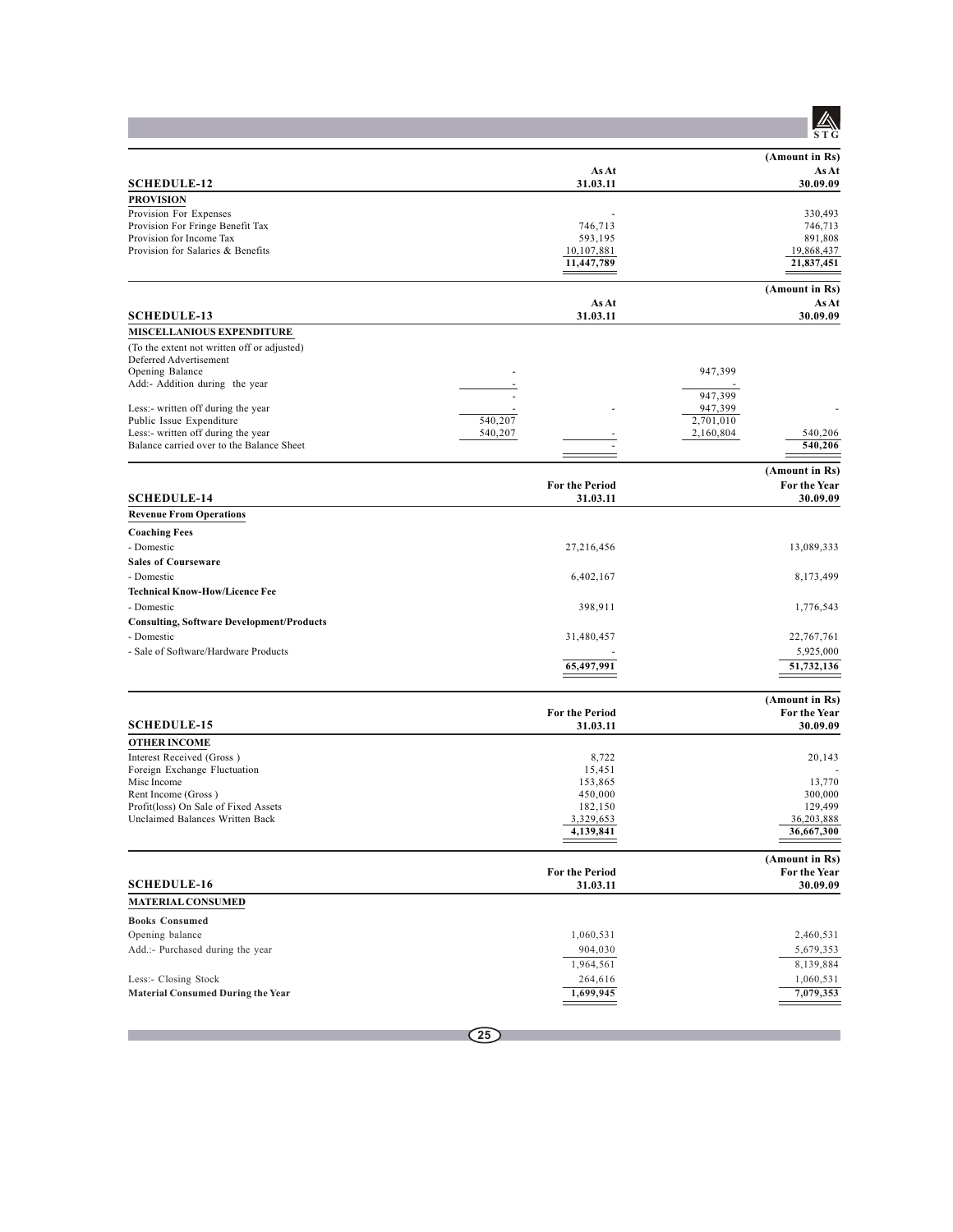(Amount in Rs)

| SCHEDULE-12 | As At 31.03.11 | As At 30.09.09 |
|---|---|---|
| **PROVISION** | | |
| Provision For Expenses | - | 330,493 |
| Provision For Fringe Benefit Tax | 746,713 | 746,713 |
| Provision for Income Tax | 593,195 | 891,808 |
| Provision for Salaries & Benefits | 10,107,881 | 19,868,437 |
| | 11,447,789 | 21,837,451 |

(Amount in Rs)

| SCHEDULE-13 | | As At 31.03.11 | | As At 30.09.09 |
|---|---|---|---|---|
| **MISCELLANIOUS EXPENDITURE** | | | | |
| (To the extent not written off or adjusted) | | | | |
| Deferred Advertisement | | | | |
| Opening Balance | - | | 947,399 | |
| Add:- Addition during the year | - | | - | |
| | - | | 947,399 | |
| Less:- written off during the year | - | - | 947,399 | - |
| Public Issue Expenditure | 540,207 | | 2,701,010 | |
| Less:- written off during the year | 540,207 | - | 2,160,804 | 540,206 |
| Balance carried over to the Balance Sheet | | - | | 540,206 |

(Amount in Rs)

| SCHEDULE-14 | For the Period 31.03.11 | For the Year 30.09.09 |
|---|---|---|
| **Revenue From Operations** | | |
| **Coaching Fees** | | |
| - Domestic | 27,216,456 | 13,089,333 |
| **Sales of Courseware** | | |
| - Domestic | 6,402,167 | 8,173,499 |
| **Technical Know-How/Licence Fee** | | |
| - Domestic | 398,911 | 1,776,543 |
| **Consulting, Software Development/Products** | | |
| - Domestic | 31,480,457 | 22,767,761 |
| - Sale of Software/Hardware Products | - | 5,925,000 |
| | 65,497,991 | 51,732,136 |

(Amount in Rs)

| SCHEDULE-15 | For the Period 31.03.11 | For the Year 30.09.09 |
|---|---|---|
| **OTHER INCOME** | | |
| Interest Received (Gross ) | 8,722 | 20,143 |
| Foreign Exchange Fluctuation | 15,451 | - |
| Misc Income | 153,865 | 13,770 |
| Rent Income (Gross ) | 450,000 | 300,000 |
| Profit(loss) On Sale of Fixed Assets | 182,150 | 129,499 |
| Unclaimed Balances Written Back | 3,329,653 | 36,203,888 |
| | 4,139,841 | 36,667,300 |

(Amount in Rs)

| SCHEDULE-16 | For the Period 31.03.11 | For the Year 30.09.09 |
|---|---|---|
| **MATERIAL CONSUMED** | | |
| **Books Consumed** | | |
| Opening balance | 1,060,531 | 2,460,531 |
| Add.:- Purchased during the year | 904,030 | 5,679,353 |
| | 1,964,561 | 8,139,884 |
| Less:- Closing Stock | 264,616 | 1,060,531 |
| **Material Consumed During the Year** | 1,699,945 | 7,079,353 |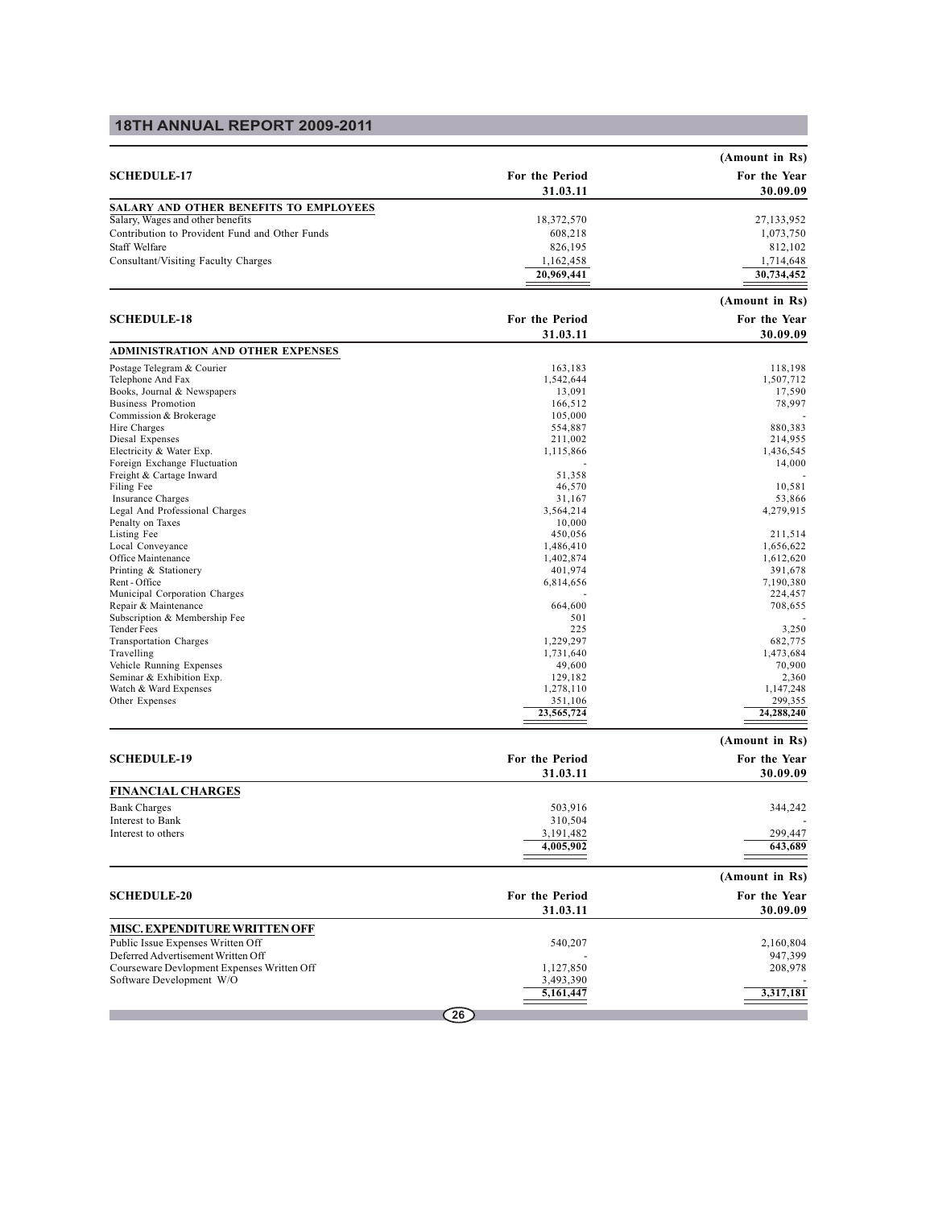(Amount in Rs)

| SCHEDULE-17 | For the Period 31.03.11 | For the Year 30.09.09 |
|---|---|---|
| **SALARY AND OTHER BENEFITS TO EMPLOYEES** | | |
| Salary, Wages and other benefits | 18,372,570 | 27,133,952 |
| Contribution to Provident Fund and Other Funds | 608,218 | 1,073,750 |
| Staff Welfare | 826,195 | 812,102 |
| Consultant/Visiting Faculty Charges | 1,162,458 | 1,714,648 |
| | **20,969,441** | **30,734,452** |

(Amount in Rs)

| SCHEDULE-18 | For the Period 31.03.11 | For the Year 30.09.09 |
|---|---|---|
| **ADMINISTRATION AND OTHER EXPENSES** | | |
| Postage Telegram & Courier | 163,183 | 118,198 |
| Telephone And Fax | 1,542,644 | 1,507,712 |
| Books, Journal & Newspapers | 13,091 | 17,590 |
| Business Promotion | 166,512 | 78,997 |
| Commission & Brokerage | 105,000 | - |
| Hire Charges | 554,887 | 880,383 |
| Diesal Expenses | 211,002 | 214,955 |
| Electricity & Water Exp. | 1,115,866 | 1,436,545 |
| Foreign Exchange Fluctuation | - | 14,000 |
| Freight & Cartage Inward | 51,358 | - |
| Filing Fee | 46,570 | 10,581 |
| Insurance Charges | 31,167 | 53,866 |
| Legal And Professional Charges | 3,564,214 | 4,279,915 |
| Penalty on Taxes | 10,000 | |
| Listing Fee | 450,056 | 211,514 |
| Local Conveyance | 1,486,410 | 1,656,622 |
| Office Maintenance | 1,402,874 | 1,612,620 |
| Printing & Stationery | 401,974 | 391,678 |
| Rent - Office | 6,814,656 | 7,190,380 |
| Municipal Corporation Charges | - | 224,457 |
| Repair & Maintenance | 664,600 | 708,655 |
| Subscription & Membership Fee | 501 | - |
| Tender Fees | 225 | 3,250 |
| Transportation Charges | 1,229,297 | 682,775 |
| Travelling | 1,731,640 | 1,473,684 |
| Vehicle Running Expenses | 49,600 | 70,900 |
| Seminar & Exhibition Exp. | 129,182 | 2,360 |
| Watch & Ward Expenses | 1,278,110 | 1,147,248 |
| Other Expenses | 351,106 | 299,355 |
| | **23,565,724** | **24,288,240** |

(Amount in Rs)

| SCHEDULE-19 | For the Period 31.03.11 | For the Year 30.09.09 |
|---|---|---|
| **FINANCIAL CHARGES** | | |
| Bank Charges | 503,916 | 344,242 |
| Interest to Bank | 310,504 | - |
| Interest to others | 3,191,482 | 299,447 |
| | **4,005,902** | **643,689** |

(Amount in Rs)

| SCHEDULE-20 | For the Period 31.03.11 | For the Year 30.09.09 |
|---|---|---|
| **MISC. EXPENDITURE WRITTEN OFF** | | |
| Public Issue Expenses Written Off | 540,207 | 2,160,804 |
| Deferred Advertisement Written Off | - | 947,399 |
| Courseware Devlopment Expenses Written Off | 1,127,850 | 208,978 |
| Software Development W/O | 3,493,390 | - |
| | **5,161,447** | **3,317,181** |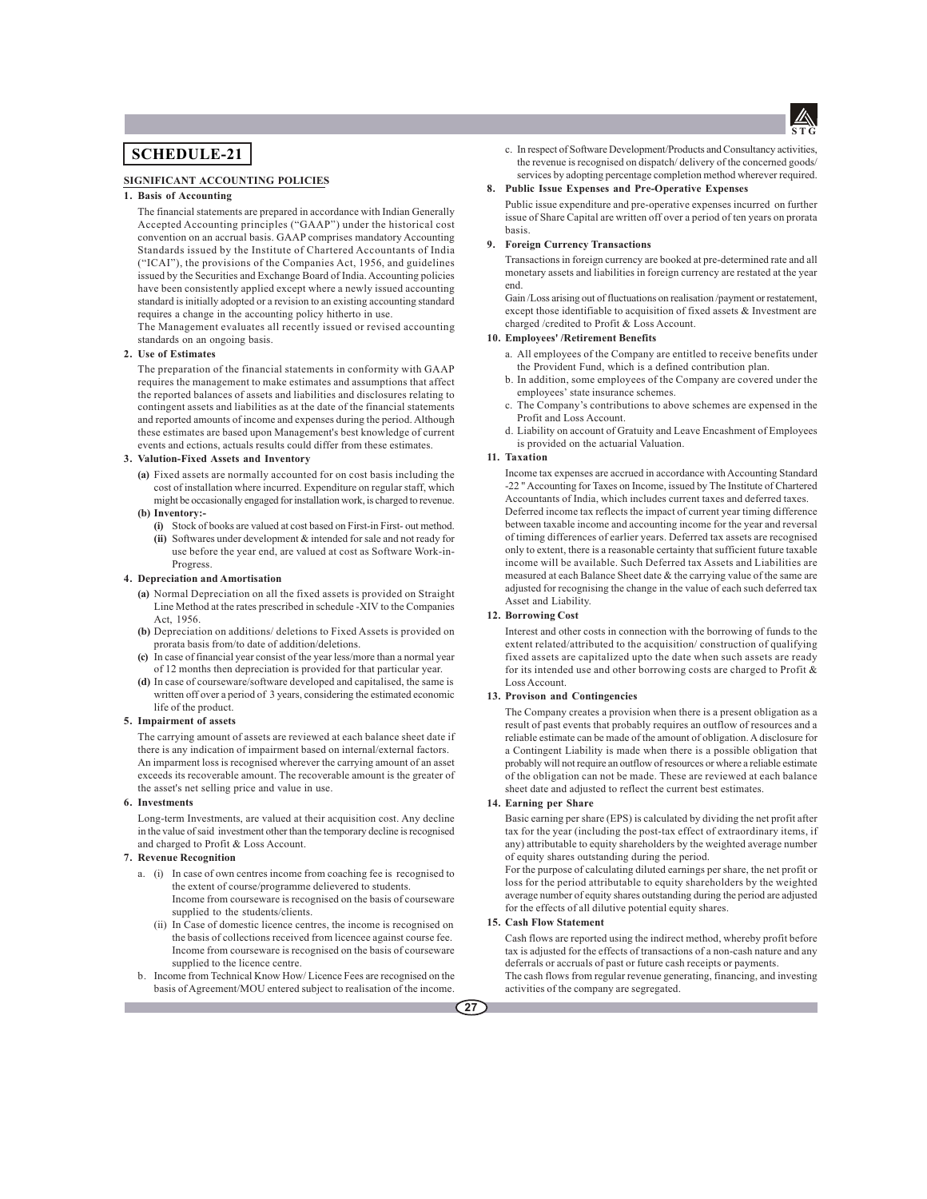# SCHEDULE-21

## SIGNIFICANT ACCOUNTING POLICIES

### 1. Basis of Accounting

The financial statements are prepared in accordance with Indian Generally Accepted Accounting principles ("GAAP") under the historical cost convention on an accrual basis. GAAP comprises mandatory Accounting Standards issued by the Institute of Chartered Accountants of India ("ICAI"), the provisions of the Companies Act, 1956, and guidelines issued by the Securities and Exchange Board of India. Accounting policies have been consistently applied except where a newly issued accounting standard is initially adopted or a revision to an existing accounting standard requires a change in the accounting policy hitherto in use.

The Management evaluates all recently issued or revised accounting standards on an ongoing basis.

### 2. Use of Estimates

The preparation of the financial statements in conformity with GAAP requires the management to make estimates and assumptions that affect the reported balances of assets and liabilities and disclosures relating to contingent assets and liabilities as at the date of the financial statements and reported amounts of income and expenses during the period. Although these estimates are based upon Management's best knowledge of current events and ections, actuals results could differ from these estimates.

### 3. Valution-Fixed Assets and Inventory

**(a)** Fixed assets are normally accounted for on cost basis including the cost of installation where incurred. Expenditure on regular staff, which might be occasionally engaged for installation work, is charged to revenue.

**(b) Inventory:-**

- **(i)** Stock of books are valued at cost based on First-in First- out method.
- **(ii)** Softwares under development & intended for sale and not ready for use before the year end, are valued at cost as Software Work-in-Progress.

### 4. Depreciation and Amortisation

**(a)** Normal Depreciation on all the fixed assets is provided on Straight Line Method at the rates prescribed in schedule -XIV to the Companies Act, 1956.

**(b)** Depreciation on additions/ deletions to Fixed Assets is provided on prorata basis from/to date of addition/deletions.

**(c)** In case of financial year consist of the year less/more than a normal year of 12 months then depreciation is provided for that particular year.

**(d)** In case of courseware/software developed and capitalised, the same is written off over a period of 3 years, considering the estimated economic life of the product.

### 5. Impairment of assets

The carrying amount of assets are reviewed at each balance sheet date if there is any indication of impairment based on internal/external factors. An imparment loss is recognised wherever the carrying amount of an asset exceeds its recoverable amount. The recoverable amount is the greater of the asset's net selling price and value in use.

### 6. Investments

Long-term Investments, are valued at their acquisition cost. Any decline in the value of said investment other than the temporary decline is recognised and charged to Profit & Loss Account.

### 7. Revenue Recognition

a. (i) In case of own centres income from coaching fee is recognised to the extent of course/programme delievered to students. Income from courseware is recognised on the basis of courseware supplied to the students/clients.

(ii) In Case of domestic licence centres, the income is recognised on the basis of collections received from licencee against course fee. Income from courseware is recognised on the basis of courseware supplied to the licence centre.

b. Income from Technical Know How/ Licence Fees are recognised on the basis of Agreement/MOU entered subject to realisation of the income.

c. In respect of Software Development/Products and Consultancy activities, the revenue is recognised on dispatch/ delivery of the concerned goods/ services by adopting percentage completion method wherever required.

### 8. Public Issue Expenses and Pre-Operative Expenses

Public issue expenditure and pre-operative expenses incurred on further issue of Share Capital are written off over a period of ten years on prorata basis.

### 9. Foreign Currency Transactions

Transactions in foreign currency are booked at pre-determined rate and all monetary assets and liabilities in foreign currency are restated at the year end.

Gain /Loss arising out of fluctuations on realisation /payment or restatement, except those identifiable to acquisition of fixed assets & Investment are charged /credited to Profit & Loss Account.

### 10. Employees' /Retirement Benefits

a. All employees of the Company are entitled to receive benefits under the Provident Fund, which is a defined contribution plan.

b. In addition, some employees of the Company are covered under the employees' state insurance schemes.

c. The Company's contributions to above schemes are expensed in the Profit and Loss Account.

d. Liability on account of Gratuity and Leave Encashment of Employees is provided on the actuarial Valuation.

### 11. Taxation

Income tax expenses are accrued in accordance with Accounting Standard -22 " Accounting for Taxes on Income, issued by The Institute of Chartered Accountants of India, which includes current taxes and deferred taxes. Deferred income tax reflects the impact of current year timing difference between taxable income and accounting income for the year and reversal of timing differences of earlier years. Deferred tax assets are recognised only to extent, there is a reasonable certainty that sufficient future taxable income will be available. Such Deferred tax Assets and Liabilities are measured at each Balance Sheet date & the carrying value of the same are adjusted for recognising the change in the value of each such deferred tax Asset and Liability.

### 12. Borrowing Cost

Interest and other costs in connection with the borrowing of funds to the extent related/attributed to the acquisition/ construction of qualifying fixed assets are capitalized upto the date when such assets are ready for its intended use and other borrowing costs are charged to Profit & Loss Account.

### 13. Provison and Contingencies

The Company creates a provision when there is a present obligation as a result of past events that probably requires an outflow of resources and a reliable estimate can be made of the amount of obligation. A disclosure for a Contingent Liability is made when there is a possible obligation that probably will not require an outflow of resources or where a reliable estimate of the obligation can not be made. These are reviewed at each balance sheet date and adjusted to reflect the current best estimates.

### 14. Earning per Share

Basic earning per share (EPS) is calculated by dividing the net profit after tax for the year (including the post-tax effect of extraordinary items, if any) attributable to equity shareholders by the weighted average number of equity shares outstanding during the period.

For the purpose of calculating diluted earnings per share, the net profit or loss for the period attributable to equity shareholders by the weighted average number of equity shares outstanding during the period are adjusted for the effects of all dilutive potential equity shares.

### 15. Cash Flow Statement

Cash flows are reported using the indirect method, whereby profit before tax is adjusted for the effects of transactions of a non-cash nature and any deferrals or accruals of past or future cash receipts or payments.

The cash flows from regular revenue generating, financing, and investing activities of the company are segregated.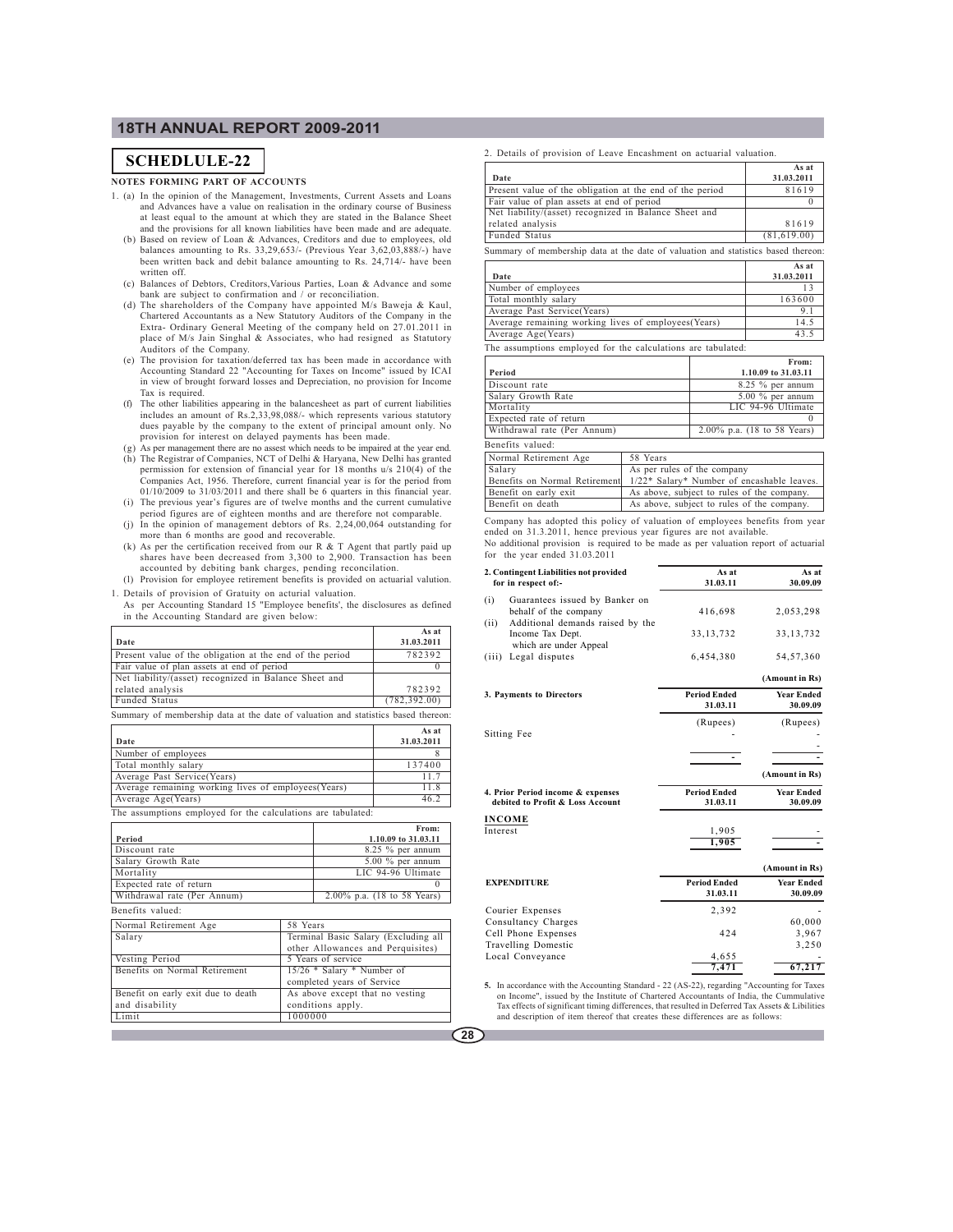# SCHEDLULE-22

**NOTES FORMING PART OF ACCOUNTS**

1. (a) In the opinion of the Management, Investments, Current Assets and Loans and Advances have a value on realisation in the ordinary course of Business at least equal to the amount at which they are stated in the Balance Sheet and the provisions for all known liabilities have been made and are adequate.
   (b) Based on review of Loan & Advances, Creditors and due to employees, old balances amounting to Rs. 33,29,653/- (Previous Year 3,62,03,888/-) have been written back and debit balance amounting to Rs. 24,714/- have been written off.
   (c) Balances of Debtors, Creditors,Various Parties, Loan & Advance and some bank are subject to confirmation and / or reconciliation.
   (d) The shareholders of the Company have appointed M/s Baweja & Kaul, Chartered Accountants as a New Statutory Auditors of the Company in the Extra- Ordinary General Meeting of the company held on 27.01.2011 in place of M/s Jain Singhal & Associates, who had resigned as Statutory Auditors of the Company.
   (e) The provision for taxation/deferred tax has been made in accordance with Accounting Standard 22 "Accounting for Taxes on Income" issued by ICAI in view of brought forward losses and Depreciation, no provision for Income Tax is required.
   (f) The other liabilities appearing in the balancesheet as part of current liabilities includes an amount of Rs.2,33,98,088/- which represents various statutory dues payable by the company to the extent of principal amount only. No provision for interest on delayed payments has been made.
   (g) As per management there are no assest which needs to be impaired at the year end.
   (h) The Registrar of Companies, NCT of Delhi & Haryana, New Delhi has granted permission for extension of financial year for 18 months u/s 210(4) of the Companies Act, 1956. Therefore, current financial year is for the period from 01/10/2009 to 31/03/2011 and there shall be 6 quarters in this financial year.
   (i) The previous year's figures are of twelve months and the current cumulative period figures are of eighteen months and are therefore not comparable.
   (j) In the opinion of management debtors of Rs. 2,24,00,064 outstanding for more than 6 months are good and recoverable.
   (k) As per the certification received from our R & T Agent that partly paid up shares have been decreased from 3,300 to 2,900. Transaction has been accounted by debiting bank charges, pending reconcilation.
   (l) Provision for employee retirement benefits is provided on actuarial valution.

1. Details of provision of Gratuity on acturial valuation.

   As per Accounting Standard 15 "Employee benefits', the disclosures as defined in the Accounting Standard are given below:

| Date | As at 31.03.2011 |
|---|---|
| Present value of the obligation at the end of the period | 782392 |
| Fair value of plan assets at end of period | 0 |
| Net liability/(asset) recognized in Balance Sheet and related analysis | 782392 |
| Funded Status | (782,392.00) |

Summary of membership data at the date of valuation and statistics based thereon:

| Date | As at 31.03.2011 |
|---|---|
| Number of employees | 8 |
| Total monthly salary | 137400 |
| Average Past Service(Years) | 11.7 |
| Average remaining working lives of employees(Years) | 11.8 |
| Average Age(Years) | 46.2 |

The assumptions employed for the calculations are tabulated:

| Period | From: 1.10.09 to 31.03.11 |
|---|---|
| Discount rate | 8.25 % per annum |
| Salary Growth Rate | 5.00 % per annum |
| Mortality | LIC 94-96 Ultimate |
| Expected rate of return | 0 |
| Withdrawal rate (Per Annum) | 2.00% p.a. (18 to 58 Years) |

Benefits valued:

| | |
|---|---|
| Normal Retirement Age | 58 Years |
| Salary | Terminal Basic Salary (Excluding all other Allowances and Perquisites) |
| Vesting Period | 5 Years of service |
| Benefits on Normal Retirement | 15/26 * Salary * Number of completed years of Service |
| Benefit on early exit due to death and disability | As above except that no vesting conditions apply. |
| Limit | 1000000 |

2. Details of provision of Leave Encashment on actuarial valuation.

| Date | As at 31.03.2011 |
|---|---|
| Present value of the obligation at the end of the period | 81619 |
| Fair value of plan assets at end of period | 0 |
| Net liability/(asset) recognized in Balance Sheet and related analysis | 81619 |
| Funded Status | (81,619.00) |

Summary of membership data at the date of valuation and statistics based thereon:

| Date | As at 31.03.2011 |
|---|---|
| Number of employees | 13 |
| Total monthly salary | 163600 |
| Average Past Service(Years) | 9.1 |
| Average remaining working lives of employees(Years) | 14.5 |
| Average Age(Years) | 43.5 |

The assumptions employed for the calculations are tabulated:

| Period | From: 1.10.09 to 31.03.11 |
|---|---|
| Discount rate | 8.25 % per annum |
| Salary Growth Rate | 5.00 % per annum |
| Mortality | LIC 94-96 Ultimate |
| Expected rate of return | 0 |
| Withdrawal rate (Per Annum) | 2.00% p.a. (18 to 58 Years) |

Benefits valued:

| | |
|---|---|
| Normal Retirement Age | 58 Years |
| Salary | As per rules of the company |
| Benefits on Normal Retirement | 1/22* Salary* Number of encashable leaves. |
| Benefit on early exit | As above, subject to rules of the company. |
| Benefit on death | As above, subject to rules of the company. |

Company has adopted this policy of valuation of employees benefits from year ended on 31.3.2011, hence previous year figures are not available.

No additional provision is required to be made as per valuation report of actuarial for the year ended 31.03.2011

| **2. Contingent Liabilities not provided for in respect of:-** | **As at 31.03.11** | **As at 30.09.09** |
|---|---|---|
| (i) Guarantees issued by Banker on behalf of the company | 416,698 | 2,053,298 |
| (ii) Additional demands raised by the Income Tax Dept. which are under Appeal | 33,13,732 | 33,13,732 |
| (iii) Legal disputes | 6,454,380 | 54,57,360 |

(Amount in Rs)

| **3. Payments to Directors** | **Period Ended 31.03.11** | **Year Ended 30.09.09** |
|---|---|---|
| | (Rupees) | (Rupees) |
| Sitting Fee | - | - |
| | - | - |

(Amount in Rs)

| **4. Prior Period income & expenses debited to Profit & Loss Account** | **Period Ended 31.03.11** | **Year Ended 30.09.09** |
|---|---|---|
| **INCOME** | | |
| Interest | 1,905 | - |
| | **1,905** | - |

(Amount in Rs)

| **EXPENDITURE** | **Period Ended 31.03.11** | **Year Ended 30.09.09** |
|---|---|---|
| Courier Expenses | 2,392 | - |
| Consultancy Charges | | 60,000 |
| Cell Phone Expenses | 424 | 3,967 |
| Travelling Domestic | | 3,250 |
| Local Conveyance | 4,655 | - |
| | **7,471** | **67,217** |

5. In accordance with the Accounting Standard - 22 (AS-22), regarding "Accounting for Taxes on Income", issued by the Institute of Chartered Accountants of India, the Cummulative Tax effects of significant timing differences, that resulted in Deferred Tax Assets & Libilities and description of item thereof that creates these differences are as follows: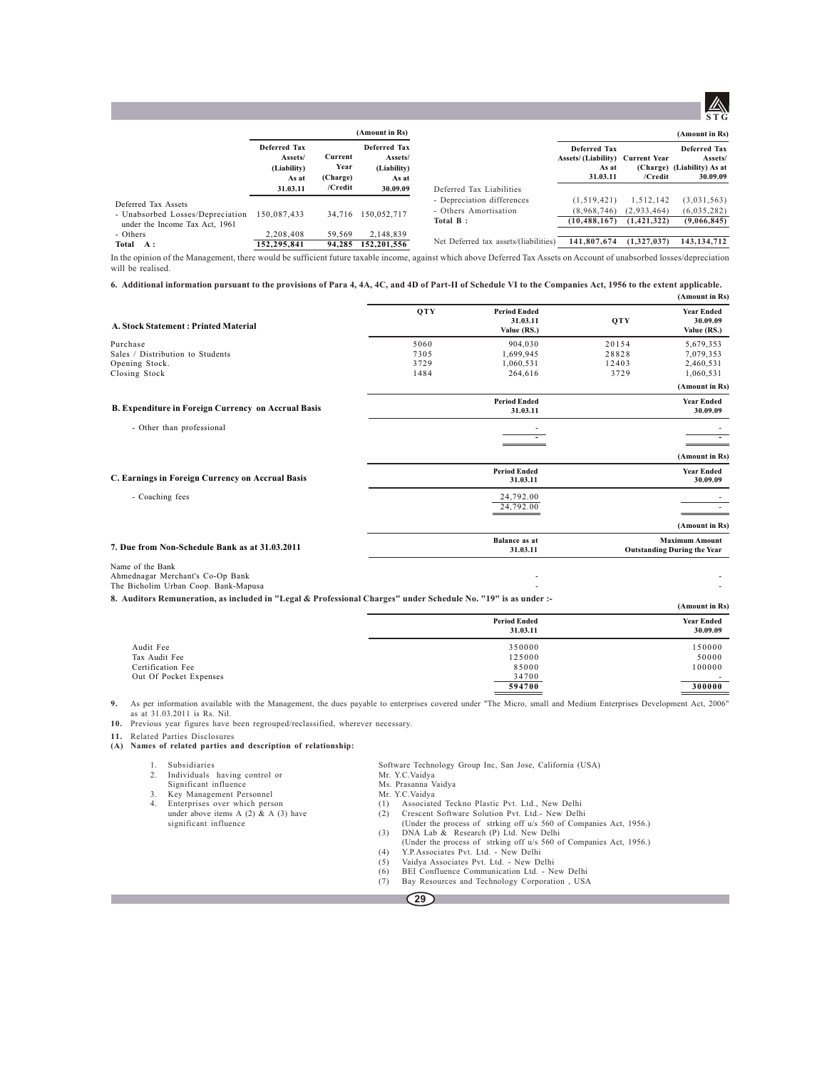(Amount in Rs)

| | Deferred Tax Assets/ (Liability) As at 31.03.11 | Current Year (Charge) /Credit | Deferred Tax Assets/ (Liability) As at 30.09.09 |
|---|---|---|---|
| Deferred Tax Assets | | | |
| - Unabsorbed Losses/Depreciation under the Income Tax Act, 1961 | 150,087,433 | 34,716 | 150,052,717 |
| - Others | 2,208,408 | 59,569 | 2,148,839 |
| **Total A :** | **152,295,841** | **94,285** | **152,201,556** |

(Amount in Rs)

| | Deferred Tax Assets/ (Liability) As at 31.03.11 | Current Year (Charge) /Credit | Deferred Tax Assets/ (Liability) As at 30.09.09 |
|---|---|---|---|
| Deferred Tax Liabilities | | | |
| - Depreciation differences | (1,519,421) | 1,512,142 | (3,031,563) |
| - Others Amortisation | (8,968,746) | (2,933,464) | (6,035,282) |
| **Total B :** | **(10,488,167)** | **(1,421,322)** | **(9,066,845)** |
| Net Deferred tax assets/(liabilities) | **141,807,674** | **(1,327,037)** | **143,134,712** |

In the opinion of the Management, there would be sufficient future taxable income, against which above Deferred Tax Assets on Account of unabsorbed losses/depreciation will be realised.

**6. Additional information pursuant to the provisions of Para 4, 4A, 4C, and 4D of Part-II of Schedule VI to the Companies Act, 1956 to the extent applicable.**

(Amount in Rs)

| A. Stock Statement : Printed Material | QTY | Period Ended 31.03.11 Value (RS.) | QTY | Year Ended 30.09.09 Value (RS.) |
|---|---|---|---|---|
| Purchase | 5060 | 904,030 | 20154 | 5,679,353 |
| Sales / Distribution to Students | 7305 | 1,699,945 | 28828 | 7,079,353 |
| Opening Stock. | 3729 | 1,060,531 | 12403 | 2,460,531 |
| Closing Stock | 1484 | 264,616 | 3729 | 1,060,531 |

(Amount in Rs)

| B. Expenditure in Foreign Currency on Accrual Basis | Period Ended 31.03.11 | Year Ended 30.09.09 |
|---|---|---|
| - Other than professional | - | - |
| | - | - |

(Amount in Rs)

| C. Earnings in Foreign Currency on Accrual Basis | Period Ended 31.03.11 | Year Ended 30.09.09 |
|---|---|---|
| - Coaching fees | 24,792.00 | - |
| | 24,792.00 | - |

(Amount in Rs)

| 7. Due from Non-Schedule Bank as at 31.03.2011 | Balance as at 31.03.11 | Maximum Amount Outstanding During the Year |
|---|---|---|
| Name of the Bank | | |
| Ahmednagar Merchant's Co-Op Bank | - | - |
| The Bicholim Urban Coop. Bank-Mapusa | - | - |

**8. Auditors Remuneration, as included in "Legal & Professional Charges" under Schedule No. "19" is as under :-**

(Amount in Rs)

| | Period Ended 31.03.11 | Year Ended 30.09.09 |
|---|---|---|
| Audit Fee | 350000 | 150000 |
| Tax Audit Fee | 125000 | 50000 |
| Certification Fee | 85000 | 100000 |
| Out Of Pocket Expenses | 34700 | - |
| | **594700** | **300000** |

**9.** As per information available with the Management, the dues payable to enterprises covered under "The Micro, small and Medium Enterprises Development Act, 2006" as at 31.03.2011 is Rs. Nil.

**10.** Previous year figures have been regrouped/reclassified, wherever necessary.

**11.** Related Parties Disclosures

**(A) Names of related parties and description of relationship:**

1. Subsidiaries — Software Technology Group Inc, San Jose, California (USA)
2. Individuals having control or Significant influence — Mr. Y.C.Vaidya; Ms. Prasanna Vaidya
3. Key Management Personnel — Mr. Y.C.Vaidya
4. Enterprises over which person under above items A (2) & A (3) have significant influence —
   (1) Associated Teckno Plastic Pvt. Ltd., New Delhi
   (2) Crescent Software Solution Pvt. Ltd.- New Delhi (Under the process of strking off u/s 560 of Companies Act, 1956.)
   (3) DNA Lab & Research (P) Ltd. New Delhi (Under the process of strking off u/s 560 of Companies Act, 1956.)
   (4) Y.P.Associates Pvt. Ltd. - New Delhi
   (5) Vaidya Associates Pvt. Ltd. - New Delhi
   (6) BEI Confluence Communication Ltd. - New Delhi
   (7) Bay Resources and Technology Corporation , USA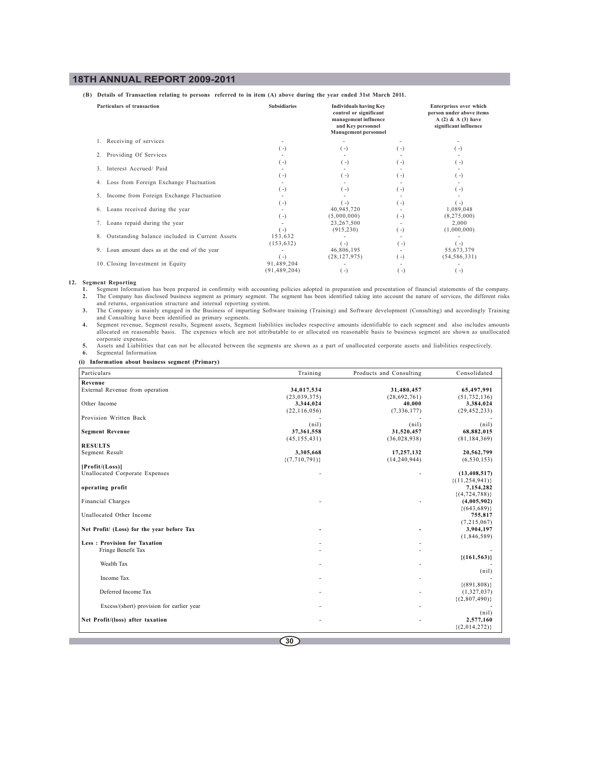**(B) Details of Transaction relating to persons referred to in item (A) above during the year ended 31st March 2011.**

| Particulars of transaction | Subsidiaries | Individuals having Key control or significant management influence and Key personnel Management personnel | | Enterprises over which person under above items A (2) & A (3) have significant influence |
|---|---|---|---|---|
| 1. Receiving of services | - | - | - | - |
| | (-) | (-) | (-) | (-) |
| 2. Providing Of Services | - | - | - | - |
| | (-) | (-) | (-) | (-) |
| 3. Interest Accrued/ Paid | - | - | - | - |
| | (-) | (-) | (-) | (-) |
| 4. Loss from Foreign Exchange Fluctuation | - | - | - | - |
| | (-) | (-) | (-) | (-) |
| 5. Income from Foreign Exchange Fluctuation | - | - | - | - |
| | (-) | (-) | (-) | (-) |
| 6. Loans received during the year | - | 40,945,720 | - | 1,089,048 |
| | (-) | (5,000,000) | (-) | (8,275,000) |
| 7. Loans repaid during the year | - | 23,267,500 | - | 2,000 |
| | (-) | (915,230) | (-) | (1,000,000) |
| 8. Outstanding balance included in Current Assets | 153,632 | - | - | - |
| | (153,632) | (-) | (-) | (-) |
| 9. Loan amount dues as at the end of the year | - | 46,806,195 | - | 55,673,379 |
| | (-) | (28,127,975) | (-) | (54,586,331) |
| 10. Closing Investment in Equity | 91,489,204 | - | - | - |
| | (91,489,204) | (-) | (-) | (-) |

**12. Segment Reporting**

1. Segment Information has been prepared in confirmity with accounting policies adopted in preparation and presentation of financial statements of the company.
2. The Company has disclosed business segment as primary segment. The segment has been identified taking into account the nature of services, the different risks and returns, organisation structure and internal reporting system.
3. The Company is mainly engaged in the Business of imparting Software training (Training) and Software development (Consulting) and accordingly Training and Consulting have been identified as primary segments.
4. Segment revenue, Segment results, Segment assets, Segment liabilities includes respective amounts identifiable to each segment and also includes amounts allocated on reasonable basis. The expenses which are not attributable to or allocated on reasonable basis to business segment are shown as unallocated corporate expenses.
5. Assets and Liabilities that can not be allocated between the segments are shown as a part of unallocated corporate assets and liabilities respectively.
6. Segmental Information

**(i) Information about business segment (Primary)**

| Particulars | Training | Products and Consulting | Consolidated |
|---|---|---|---|
| **Revenue** | | | |
| External Revenue from operation | **34,017,534** | **31,480,457** | **65,497,991** |
| | (23,039,375) | (28,692,761) | (51,732,136) |
| Other Income | **3,344,024** | **40,000** | **3,384,024** |
| | (22,116,056) | (7,336,177) | (29,452,233) |
| Provision Written Back | - | - | - |
| | (nil) | (nil) | (nil) |
| **Segment Revenue** | **37,361,558** | **31,520,457** | **68,882,015** |
| | (45,155,431) | (36,028,938) | (81,184,369) |
| **RESULTS** | | | |
| Segment Result | **3,305,668** | **17,257,132** | **20,562,799** |
| | {(7,710,791)} | (14,240,944) | (6,530,153) |
| **[Profit/(Loss)]** | | | |
| Unallocated Corporate Expenses | - | - | **(13,408,517)** |
| | | | {(11,254,941)} |
| **operating profit** | | | **7,154,282** |
| | | | {(4,724,788)} |
| Financial Charges | - | - | **(4,005,902)** |
| | | | {(643,689)} |
| Unallocated Other Income | | | **755,817** |
| | | | (7,215,067) |
| **Net Profit/ (Loss) for the year before Tax** | - | - | **3,904,197** |
| | | | (1,846,589) |
| **Less : Provision for Taxation** | - | - | |
| Fringe Benefit Tax | - | - | - |
| | | | **{(161,563)}** |
| Wealth Tax | - | - | - |
| | | | (nil) |
| Income Tax | - | - | - |
| | | | {(891,808)} |
| Deferred Income Tax | - | - | (1,327,037) |
| | | | {(2,807,490)} |
| Excess/(short) provision for earlier year | - | - | - |
| | | | (nil) |
| **Net Profit/(loss) after taxation** | - | - | **2,577,160** |
| | | | {(2,014,272)} |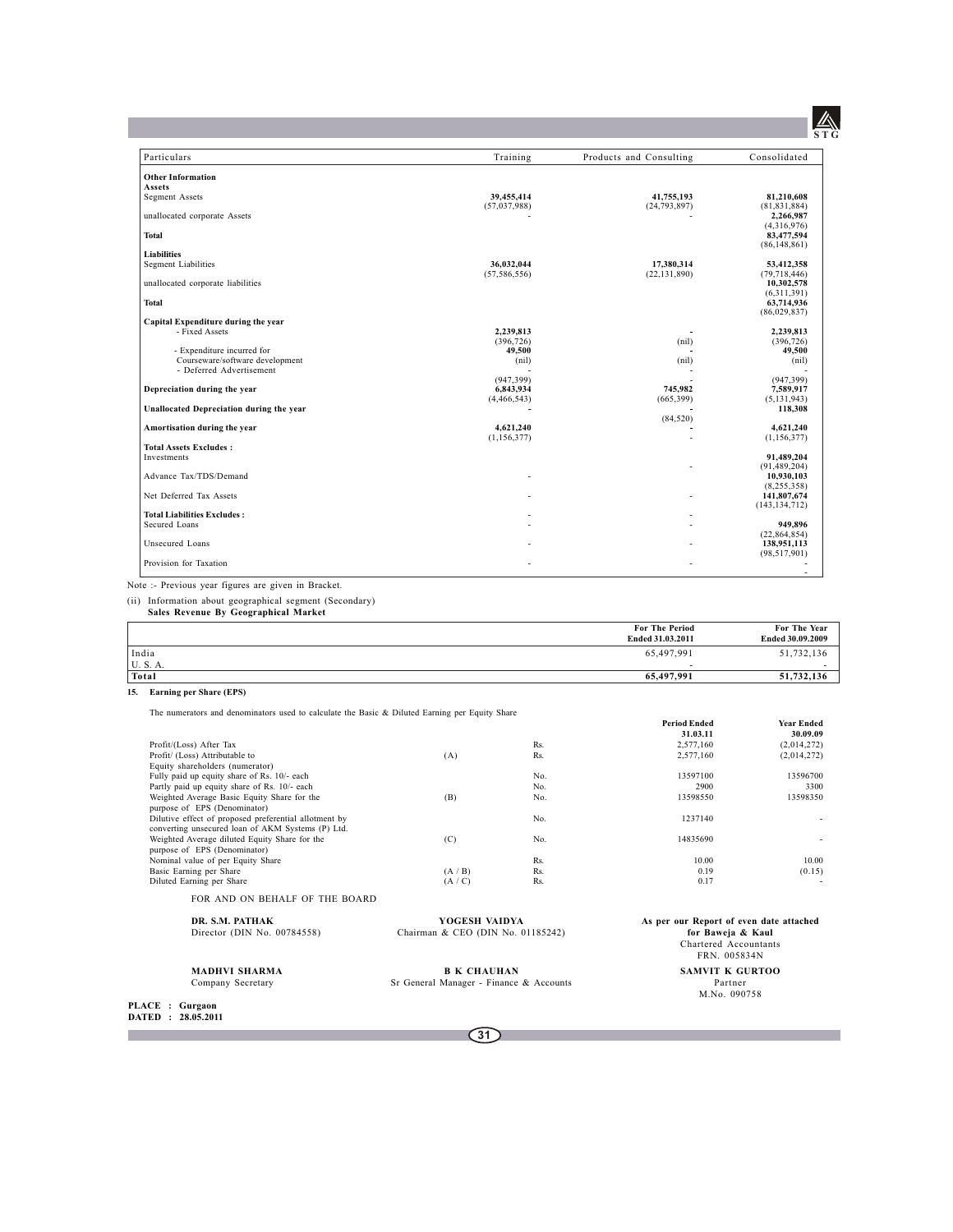| Particulars | Training | Products and Consulting | Consolidated |
|---|---|---|---|
| **Other Information** | | | |
| **Assets** | | | |
| Segment Assets | **39,455,414** | **41,755,193** | **81,210,608** |
| | (57,037,988) | (24,793,897) | (81,831,884) |
| unallocated corporate Assets | - | - | **2,266,987** |
| | | | (4,316,976) |
| **Total** | | | **83,477,594** |
| | | | (86,148,861) |
| **Liabilities** | | | |
| Segment Liabilities | **36,032,044** | **17,380,314** | **53,412,358** |
| | (57,586,556) | (22,131,890) | (79,718,446) |
| unallocated corporate liabilities | | | **10,302,578** |
| | | | (6,311,391) |
| **Total** | | | **63,714,936** |
| | | | (86,029,837) |
| **Capital Expenditure during the year** | | | |
| - Fixed Assets | **2,239,813** | **-** | **2,239,813** |
| | (396,726) | (nil) | (396,726) |
| - Expenditure incurred for Courseware/software development | **49,500** | **-** | **49,500** |
| | (nil) | (nil) | (nil) |
| - Deferred Advertisement | - | - | - |
| | (947,399) | - | (947,399) |
| **Depreciation during the year** | **6,843,934** | **745,982** | **7,589,917** |
| | (4,466,543) | (665,399) | (5,131,943) |
| **Unallocated Depreciation during the year** | **-** | **-** | **118,308** |
| | | (84,520) | |
| **Amortisation during the year** | **4,621,240** | **-** | **4,621,240** |
| | (1,156,377) | - | (1,156,377) |
| **Total Assets Excludes :** | | | |
| Investments | | | **91,489,204** |
| | | - | (91,489,204) |
| Advance Tax/TDS/Demand | - | | **10,930,103** |
| | | | (8,255,358) |
| Net Deferred Tax Assets | - | - | **141,807,674** |
| | | | (143,134,712) |
| **Total Liabilities Excludes :** | - | - | |
| Secured Loans | - | - | **949,896** |
| | | | (22,864,854) |
| Unsecured Loans | - | - | **138,951,113** |
| | | | (98,517,901) |
| Provision for Taxation | - | - | - |
| | | | - |

Note :- Previous year figures are given in Bracket.

(ii) Information about geographical segment (Secondary)
**Sales Revenue By Geographical Market**

| | For The Period Ended 31.03.2011 | For The Year Ended 30.09.2009 |
|---|---|---|
| India | 65,497,991 | 51,732,136 |
| U. S. A. | - | - |
| **Total** | **65,497,991** | **51,732,136** |

**15. Earning per Share (EPS)**

The numerators and denominators used to calculate the Basic & Diluted Earning per Equity Share

| | | | Period Ended 31.03.11 | Year Ended 30.09.09 |
|---|---|---|---|---|
| Profit/(Loss) After Tax | | Rs. | 2,577,160 | (2,014,272) |
| Profit/ (Loss) Attributable to Equity shareholders (numerator) | (A) | Rs. | 2,577,160 | (2,014,272) |
| Fully paid up equity share of Rs. 10/- each | | No. | 13597100 | 13596700 |
| Partly paid up equity share of Rs. 10/- each | | No. | 2900 | 3300 |
| Weighted Average Basic Equity Share for the purpose of EPS (Denominator) | (B) | No. | 13598550 | 13598350 |
| Dilutive effect of proposed preferential allotment by converting unsecured loan of AKM Systems (P) Ltd. | | No. | 1237140 | - |
| Weighted Average diluted Equity Share for the purpose of EPS (Denominator) | (C) | No. | 14835690 | - |
| Nominal value of per Equity Share | | Rs. | 10.00 | 10.00 |
| Basic Earning per Share | (A / B) | Rs. | 0.19 | (0.15) |
| Diluted Earning per Share | (A / C) | Rs. | 0.17 | - |

FOR AND ON BEHALF OF THE BOARD

**DR. S.M. PATHAK**
Director (DIN No. 00784558)

**YOGESH VAIDYA**
Chairman & CEO (DIN No. 01185242)

**As per our Report of even date attached**
**for Baweja & Kaul**
Chartered Accountants
FRN. 005834N

**MADHVI SHARMA**
Company Secretary

**B K CHAUHAN**
Sr General Manager - Finance & Accounts

**SAMVIT K GURTOO**
Partner
M.No. 090758

**PLACE : Gurgaon**
**DATED : 28.05.2011**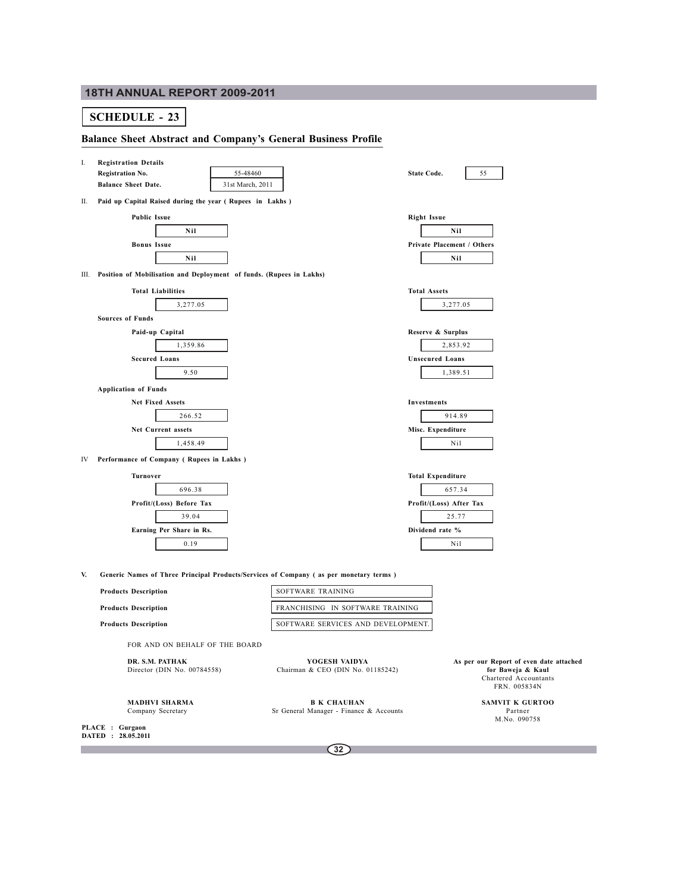## SCHEDULE - 23

### Balance Sheet Abstract and Company's General Business Profile

**I. Registration Details**

| | | | |
|---|---|---|---|
| **Registration No.** | 55-48460 | **State Code.** | 55 |
| **Balance Sheet Date.** | 31st March, 2011 | | |

**II. Paid up Capital Raised during the year ( Rupees in Lakhs )**

| | |
|---|---|
| **Public Issue** | **Right Issue** |
| Nil | Nil |
| **Bonus Issue** | **Private Placement / Others** |
| Nil | Nil |

**III. Position of Mobilisation and Deployment of funds. (Rupees in Lakhs)**

| | |
|---|---|
| **Total Liabilities** | **Total Assets** |
| 3,277.05 | 3,277.05 |

**Sources of Funds**

| | |
|---|---|
| **Paid-up Capital** | **Reserve & Surplus** |
| 1,359.86 | 2,853.92 |
| **Secured Loans** | **Unsecured Loans** |
| 9.50 | 1,389.51 |

**Application of Funds**

| | |
|---|---|
| **Net Fixed Assets** | **Investments** |
| 266.52 | 914.89 |
| **Net Current assets** | **Misc. Expenditure** |
| 1,458.49 | Nil |

**IV Performance of Company ( Rupees in Lakhs )**

| | |
|---|---|
| **Turnover** | **Total Expenditure** |
| 696.38 | 657.34 |
| **Profit/(Loss) Before Tax** | **Profit/(Loss) After Tax** |
| 39.04 | 25.77 |
| **Earning Per Share in Rs.** | **Dividend rate %** |
| 0.19 | Nil |

**V. Generic Names of Three Principal Products/Services of Company ( as per monetary terms )**

| | |
|---|---|
| **Products Description** | SOFTWARE TRAINING |
| **Products Description** | FRANCHISING IN SOFTWARE TRAINING |
| **Products Description** | SOFTWARE SERVICES AND DEVELOPMENT. |

FOR AND ON BEHALF OF THE BOARD

**DR. S.M. PATHAK**
Director (DIN No. 00784558)

**YOGESH VAIDYA**
Chairman & CEO (DIN No. 01185242)

**As per our Report of even date attached**
**for Baweja & Kaul**
Chartered Accountants
FRN. 005834N

**MADHVI SHARMA**
Company Secretary

**B K CHAUHAN**
Sr General Manager - Finance & Accounts

**SAMVIT K GURTOO**
Partner
M.No. 090758

**PLACE : Gurgaon**
**DATED : 28.05.2011**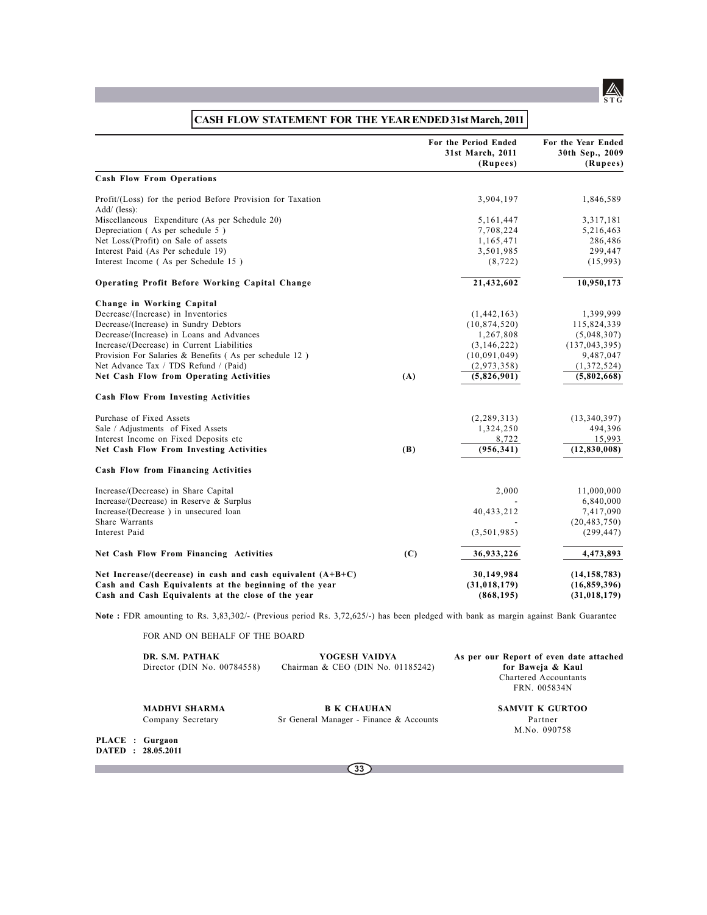## CASH FLOW STATEMENT FOR THE YEAR ENDED 31st March, 2011

| | | For the Period Ended 31st March, 2011 (Rupees) | For the Year Ended 30th Sep., 2009 (Rupees) |
|---|---|---|---|
| **Cash Flow From Operations** | | | |
| Profit/(Loss) for the period Before Provision for Taxation | | 3,904,197 | 1,846,589 |
| Add/ (less): | | | |
| Miscellaneous Expenditure (As per Schedule 20) | | 5,161,447 | 3,317,181 |
| Depreciation ( As per schedule 5 ) | | 7,708,224 | 5,216,463 |
| Net Loss/(Profit) on Sale of assets | | 1,165,471 | 286,486 |
| Interest Paid (As Per schedule 19) | | 3,501,985 | 299,447 |
| Interest Income ( As per Schedule 15 ) | | (8,722) | (15,993) |
| **Operating Profit Before Working Capital Change** | | **21,432,602** | **10,950,173** |
| **Change in Working Capital** | | | |
| Decrease/(Increase) in Inventories | | (1,442,163) | 1,399,999 |
| Decrease/(Increase) in Sundry Debtors | | (10,874,520) | 115,824,339 |
| Decrease/(Increase) in Loans and Advances | | 1,267,808 | (5,048,307) |
| Increase/(Decrease) in Current Liabilities | | (3,146,222) | (137,043,395) |
| Provision For Salaries & Benefits ( As per schedule 12 ) | | (10,091,049) | 9,487,047 |
| Net Advance Tax / TDS Refund / (Paid) | | (2,973,358) | (1,372,524) |
| **Net Cash Flow from Operating Activities** | **(A)** | **(5,826,901)** | **(5,802,668)** |
| **Cash Flow From Investing Activities** | | | |
| Purchase of Fixed Assets | | (2,289,313) | (13,340,397) |
| Sale / Adjustments of Fixed Assets | | 1,324,250 | 494,396 |
| Interest Income on Fixed Deposits etc | | 8,722 | 15,993 |
| **Net Cash Flow From Investing Activities** | **(B)** | **(956,341)** | **(12,830,008)** |
| **Cash Flow from Financing Activities** | | | |
| Increase/(Decrease) in Share Capital | | 2,000 | 11,000,000 |
| Increase/(Decrease) in Reserve & Surplus | | - | 6,840,000 |
| Increase/(Decrease ) in unsecured loan | | 40,433,212 | 7,417,090 |
| Share Warrants | | - | (20,483,750) |
| Interest Paid | | (3,501,985) | (299,447) |
| **Net Cash Flow From Financing Activities** | **(C)** | **36,933,226** | **4,473,893** |
| **Net Increase/(decrease) in cash and cash equivalent (A+B+C)** | | **30,149,984** | **(14,158,783)** |
| **Cash and Cash Equivalents at the beginning of the year** | | **(31,018,179)** | **(16,859,396)** |
| **Cash and Cash Equivalents at the close of the year** | | **(868,195)** | **(31,018,179)** |

**Note :** FDR amounting to Rs. 3,83,302/- (Previous period Rs. 3,72,625/-) has been pledged with bank as margin against Bank Guarantee

FOR AND ON BEHALF OF THE BOARD

**DR. S.M. PATHAK**
Director (DIN No. 00784558)

**YOGESH VAIDYA**
Chairman & CEO (DIN No. 01185242)

**As per our Report of even date attached**
**for Baweja & Kaul**
Chartered Accountants
FRN. 005834N

**MADHVI SHARMA**
Company Secretary

**B K CHAUHAN**
Sr General Manager - Finance & Accounts

**SAMVIT K GURTOO**
Partner
M.No. 090758

**PLACE : Gurgaon**
**DATED : 28.05.2011**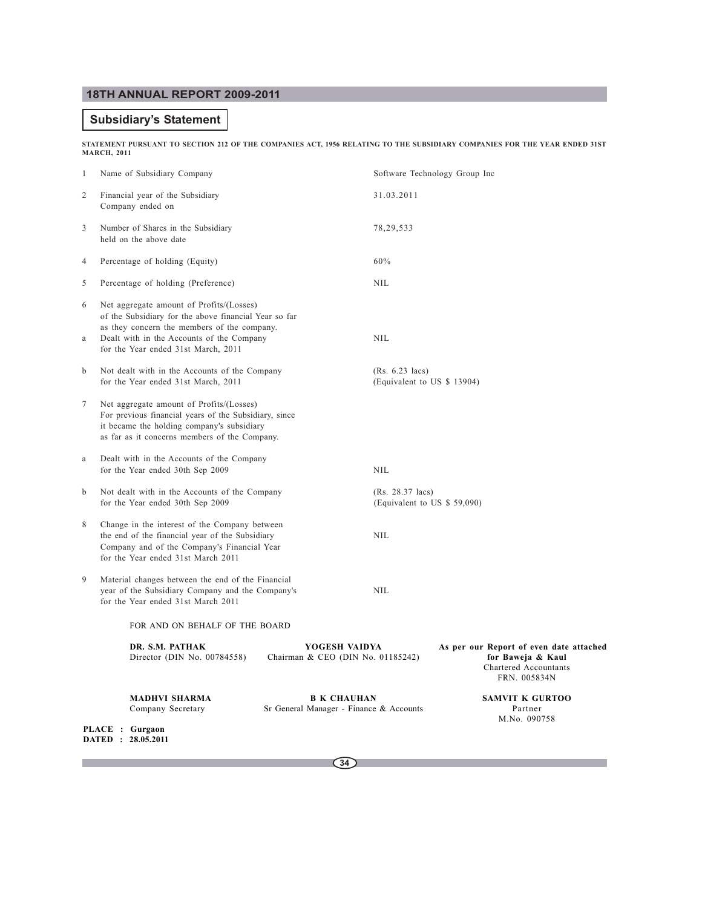## Subsidiary's Statement

**STATEMENT PURSUANT TO SECTION 212 OF THE COMPANIES ACT, 1956 RELATING TO THE SUBSIDIARY COMPANIES FOR THE YEAR ENDED 31ST MARCH, 2011**

| | | |
|---|---|---|
| 1 | Name of Subsidiary Company | Software Technology Group Inc |
| 2 | Financial year of the Subsidiary Company ended on | 31.03.2011 |
| 3 | Number of Shares in the Subsidiary held on the above date | 78,29,533 |
| 4 | Percentage of holding (Equity) | 60% |
| 5 | Percentage of holding (Preference) | NIL |
| 6 | Net aggregate amount of Profits/(Losses) of the Subsidiary for the above financial Year so far as they concern the members of the company. | |
| a | Dealt with in the Accounts of the Company for the Year ended 31st March, 2011 | NIL |
| b | Not dealt with in the Accounts of the Company for the Year ended 31st March, 2011 | (Rs. 6.23 lacs) (Equivalent to US $ 13904) |
| 7 | Net aggregate amount of Profits/(Losses) For previous financial years of the Subsidiary, since it became the holding company's subsidiary as far as it concerns members of the Company. | |
| a | Dealt with in the Accounts of the Company for the Year ended 30th Sep 2009 | NIL |
| b | Not dealt with in the Accounts of the Company for the Year ended 30th Sep 2009 | (Rs. 28.37 lacs) (Equivalent to US $ 59,090) |
| 8 | Change in the interest of the Company between the end of the financial year of the Subsidiary Company and of the Company's Financial Year for the Year ended 31st March 2011 | NIL |
| 9 | Material changes between the end of the Financial year of the Subsidiary Company and the Company's for the Year ended 31st March 2011 | NIL |

FOR AND ON BEHALF OF THE BOARD

| | | |
|---|---|---|
| **DR. S.M. PATHAK**<br>Director (DIN No. 00784558) | **YOGESH VAIDYA**<br>Chairman & CEO (DIN No. 01185242) | **As per our Report of even date attached**<br>**for Baweja & Kaul**<br>Chartered Accountants<br>FRN. 005834N |
| **MADHVI SHARMA**<br>Company Secretary | **B K CHAUHAN**<br>Sr General Manager - Finance & Accounts | **SAMVIT K GURTOO**<br>Partner<br>M.No. 090758 |

**PLACE : Gurgaon**
**DATED : 28.05.2011**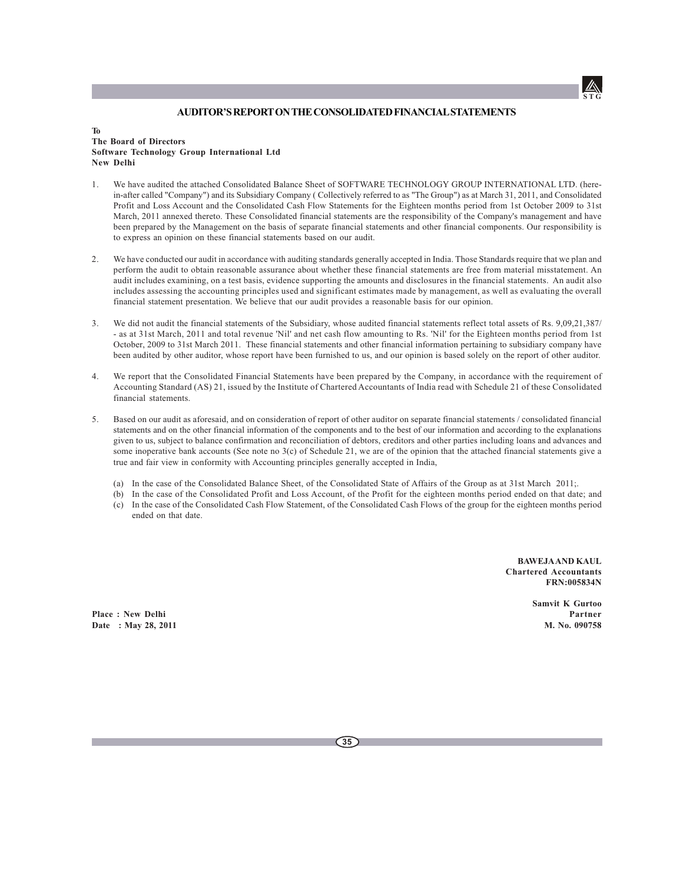## AUDITOR'S REPORT ON THE CONSOLIDATED FINANCIAL STATEMENTS

**To**
**The Board of Directors**
**Software Technology Group International Ltd**
**New Delhi**

1. We have audited the attached Consolidated Balance Sheet of SOFTWARE TECHNOLOGY GROUP INTERNATIONAL LTD. (here-in-after called "Company") and its Subsidiary Company ( Collectively referred to as "The Group") as at March 31, 2011, and Consolidated Profit and Loss Account and the Consolidated Cash Flow Statements for the Eighteen months period from 1st October 2009 to 31st March, 2011 annexed thereto. These Consolidated financial statements are the responsibility of the Company's management and have been prepared by the Management on the basis of separate financial statements and other financial components. Our responsibility is to express an opinion on these financial statements based on our audit.

2. We have conducted our audit in accordance with auditing standards generally accepted in India. Those Standards require that we plan and perform the audit to obtain reasonable assurance about whether these financial statements are free from material misstatement. An audit includes examining, on a test basis, evidence supporting the amounts and disclosures in the financial statements. An audit also includes assessing the accounting principles used and significant estimates made by management, as well as evaluating the overall financial statement presentation. We believe that our audit provides a reasonable basis for our opinion.

3. We did not audit the financial statements of the Subsidiary, whose audited financial statements reflect total assets of Rs. 9,09,21,387/- as at 31st March, 2011 and total revenue 'Nil' and net cash flow amounting to Rs. 'Nil' for the Eighteen months period from 1st October, 2009 to 31st March 2011. These financial statements and other financial information pertaining to subsidiary company have been audited by other auditor, whose report have been furnished to us, and our opinion is based solely on the report of other auditor.

4. We report that the Consolidated Financial Statements have been prepared by the Company, in accordance with the requirement of Accounting Standard (AS) 21, issued by the Institute of Chartered Accountants of India read with Schedule 21 of these Consolidated financial statements.

5. Based on our audit as aforesaid, and on consideration of report of other auditor on separate financial statements / consolidated financial statements and on the other financial information of the components and to the best of our information and according to the explanations given to us, subject to balance confirmation and reconciliation of debtors, creditors and other parties including loans and advances and some inoperative bank accounts (See note no 3(c) of Schedule 21, we are of the opinion that the attached financial statements give a true and fair view in conformity with Accounting principles generally accepted in India,

   (a) In the case of the Consolidated Balance Sheet, of the Consolidated State of Affairs of the Group as at 31st March 2011;.
   (b) In the case of the Consolidated Profit and Loss Account, of the Profit for the eighteen months period ended on that date; and
   (c) In the case of the Consolidated Cash Flow Statement, of the Consolidated Cash Flows of the group for the eighteen months period ended on that date.

**BAWEJA AND KAUL**
**Chartered Accountants**
**FRN:005834N**

**Samvit K Gurtoo**
**Partner**
**M. No. 090758**

**Place : New Delhi**
**Date : May 28, 2011**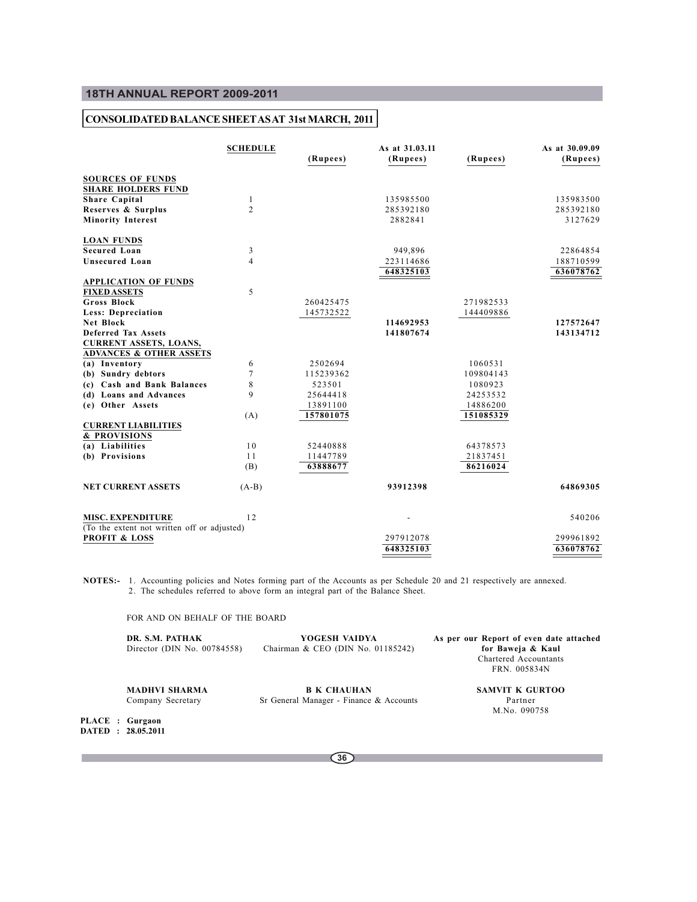## CONSOLIDATED BALANCE SHEET AS AT 31st MARCH, 2011

| | SCHEDULE | (Rupees) | As at 31.03.11 (Rupees) | (Rupees) | As at 30.09.09 (Rupees) |
|---|---|---|---|---|---|
| **SOURCES OF FUNDS** | | | | | |
| **SHARE HOLDERS FUND** | | | | | |
| **Share Capital** | 1 | | 135985500 | | 135983500 |
| **Reserves & Surplus** | 2 | | 285392180 | | 285392180 |
| **Minority Interest** | | | 2882841 | | 3127629 |
| **LOAN FUNDS** | | | | | |
| **Secured Loan** | 3 | | 949,896 | | 22864854 |
| **Unsecured Loan** | 4 | | 223114686 | | 188710599 |
| | | | 648325103 | | 636078762 |
| **APPLICATION OF FUNDS** | | | | | |
| **FIXED ASSETS** | 5 | | | | |
| **Gross Block** | | 260425475 | | 271982533 | |
| **Less: Depreciation** | | 145732522 | | 144409886 | |
| **Net Block** | | | **114692953** | | **127572647** |
| **Deferred Tax Assets** | | | **141807674** | | **143134712** |
| **CURRENT ASSETS, LOANS, ADVANCES & OTHER ASSETS** | | | | | |
| (a) Inventory | 6 | 2502694 | | 1060531 | |
| (b) Sundry debtors | 7 | 115239362 | | 109804143 | |
| (c) Cash and Bank Balances | 8 | 523501 | | 1080923 | |
| (d) Loans and Advances | 9 | 25644418 | | 24253532 | |
| (e) Other Assets | | 13891100 | | 14886200 | |
| | (A) | 157801075 | | 151085329 | |
| **CURRENT LIABILITIES & PROVISIONS** | | | | | |
| (a) Liabilities | 10 | 52440888 | | 64378573 | |
| (b) Provisions | 11 | 11447789 | | 21837451 | |
| | (B) | 63888677 | | 86216024 | |
| **NET CURRENT ASSETS** | (A-B) | | **93912398** | | **64869305** |
| **MISC. EXPENDITURE** (To the extent not written off or adjusted) | 12 | | - | | 540206 |
| **PROFIT & LOSS** | | | 297912078 | | 299961892 |
| | | | 648325103 | | 636078762 |

**NOTES:-** 1. Accounting policies and Notes forming part of the Accounts as per Schedule 20 and 21 respectively are annexed.
2. The schedules referred to above form an integral part of the Balance Sheet.

FOR AND ON BEHALF OF THE BOARD

**DR. S.M. PATHAK**
Director (DIN No. 00784558)

**YOGESH VAIDYA**
Chairman & CEO (DIN No. 01185242)

**As per our Report of even date attached**
**for Baweja & Kaul**
Chartered Accountants
FRN. 005834N

**MADHVI SHARMA**
Company Secretary

**B K CHAUHAN**
Sr General Manager - Finance & Accounts

**SAMVIT K GURTOO**
Partner
M.No. 090758

**PLACE : Gurgaon**
**DATED : 28.05.2011**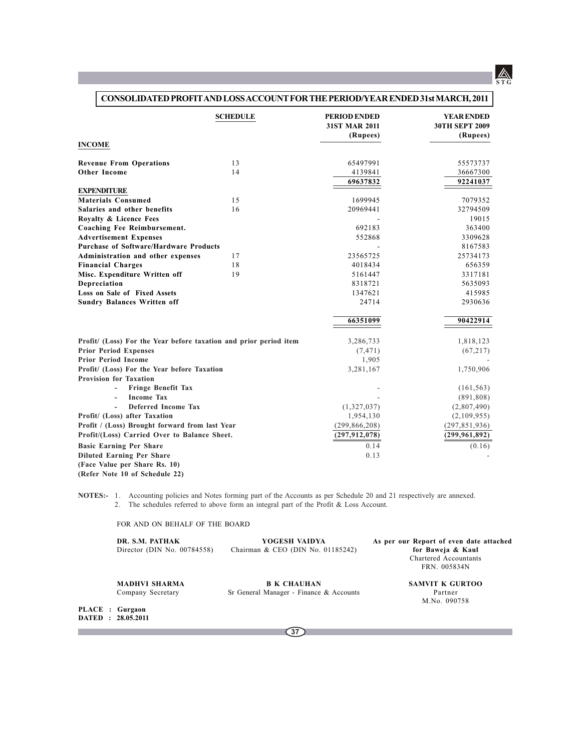# CONSOLIDATED PROFIT AND LOSS ACCOUNT FOR THE PERIOD/YEAR ENDED 31st MARCH, 2011

| | SCHEDULE | PERIOD ENDED 31ST MAR 2011 (Rupees) | YEAR ENDED 30TH SEPT 2009 (Rupees) |
|---|---|---|---|
| **INCOME** | | | |
| **Revenue From Operations** | 13 | 65497991 | 55573737 |
| **Other Income** | 14 | 4139841 | 36667300 |
| | | 69637832 | 92241037 |
| **EXPENDITURE** | | | |
| **Materials Consumed** | 15 | 1699945 | 7079352 |
| **Salaries and other benefits** | 16 | 20969441 | 32794509 |
| **Royalty & Licence Fees** | | - | 19015 |
| **Coaching Fee Reimbursement.** | | 692183 | 363400 |
| **Advertisement Expenses** | | 552868 | 3309628 |
| **Purchase of Software/Hardware Products** | | - | 8167583 |
| **Administration and other expenses** | 17 | 23565725 | 25734173 |
| **Financial Charges** | 18 | 4018434 | 656359 |
| **Misc. Expenditure Written off** | 19 | 5161447 | 3317181 |
| **Depreciation** | | 8318721 | 5635093 |
| **Loss on Sale of Fixed Assets** | | 1347621 | 415985 |
| **Sundry Balances Written off** | | 24714 | 2930636 |
| | | 66351099 | 90422914 |
| **Profit/ (Loss) For the Year before taxation and prior period item** | | 3,286,733 | 1,818,123 |
| **Prior Period Expenses** | | (7,471) | (67,217) |
| **Prior Period Income** | | 1,905 | - |
| **Profit/ (Loss) For the Year before Taxation** | | 3,281,167 | 1,750,906 |
| **Provision for Taxation** | | | |
| - Fringe Benefit Tax | | - | (161,563) |
| - Income Tax | | - | (891,808) |
| - Deferred Income Tax | | (1,327,037) | (2,807,490) |
| **Profit/ (Loss) after Taxation** | | 1,954,130 | (2,109,955) |
| **Profit / (Loss) Brought forward from last Year** | | (299,866,208) | (297,851,936) |
| **Profit/(Loss) Carried Over to Balance Sheet.** | | (297,912,078) | (299,961,892) |
| **Basic Earning Per Share** | | 0.14 | (0.16) |
| **Diluted Earning Per Share** | | 0.13 | - |
| **(Face Value per Share Rs. 10)** | | | |
| **(Refer Note 10 of Schedule 22)** | | | |

**NOTES:-** 1. Accounting policies and Notes forming part of the Accounts as per Schedule 20 and 21 respectively are annexed.
2. The schedules referred to above form an integral part of the Profit & Loss Account.

FOR AND ON BEHALF OF THE BOARD

**DR. S.M. PATHAK**
Director (DIN No. 00784558)

**YOGESH VAIDYA**
Chairman & CEO (DIN No. 01185242)

**As per our Report of even date attached**
**for Baweja & Kaul**
Chartered Accountants
FRN. 005834N

**MADHVI SHARMA**
Company Secretary

**B K CHAUHAN**
Sr General Manager - Finance & Accounts

**SAMVIT K GURTOO**
Partner
M.No. 090758

**PLACE : Gurgaon**
**DATED : 28.05.2011**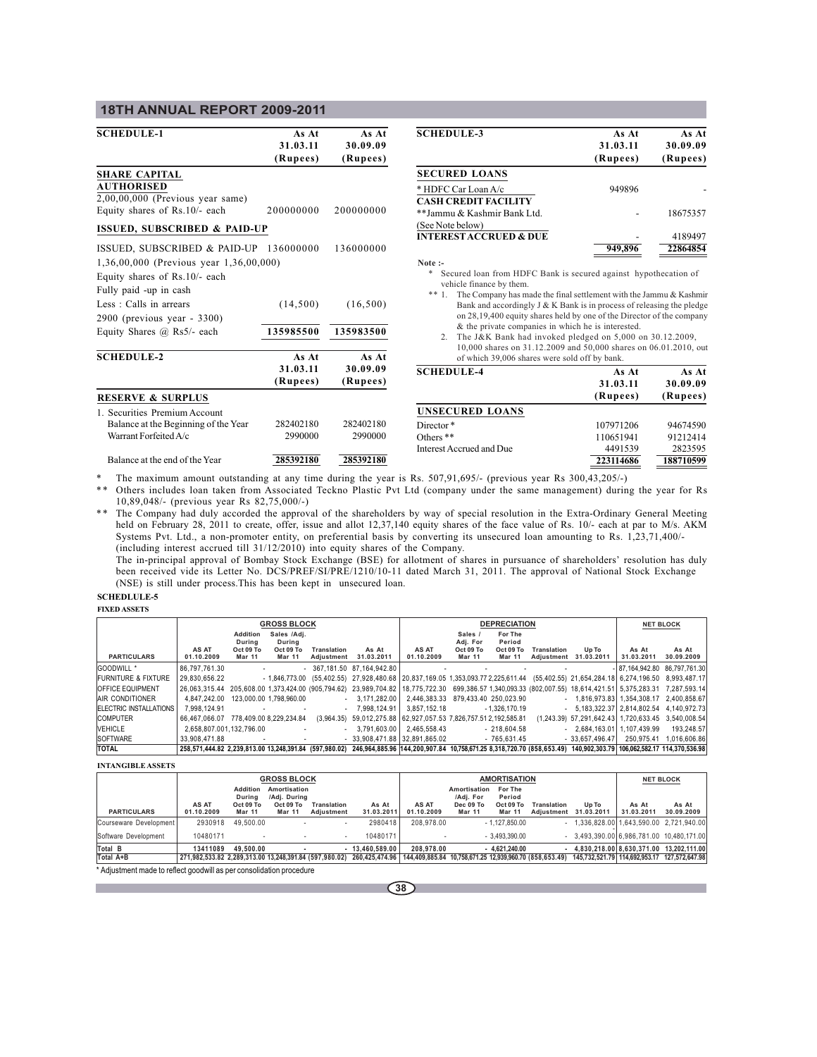## SCHEDULE-1

| | As At 31.03.11 (Rupees) | As At 30.09.09 (Rupees) |
|---|---|---|
| **SHARE CAPITAL** | | |
| **AUTHORISED** | | |
| 2,00,00,000 (Previous year same) Equity shares of Rs.10/- each | 200000000 | 200000000 |
| **ISSUED, SUBSCRIBED & PAID-UP** | | |
| ISSUED, SUBSCRIBED & PAID-UP | 136000000 | 136000000 |
| 1,36,00,000 (Previous year 1,36,00,000) Equity shares of Rs.10/- each Fully paid -up in cash | | |
| Less : Calls in arrears 2900 (previous year - 3300) Equity Shares @ Rs5/- each | (14,500) | (16,500) |
| | 135985500 | 135983500 |

## SCHEDULE-2

| | As At 31.03.11 (Rupees) | As At 30.09.09 (Rupees) |
|---|---|---|
| **RESERVE & SURPLUS** | | |
| 1. Securities Premium Account | | |
| Balance at the Beginning of the Year | 282402180 | 282402180 |
| Warrant Forfeited A/c | 2990000 | 2990000 |
| Balance at the end of the Year | 285392180 | 285392180 |

## SCHEDULE-3

| | As At 31.03.11 (Rupees) | As At 30.09.09 (Rupees) |
|---|---|---|
| **SECURED LOANS** | | |
| * HDFC Car Loan A/c | 949896 | - |
| **CASH CREDIT FACILITY** | | |
| **Jammu & Kashmir Bank Ltd. (See Note below) | - | 18675357 |
| **INTEREST ACCRUED & DUE** | - | 4189497 |
| | 949,896 | 22864854 |

**Note :-**

\* Secured loan from HDFC Bank is secured against hypothecation of vehicle finance by them.

** 1. The Company has made the final settlement with the Jammu & Kashmir Bank and accordingly J & K Bank is in process of releasing the pledge on 28,19,400 equity shares held by one of the Director of the company & the private companies in which he is interested.

2. The J&K Bank had invoked pledged on 5,000 on 30.12.2009, 10,000 shares on 31.12.2009 and 50,000 shares on 06.01.2010, out of which 39,006 shares were sold off by bank.

## SCHEDULE-4

| | As At 31.03.11 (Rupees) | As At 30.09.09 (Rupees) |
|---|---|---|
| **UNSECURED LOANS** | | |
| Director* | 107971206 | 94674590 |
| Others ** | 110651941 | 91212414 |
| Interest Accrued and Due | 4491539 | 2823595 |
| | 223114686 | 188710599 |

\* The maximum amount outstanding at any time during the year is Rs. 507,91,695/- (previous year Rs 300,43,205/-)

** Others includes loan taken from Associated Teckno Plastic Pvt Ltd (company under the same management) during the year for Rs 10,89,048/- (previous year Rs 82,75,000/-)

** The Company had duly accorded the approval of the shareholders by way of special resolution in the Extra-Ordinary General Meeting held on February 28, 2011 to create, offer, issue and allot 12,37,140 equity shares of the face value of Rs. 10/- each at par to M/s. AKM Systems Pvt. Ltd., a non-promoter entity, on preferential basis by converting its unsecured loan amounting to Rs. 1,23,71,400/- (including interest accrued till 31/12/2010) into equity shares of the Company.

The in-principal approval of Bombay Stock Exchange (BSE) for allotment of shares in pursuance of shareholders' resolution has duly been received vide its Letter No. DCS/PREF/SI/PRE/1210/10-11 dated March 31, 2011. The approval of National Stock Exchange (NSE) is still under process.This has been kept in unsecured loan.

## SCHEDLULE-5

**FIXED ASSETS**

| PARTICULARS | GROSS BLOCK | | | | | DEPRECIATION | | | | | NET BLOCK | |
|---|---|---|---|---|---|---|---|---|---|---|---|---|
| | AS AT 01.10.2009 | Addition During Oct 09 To Mar 11 | Sales /Adj. During Oct 09 To Mar 11 | Translation Adjustment | As At 31.03.2011 | AS AT 01.10.2009 | Sales / Adj. For Oct 09 To Mar 11 | For The Period Oct 09 To Mar 11 | Translation Adjustment | Up To 31.03.2011 | As At 31.03.2011 | As At 30.09.2009 |
| GOODWILL * | 86,797,761.30 | - | - | 367,181.50 | 87,164,942.80 | - | - | - | - | - | 87,164,942.80 | 86,797,761.30 |
| FURNITURE & FIXTURE | 29,830,656.22 | - | 1,846,773.00 | (55,402.55) | 27,928,480.68 | 20,837,169.05 | 1,353,093.77 | 2,225,611.44 | (55,402.55) | 21,654,284.18 | 6,274,196.50 | 8,993,487.17 |
| OFFICE EQUIPMENT | 26,063,315.44 | 205,608.00 | 1,373,424.00 | (905,742.62) | 23,989,704.82 | 18,775,722.30 | 699,386.57 | 1,340,093.33 | (802,007.55) | 18,614,421.51 | 5,375,283.31 | 7,287,593.14 |
| AIR CONDITIONER | 4,847,242.00 | 123,000.00 | 1,798,960.00 | - | 3,171,282.00 | 2,446,383.33 | 879,433.40 | 250,023.90 | - | 1,816,973.83 | 1,354,308.17 | 2,400,858.67 |
| ELECTRIC INSTALLATIONS | 7,998,124.91 | - | - | - | 7,998,124.91 | 3,857,152.18 | - | 1,326,170.19 | - | 5,183,322.37 | 2,814,802.54 | 4,140,972.73 |
| COMPUTER | 66,467,066.07 | 778,409.00 | 8,229,234.84 | (3,964.35) | 59,012,275.88 | 62,927,057.53 | 7,826,757.51 | 2,192,585.81 | (1,243.39) | 57,291,642.43 | 1,720,633.45 | 3,540,008.54 |
| VEHICLE | 2,658,807.00 | 1,132,796.00 | - | - | 3,791,603.00 | 2,465,558.43 | - | 218,604.58 | - | 2,684,163.01 | 1,107,439.99 | 193,248.57 |
| SOFTWARE | 33,908,471.88 | - | - | - | 33,908,471.88 | 32,891,865.02 | - | 765,631.45 | - | 33,657,496.47 | 250,975.41 | 1,016,606.86 |
| TOTAL | 258,571,444.82 | 2,239,813.00 | 13,248,391.84 | (597,980.02) | 246,964,885.96 | 144,200,907.84 | 10,758,671.25 | 8,318,720.70 | (858,653.49) | 140,902,303.79 | 106,062,582.17 | 114,370,536.98 |

**INTANGIBLE ASSETS**

| PARTICULARS | GROSS BLOCK | | | | | AMORTISATION | | | | | NET BLOCK | |
|---|---|---|---|---|---|---|---|---|---|---|---|---|
| | AS AT 01.10.2009 | Addition During Oct 09 To Mar 11 | Amortisation /Adj. During Oct 09 To Mar 11 | Translation Adjustment | As At 31.03.2011 | AS AT 01.10.2009 | Amortisation /Adj. For Dec 09 To Mar 11 | For The Period Oct 09 To Mar 11 | Translation Adjustment | Up To 31.03.2011 | As At 31.03.2011 | As At 30.09.2009 |
| Courseware Development | 2930918 | 49,500.00 | - | - | 2980418 | 208,978.00 | - | 1,127,850.00 | - | 1,336,828.00 | 1,643,590.00 | 2,721,940.00 |
| Software Development | 10480171 | - | - | - | 10480171 | - | - | 3,493,390.00 | - | 3,493,390.00 | 6,986,781.00 | 10,480,171.00 |
| Total B | 13411089 | 49,500.00 | - | - | 13,460,589.00 | 208,978.00 | - | 4,621,240.00 | - | 4,830,218.00 | 8,630,371.00 | 13,202,111.00 |
| Total A+B | 271,982,533.82 | 2,289,313.00 | 13,248,391.84 | (597,980.02) | 260,425,474.96 | 144,409,885.84 | 10,758,671.25 | 12,939,960.70 | (858,653.49) | 145,732,521.79 | 114,692,953.17 | 127,572,647.98 |

\* Adjustment made to reflect goodwill as per consolidation procedure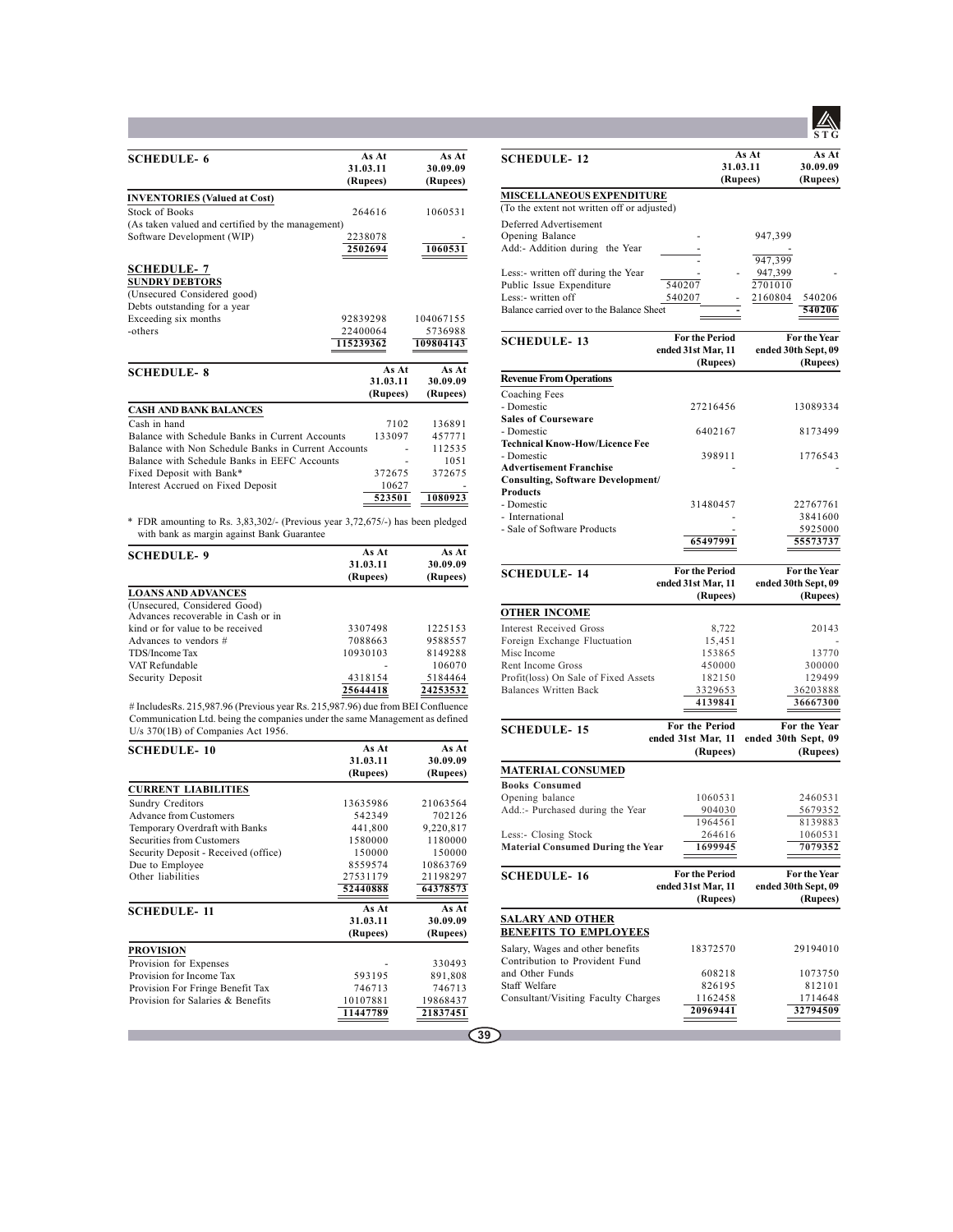## SCHEDULE- 6

| | As At 31.03.11 (Rupees) | As At 30.09.09 (Rupees) |
|---|---|---|
| **INVENTORIES (Valued at Cost)** | | |
| Stock of Books | 264616 | 1060531 |
| (As taken valued and certified by the management) | | |
| Software Development (WIP) | 2238078 | - |
| | 2502694 | 1060531 |

## SCHEDULE- 7

| | As At 31.03.11 (Rupees) | As At 30.09.09 (Rupees) |
|---|---|---|
| **SUNDRY DEBTORS** | | |
| (Unsecured Considered good) | | |
| Debts outstanding for a year | | |
| Exceeding six months | 92839298 | 104067155 |
| -others | 22400064 | 5736988 |
| | 115239362 | 109804143 |

## SCHEDULE- 8

| | As At 31.03.11 (Rupees) | As At 30.09.09 (Rupees) |
|---|---|---|
| **CASH AND BANK BALANCES** | | |
| Cash in hand | 7102 | 136891 |
| Balance with Schedule Banks in Current Accounts | 133097 | 457771 |
| Balance with Non Schedule Banks in Current Accounts | - | 112535 |
| Balance with Schedule Banks in EEFC Accounts | - | 1051 |
| Fixed Deposit with Bank* | 372675 | 372675 |
| Interest Accrued on Fixed Deposit | 10627 | - |
| | 523501 | 1080923 |

* FDR amounting to Rs. 3,83,302/- (Previous year 3,72,675/-) has been pledged with bank as margin against Bank Guarantee

## SCHEDULE- 9

| | As At 31.03.11 (Rupees) | As At 30.09.09 (Rupees) |
|---|---|---|
| **LOANS AND ADVANCES** | | |
| (Unsecured, Considered Good) | | |
| Advances recoverable in Cash or in kind or for value to be received | 3307498 | 1225153 |
| Advances to vendors # | 7088663 | 9588557 |
| TDS/Income Tax | 10930103 | 8149288 |
| VAT Refundable | - | 106070 |
| Security Deposit | 4318154 | 5184464 |
| | 25644418 | 24253532 |

# IncludesRs. 215,987.96 (Previous year Rs. 215,987.96) due from BEI Confluence Communication Ltd. being the companies under the same Management as defined U/s 370(1B) of Companies Act 1956.

## SCHEDULE- 10

| | As At 31.03.11 (Rupees) | As At 30.09.09 (Rupees) |
|---|---|---|
| **CURRENT LIABILITIES** | | |
| Sundry Creditors | 13635986 | 21063564 |
| Advance from Customers | 542349 | 702126 |
| Temporary Overdraft with Banks | 441,800 | 9,220,817 |
| Securities from Customers | 1580000 | 1180000 |
| Security Deposit - Received (office) | 150000 | 150000 |
| Due to Employee | 8559574 | 10863769 |
| Other liabilities | 27531179 | 21198297 |
| | 52440888 | 64378573 |

## SCHEDULE- 11

| | As At 31.03.11 (Rupees) | As At 30.09.09 (Rupees) |
|---|---|---|
| **PROVISION** | | |
| Provision for Expenses | - | 330493 |
| Provision for Income Tax | 593195 | 891,808 |
| Provision For Fringe Benefit Tax | 746713 | 746713 |
| Provision for Salaries & Benefits | 10107881 | 19868437 |
| | 11447789 | 21837451 |

## SCHEDULE- 12

| | | As At 31.03.11 (Rupees) | | As At 30.09.09 (Rupees) |
|---|---|---|---|---|
| **MISCELLANEOUS EXPENDITURE** | | | | |
| (To the extent not written off or adjusted) | | | | |
| Deferred Advertisement | | | | |
| Opening Balance | - | | 947,399 | |
| Add:- Addition during the Year | - | | - | |
| | - | | 947,399 | |
| Less:- written off during the Year | - | - | 947,399 | - |
| Public Issue Expenditure | 540207 | | 2701010 | |
| Less:- written off | 540207 | - | 2160804 | 540206 |
| Balance carried over to the Balance Sheet | | - | | 540206 |

## SCHEDULE- 13

| | For the Period ended 31st Mar, 11 (Rupees) | For the Year ended 30th Sept, 09 (Rupees) |
|---|---|---|
| **Revenue From Operations** | | |
| Coaching Fees | | |
| - Domestic | 27216456 | 13089334 |
| **Sales of Courseware** | | |
| - Domestic | 6402167 | 8173499 |
| **Technical Know-How/Licence Fee** | | |
| - Domestic | 398911 | 1776543 |
| **Advertisement Franchise** | - | - |
| **Consulting, Software Development/ Products** | | |
| - Domestic | 31480457 | 22767761 |
| - International | - | 3841600 |
| - Sale of Software Products | - | 5925000 |
| | 65497991 | 55573737 |

## SCHEDULE- 14

| | For the Period ended 31st Mar, 11 (Rupees) | For the Year ended 30th Sept, 09 (Rupees) |
|---|---|---|
| **OTHER INCOME** | | |
| Interest Received Gross | 8,722 | 20143 |
| Foreign Exchange Fluctuation | 15,451 | - |
| Misc Income | 153865 | 13770 |
| Rent Income Gross | 450000 | 300000 |
| Profit(loss) On Sale of Fixed Assets | 182150 | 129499 |
| Balances Written Back | 3329653 | 36203888 |
| | 4139841 | 36667300 |

## SCHEDULE- 15

| | For the Period ended 31st Mar, 11 (Rupees) | For the Year ended 30th Sept, 09 (Rupees) |
|---|---|---|
| **MATERIAL CONSUMED** | | |
| **Books Consumed** | | |
| Opening balance | 1060531 | 2460531 |
| Add.:- Purchased during the Year | 904030 | 5679352 |
| | 1964561 | 8139883 |
| Less:- Closing Stock | 264616 | 1060531 |
| **Material Consumed During the Year** | 1699945 | 7079352 |

## SCHEDULE- 16

| | For the Period ended 31st Mar, 11 (Rupees) | For the Year ended 30th Sept, 09 (Rupees) |
|---|---|---|
| **SALARY AND OTHER BENEFITS TO EMPLOYEES** | | |
| Salary, Wages and other benefits | 18372570 | 29194010 |
| Contribution to Provident Fund and Other Funds | 608218 | 1073750 |
| Staff Welfare | 826195 | 812101 |
| Consultant/Visiting Faculty Charges | 1162458 | 1714648 |
| | 20969441 | 32794509 |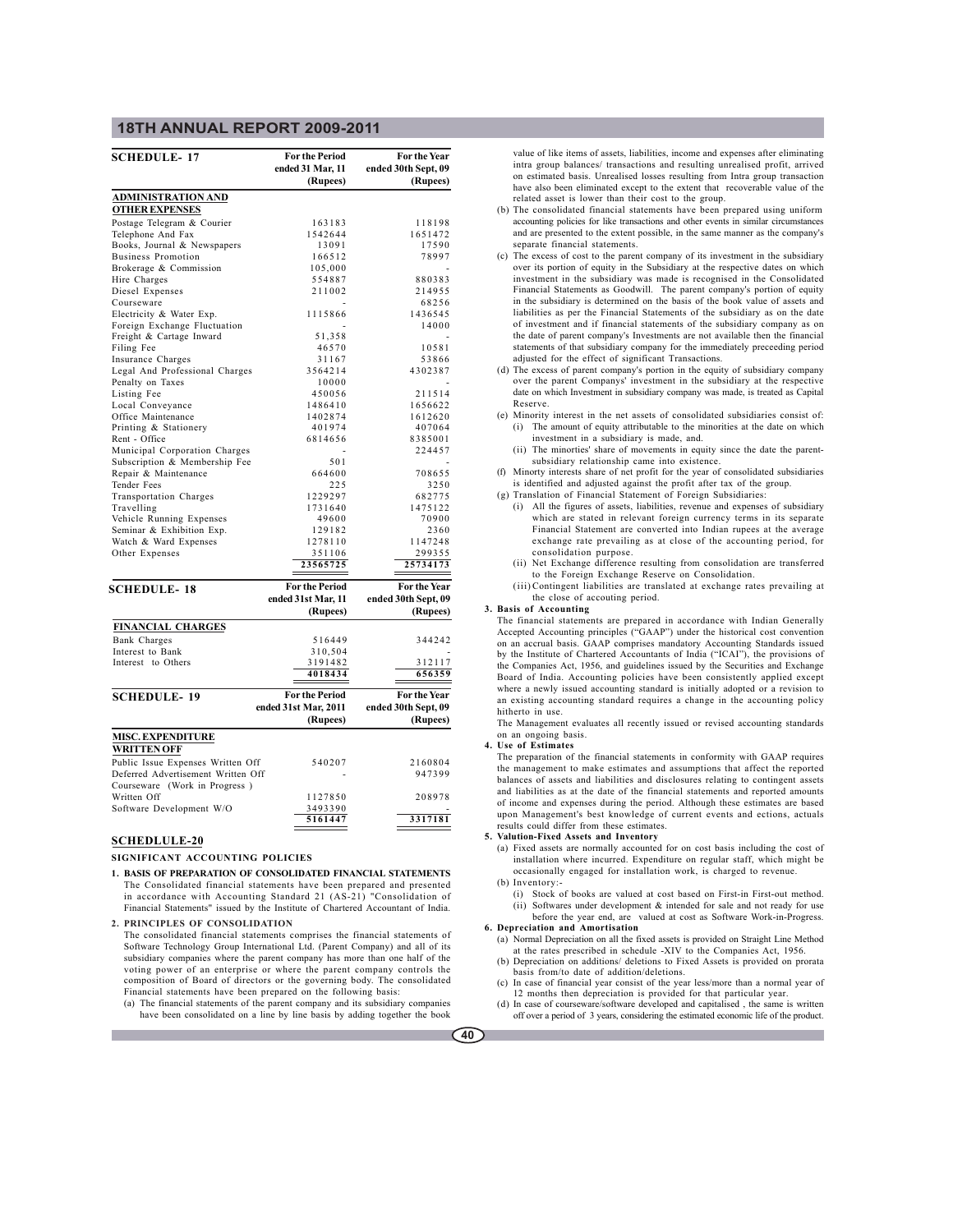| SCHEDULE- 17 | For the Period ended 31 Mar, 11 (Rupees) | For the Year ended 30th Sept, 09 (Rupees) |
|---|---|---|
| **ADMINISTRATION AND OTHER EXPENSES** | | |
| Postage Telegram & Courier | 163183 | 118198 |
| Telephone And Fax | 1542644 | 1651472 |
| Books, Journal & Newspapers | 13091 | 17590 |
| Business Promotion | 166512 | 78997 |
| Brokerage & Commission | 105,000 | - |
| Hire Charges | 554887 | 880383 |
| Diesel Expenses | 211002 | 214955 |
| Courseware | - | 68256 |
| Electricity & Water Exp. | 1115866 | 1436545 |
| Foreign Exchange Fluctuation | - | 14000 |
| Freight & Cartage Inward | 51,358 | - |
| Filing Fee | 46570 | 10581 |
| Insurance Charges | 31167 | 53866 |
| Legal And Professional Charges | 3564214 | 4302387 |
| Penalty on Taxes | 10000 | - |
| Listing Fee | 450056 | 211514 |
| Local Conveyance | 1486410 | 1656622 |
| Office Maintenance | 1402874 | 1612620 |
| Printing & Stationery | 401974 | 407064 |
| Rent - Office | 6814656 | 8385001 |
| Municipal Corporation Charges | - | 224457 |
| Subscription & Membership Fee | 501 | - |
| Repair & Maintenance | 664600 | 708655 |
| Tender Fees | 225 | 3250 |
| Transportation Charges | 1229297 | 682775 |
| Travelling | 1731640 | 1475122 |
| Vehicle Running Expenses | 49600 | 70900 |
| Seminar & Exhibition Exp. | 129182 | 2360 |
| Watch & Ward Expenses | 1278110 | 1147248 |
| Other Expenses | 351106 | 299355 |
| | 23565725 | 25734173 |

| SCHEDULE- 18 | For the Period ended 31st Mar, 11 (Rupees) | For the Year ended 30th Sept, 09 (Rupees) |
|---|---|---|
| **FINANCIAL CHARGES** | | |
| Bank Charges | 516449 | 344242 |
| Interest to Bank | 310,504 | - |
| Interest to Others | 3191482 | 312117 |
| | 4018434 | 656359 |

| SCHEDULE- 19 | For the Period ended 31st Mar, 2011 (Rupees) | For the Year ended 30th Sept, 09 (Rupees) |
|---|---|---|
| **MISC. EXPENDITURE WRITTEN OFF** | | |
| Public Issue Expenses Written Off | 540207 | 2160804 |
| Deferred Advertisement Written Off | - | 947399 |
| Courseware (Work in Progress ) Written Off | 1127850 | 208978 |
| Software Development W/O | 3493390 | - |
| | 5161447 | 3317181 |

## SCHEDLULE-20

### SIGNIFICANT ACCOUNTING POLICIES

**1. BASIS OF PREPARATION OF CONSOLIDATED FINANCIAL STATEMENTS**

The Consolidated financial statements have been prepared and presented in accordance with Accounting Standard 21 (AS-21) "Consolidation of Financial Statements" issued by the Institute of Chartered Accountant of India.

**2. PRINCIPLES OF CONSOLIDATION**

The consolidated financial statements comprises the financial statements of Software Technology Group International Ltd. (Parent Company) and all of its subsidiary companies where the parent company has more than one half of the voting power of an enterprise or where the parent company controls the composition of Board of directors or the governing body. The consolidated Financial statements have been prepared on the following basis:

(a) The financial statements of the parent company and its subsidiary companies have been consolidated on a line by line basis by adding together the book value of like items of assets, liabilities, income and expenses after eliminating intra group balances/ transactions and resulting unrealised profit, arrived on estimated basis. Unrealised losses resulting from Intra group transaction have also been eliminated except to the extent that recoverable value of the related asset is lower than their cost to the group.

(b) The consolidated financial statements have been prepared using uniform accounting policies for like transactions and other events in similar circumstances and are presented to the extent possible, in the same manner as the company's separate financial statements.

(c) The excess of cost to the parent company of its investment in the subsidiary over its portion of equity in the Subsidiary at the respective dates on which investment in the subsidiary was made is recognised in the Consolidated Financial Statements as Goodwill. The parent company's portion of equity in the subsidiary is determined on the basis of the book value of assets and liabilities as per the Financial Statements of the subsidiary as on the date of investment and if financial statements of the subsidiary company as on the date of parent company's Investments are not available then the financial statements of that subsidiary company for the immediately preceeding period adjusted for the effect of significant Transactions.

(d) The excess of parent company's portion in the equity of subsidiary company over the parent Companys' investment in the subsidiary at the respective date on which Investment in subsidiary company was made, is treated as Capital Reserve.

(e) Minority interest in the net assets of consolidated subsidiaries consist of:
   - (i) The amount of equity attributable to the minorities at the date on which investment in a subsidiary is made, and.
   - (ii) The minorties' share of movements in equity since the date the parent-subsidiary relationship came into existence.

(f) Minorty interests share of net profit for the year of consolidated subsidiaries is identified and adjusted against the profit after tax of the group.

(g) Translation of Financial Statement of Foreign Subsidiaries:
   - (i) All the figures of assets, liabilities, revenue and expenses of subsidiary which are stated in relevant foreign currency terms in its separate Financial Statement are converted into Indian rupees at the average exchange rate prevailing as at close of the accounting period, for consolidation purpose.
   - (ii) Net Exchange difference resulting from consolidation are transferred to the Foreign Exchange Reserve on Consolidation.
   - (iii) Contingent liabilities are translated at exchange rates prevailing at the close of accouting period.

**3. Basis of Accounting**

The financial statements are prepared in accordance with Indian Generally Accepted Accounting principles ("GAAP") under the historical cost convention on an accrual basis. GAAP comprises mandatory Accounting Standards issued by the Institute of Chartered Accountants of India ("ICAI"), the provisions of the Companies Act, 1956, and guidelines issued by the Securities and Exchange Board of India. Accounting policies have been consistently applied except where a newly issued accounting standard is initially adopted or a revision to an existing accounting standard requires a change in the accounting policy hitherto in use.

The Management evaluates all recently issued or revised accounting standards on an ongoing basis.

**4. Use of Estimates**

The preparation of the financial statements in conformity with GAAP requires the management to make estimates and assumptions that affect the reported balances of assets and liabilities and disclosures relating to contingent assets and liabilities as at the date of the financial statements and reported amounts of income and expenses during the period. Although these estimates are based upon Management's best knowledge of current events and ections, actuals results could differ from these estimates.

**5. Valution-Fixed Assets and Inventory**

(a) Fixed assets are normally accounted for on cost basis including the cost of installation where incurred. Expenditure on regular staff, which might be occasionally engaged for installation work, is charged to revenue.

(b) Inventory:-
   - (i) Stock of books are valued at cost based on First-in First-out method.
   - (ii) Softwares under development & intended for sale and not ready for use before the year end, are valued at cost as Software Work-in-Progress.

**6. Depreciation and Amortisation**

(a) Normal Depreciation on all the fixed assets is provided on Straight Line Method at the rates prescribed in schedule -XIV to the Companies Act, 1956.

(b) Depreciation on additions/ deletions to Fixed Assets is provided on prorata basis from/to date of addition/deletions.

(c) In case of financial year consist of the year less/more than a normal year of 12 months then depreciation is provided for that particular year.

(d) In case of courseware/software developed and capitalised , the same is written off over a period of 3 years, considering the estimated economic life of the product.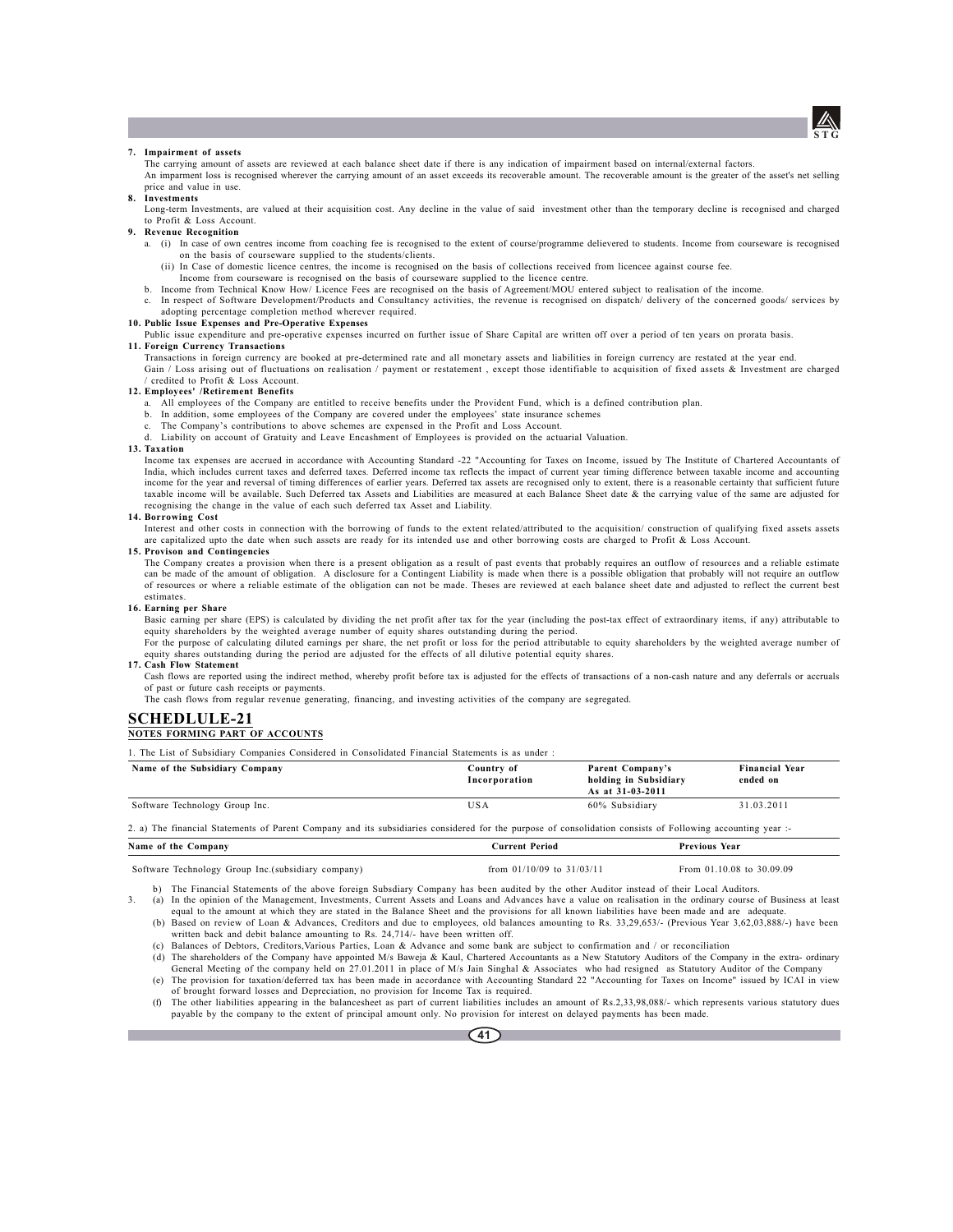**7. Impairment of assets**

The carrying amount of assets are reviewed at each balance sheet date if there is any indication of impairment based on internal/external factors.

An imparment loss is recognised wherever the carrying amount of an asset exceeds its recoverable amount. The recoverable amount is the greater of the asset's net selling price and value in use.

**8. Investments**

Long-term Investments, are valued at their acquisition cost. Any decline in the value of said investment other than the temporary decline is recognised and charged to Profit & Loss Account.

**9. Revenue Recognition**

a. (i) In case of own centres income from coaching fee is recognised to the extent of course/programme delievered to students. Income from courseware is recognised on the basis of courseware supplied to the students/clients.

(ii) In Case of domestic licence centres, the income is recognised on the basis of collections received from licencee against course fee. Income from courseware is recognised on the basis of courseware supplied to the licence centre.

b. Income from Technical Know How/ Licence Fees are recognised on the basis of Agreement/MOU entered subject to realisation of the income.

c. In respect of Software Development/Products and Consultancy activities, the revenue is recognised on dispatch/ delivery of the concerned goods/ services by adopting percentage completion method wherever required.

**10. Public Issue Expenses and Pre-Operative Expenses**

Public issue expenditure and pre-operative expenses incurred on further issue of Share Capital are written off over a period of ten years on prorata basis.

**11. Foreign Currency Transactions**

Transactions in foreign currency are booked at pre-determined rate and all monetary assets and liabilities in foreign currency are restated at the year end.

Gain / Loss arising out of fluctuations on realisation / payment or restatement , except those identifiable to acquisition of fixed assets & Investment are charged / credited to Profit & Loss Account.

**12. Employees' /Retirement Benefits**

a. All employees of the Company are entitled to receive benefits under the Provident Fund, which is a defined contribution plan.

b. In addition, some employees of the Company are covered under the employees' state insurance schemes

c. The Company's contributions to above schemes are expensed in the Profit and Loss Account.

d. Liability on account of Gratuity and Leave Encashment of Employees is provided on the actuarial Valuation.

**13. Taxation**

Income tax expenses are accrued in accordance with Accounting Standard -22 "Accounting for Taxes on Income, issued by The Institute of Chartered Accountants of India, which includes current taxes and deferred taxes. Deferred income tax reflects the impact of current year timing difference between taxable income and accounting income for the year and reversal of timing differences of earlier years. Deferred tax assets are recognised only to extent, there is a reasonable certainty that sufficient future taxable income will be available. Such Deferred tax Assets and Liabilities are measured at each Balance Sheet date & the carrying value of the same are adjusted for recognising the change in the value of each such deferred tax Asset and Liability.

**14. Borrowing Cost**

Interest and other costs in connection with the borrowing of funds to the extent related/attributed to the acquisition/ construction of qualifying fixed assets assets are capitalized upto the date when such assets are ready for its intended use and other borrowing costs are charged to Profit & Loss Account.

**15. Provison and Contingencies**

The Company creates a provision when there is a present obligation as a result of past events that probably requires an outflow of resources and a reliable estimate can be made of the amount of obligation. A disclosure for a Contingent Liability is made when there is a possible obligation that probably will not require an outflow of resources or where a reliable estimate of the obligation can not be made. Theses are reviewed at each balance sheet date and adjusted to reflect the current best estimates.

**16. Earning per Share**

Basic earning per share (EPS) is calculated by dividing the net profit after tax for the year (including the post-tax effect of extraordinary items, if any) attributable to equity shareholders by the weighted average number of equity shares outstanding during the period.

For the purpose of calculating diluted earnings per share, the net profit or loss for the period attributable to equity shareholders by the weighted average number of equity shares outstanding during the period are adjusted for the effects of all dilutive potential equity shares.

**17. Cash Flow Statement**

Cash flows are reported using the indirect method, whereby profit before tax is adjusted for the effects of transactions of a non-cash nature and any deferrals or accruals of past or future cash receipts or payments.

The cash flows from regular revenue generating, financing, and investing activities of the company are segregated.

## SCHEDLULE-21

**NOTES FORMING PART OF ACCOUNTS**

1. The List of Subsidiary Companies Considered in Consolidated Financial Statements is as under :

| Name of the Subsidiary Company | Country of Incorporation | Parent Company's holding in Subsidiary As at 31-03-2011 | Financial Year ended on |
|---|---|---|---|
| Software Technology Group Inc. | USA | 60% Subsidiary | 31.03.2011 |

2. a) The financial Statements of Parent Company and its subsidiaries considered for the purpose of consolidation consists of Following accounting year :-

| Name of the Company | Current Period | Previous Year |
|---|---|---|
| Software Technology Group Inc.(subsidiary company) | from 01/10/09 to 31/03/11 | From 01.10.08 to 30.09.09 |

b) The Financial Statements of the above foreign Subsdiary Company has been audited by the other Auditor instead of their Local Auditors.

3. (a) In the opinion of the Management, Investments, Current Assets and Loans and Advances have a value on realisation in the ordinary course of Business at least equal to the amount at which they are stated in the Balance Sheet and the provisions for all known liabilities have been made and are adequate.

(b) Based on review of Loan & Advances, Creditors and due to employees, old balances amounting to Rs. 33,29,653/- (Previous Year 3,62,03,888/-) have been written back and debit balance amounting to Rs. 24,714/- have been written off.

(c) Balances of Debtors, Creditors,Various Parties, Loan & Advance and some bank are subject to confirmation and / or reconciliation

(d) The shareholders of the Company have appointed M/s Baweja & Kaul, Chartered Accountants as a New Statutory Auditors of the Company in the extra- ordinary General Meeting of the company held on 27.01.2011 in place of M/s Jain Singhal & Associates who had resigned as Statutory Auditor of the Company

(e) The provision for taxation/deferred tax has been made in accordance with Accounting Standard 22 "Accounting for Taxes on Income" issued by ICAI in view of brought forward losses and Depreciation, no provision for Income Tax is required.

(f) The other liabilities appearing in the balancesheet as part of current liabilities includes an amount of Rs.2,33,98,088/- which represents various statutory dues payable by the company to the extent of principal amount only. No provision for interest on delayed payments has been made.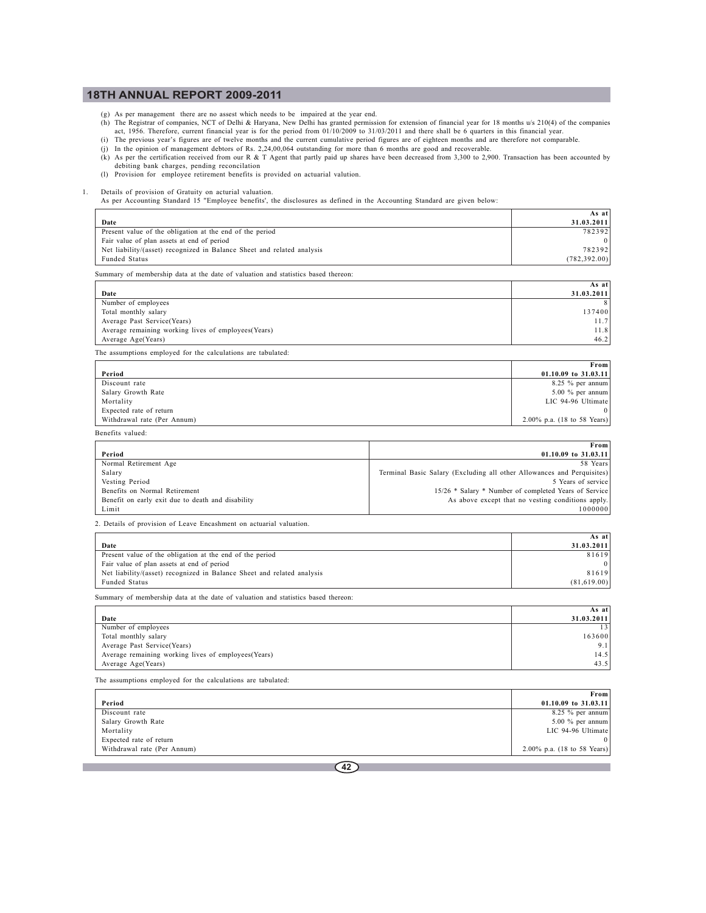(g) As per management there are no assest which needs to be impaired at the year end.

(h) The Registrar of companies, NCT of Delhi & Haryana, New Delhi has granted permission for extension of financial year for 18 months u/s 210(4) of the companies act, 1956. Therefore, current financial year is for the period from 01/10/2009 to 31/03/2011 and there shall be 6 quarters in this financial year.

(i) The previous year's figures are of twelve months and the current cumulative period figures are of eighteen months and are therefore not comparable.

(j) In the opinion of management debtors of Rs. 2,24,00,064 outstanding for more than 6 months are good and recoverable.

(k) As per the certification received from our R & T Agent that partly paid up shares have been decreased from 3,300 to 2,900. Transaction has been accounted by debiting bank charges, pending reconcilation

(l) Provision for employee retirement benefits is provided on actuarial valution.

1. Details of provision of Gratuity on acturial valuation.
   As per Accounting Standard 15 "Employee benefits', the disclosures as defined in the Accounting Standard are given below:

| Date | As at 31.03.2011 |
|---|---|
| Present value of the obligation at the end of the period | 782392 |
| Fair value of plan assets at end of period | 0 |
| Net liability/(asset) recognized in Balance Sheet and related analysis | 782392 |
| Funded Status | (782,392.00) |

Summary of membership data at the date of valuation and statistics based thereon:

| Date | As at 31.03.2011 |
|---|---|
| Number of employees | 8 |
| Total monthly salary | 137400 |
| Average Past Service(Years) | 11.7 |
| Average remaining working lives of employees(Years) | 11.8 |
| Average Age(Years) | 46.2 |

The assumptions employed for the calculations are tabulated:

| Period | From 01.10.09 to 31.03.11 |
|---|---|
| Discount rate | 8.25 % per annum |
| Salary Growth Rate | 5.00 % per annum |
| Mortality | LIC 94-96 Ultimate |
| Expected rate of return | 0 |
| Withdrawal rate (Per Annum) | 2.00% p.a. (18 to 58 Years) |

Benefits valued:

| Period | From 01.10.09 to 31.03.11 |
|---|---|
| Normal Retirement Age | 58 Years |
| Salary | Terminal Basic Salary (Excluding all other Allowances and Perquisites) |
| Vesting Period | 5 Years of service |
| Benefits on Normal Retirement | 15/26 * Salary * Number of completed Years of Service |
| Benefit on early exit due to death and disability | As above except that no vesting conditions apply. |
| Limit | 1000000 |

2. Details of provision of Leave Encashment on actuarial valuation.

| Date | As at 31.03.2011 |
|---|---|
| Present value of the obligation at the end of the period | 81619 |
| Fair value of plan assets at end of period | 0 |
| Net liability/(asset) recognized in Balance Sheet and related analysis | 81619 |
| Funded Status | (81,619.00) |

Summary of membership data at the date of valuation and statistics based thereon:

| Date | As at 31.03.2011 |
|---|---|
| Number of employees | 13 |
| Total monthly salary | 163600 |
| Average Past Service(Years) | 9.1 |
| Average remaining working lives of employees(Years) | 14.5 |
| Average Age(Years) | 43.5 |

The assumptions employed for the calculations are tabulated:

| Period | From 01.10.09 to 31.03.11 |
|---|---|
| Discount rate | 8.25 % per annum |
| Salary Growth Rate | 5.00 % per annum |
| Mortality | LIC 94-96 Ultimate |
| Expected rate of return | 0 |
| Withdrawal rate (Per Annum) | 2.00% p.a. (18 to 58 Years) |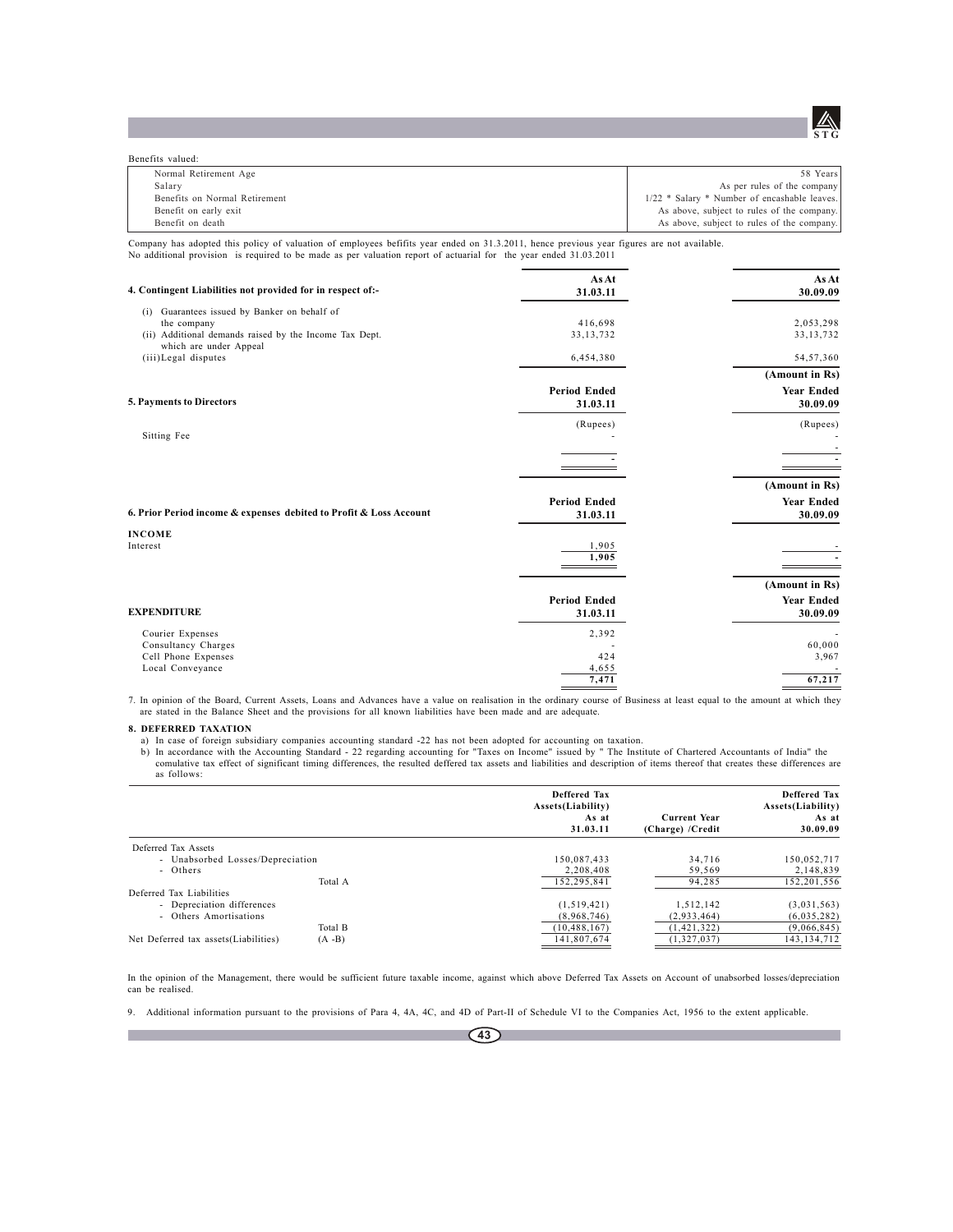Benefits valued:

| | |
|---|---|
| Normal Retirement Age | 58 Years |
| Salary | As per rules of the company |
| Benefits on Normal Retirement | 1/22 * Salary * Number of encashable leaves. |
| Benefit on early exit | As above, subject to rules of the company. |
| Benefit on death | As above, subject to rules of the company. |

Company has adopted this policy of valuation of employees befifits year ended on 31.3.2011, hence previous year figures are not available.
No additional provision is required to be made as per valuation report of actuarial for the year ended 31.03.2011

| **4. Contingent Liabilities not provided for in respect of:-** | **As At 31.03.11** | **As At 30.09.09** |
|---|---|---|
| (i) Guarantees issued by Banker on behalf of the company | 416,698 | 2,053,298 |
| (ii) Additional demands raised by the Income Tax Dept. which are under Appeal | 33,13,732 | 33,13,732 |
| (iii) Legal disputes | 6,454,380 | 54,57,360 |

(Amount in Rs)

| **5. Payments to Directors** | **Period Ended 31.03.11** | **Year Ended 30.09.09** |
|---|---|---|
| | (Rupees) | (Rupees) |
| Sitting Fee | - | - |
| | - | - |

(Amount in Rs)

| **6. Prior Period income & expenses debited to Profit & Loss Account** | **Period Ended 31.03.11** | **Year Ended 30.09.09** |
|---|---|---|
| **INCOME** | | |
| Interest | 1,905 | - |
| | 1,905 | - |

(Amount in Rs)

| **EXPENDITURE** | **Period Ended 31.03.11** | **Year Ended 30.09.09** |
|---|---|---|
| Courier Expenses | 2,392 | - |
| Consultancy Charges | - | 60,000 |
| Cell Phone Expenses | 424 | 3,967 |
| Local Conveyance | 4,655 | - |
| | 7,471 | 67,217 |

7. In opinion of the Board, Current Assets, Loans and Advances have a value on realisation in the ordinary course of Business at least equal to the amount at which they are stated in the Balance Sheet and the provisions for all known liabilities have been made and are adequate.

**8. DEFERRED TAXATION**

a) In case of foreign subsidiary companies accounting standard -22 has not been adopted for accounting on taxation.

b) In accordance with the Accounting Standard - 22 regarding accounting for "Taxes on Income" issued by " The Institute of Chartered Accountants of India" the comulative tax effect of significant timing differences, the resulted deffered tax assets and liabilities and description of items thereof that creates these differences are as follows:

| | | **Deffered Tax Assets(Liability) As at 31.03.11** | **Current Year (Charge) /Credit** | **Deffered Tax Assets(Liability) As at 30.09.09** |
|---|---|---|---|---|
| Deferred Tax Assets | | | | |
| - Unabsorbed Losses/Depreciation | | 150,087,433 | 34,716 | 150,052,717 |
| - Others | | 2,208,408 | 59,569 | 2,148,839 |
| | Total A | 152,295,841 | 94,285 | 152,201,556 |
| Deferred Tax Liabilities | | | | |
| - Depreciation differences | | (1,519,421) | 1,512,142 | (3,031,563) |
| - Others Amortisations | | (8,968,746) | (2,933,464) | (6,035,282) |
| | Total B | (10,488,167) | (1,421,322) | (9,066,845) |
| Net Deferred tax assets(Liabilities) | (A -B) | 141,807,674 | (1,327,037) | 143,134,712 |

In the opinion of the Management, there would be sufficient future taxable income, against which above Deferred Tax Assets on Account of unabsorbed losses/depreciation can be realised.

9. Additional information pursuant to the provisions of Para 4, 4A, 4C, and 4D of Part-II of Schedule VI to the Companies Act, 1956 to the extent applicable.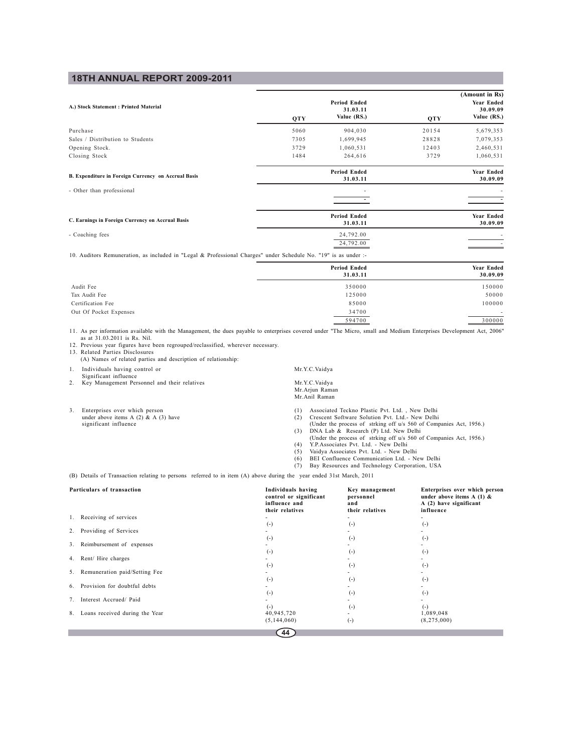(Amount in Rs)

| A.) Stock Statement : Printed Material | Period Ended 31.03.11 QTY | Period Ended 31.03.11 Value (RS.) | Year Ended 30.09.09 QTY | Year Ended 30.09.09 Value (RS.) |
|---|---|---|---|---|
| Purchase | 5060 | 904,030 | 20154 | 5,679,353 |
| Sales / Distribution to Students | 7305 | 1,699,945 | 28828 | 7,079,353 |
| Opening Stock. | 3729 | 1,060,531 | 12403 | 2,460,531 |
| Closing Stock | 1484 | 264,616 | 3729 | 1,060,531 |

| B. Expenditure in Foreign Currency on Accrual Basis | Period Ended 31.03.11 | Year Ended 30.09.09 |
|---|---|---|
| - Other than professional | - | - |
| | - | - |

| C. Earnings in Foreign Currency on Accrual Basis | Period Ended 31.03.11 | Year Ended 30.09.09 |
|---|---|---|
| - Coaching fees | 24,792.00 | - |
| | 24,792.00 | - |

10. Auditors Remuneration, as included in "Legal & Professional Charges" under Schedule No. "19" is as under :-

| | Period Ended 31.03.11 | Year Ended 30.09.09 |
|---|---|---|
| Audit Fee | 350000 | 150000 |
| Tax Audit Fee | 125000 | 50000 |
| Certification Fee | 85000 | 100000 |
| Out Of Pocket Expenses | 34700 | - |
| | 594700 | 300000 |

11. As per information available with the Management, the dues payable to enterprises covered under "The Micro, small and Medium Enterprises Development Act, 2006" as at 31.03.2011 is Rs. Nil.
12. Previous year figures have been regrouped/reclassified, wherever necessary.
13. Related Parties Disclosures
    (A) Names of related parties and description of relationship:

1. Individuals having control or Significant influence — Mr.Y.C.Vaidya
2. Key Management Personnel and their relatives — Mr.Y.C.Vaidya, Mr.Arjun Raman, Mr.Anil Raman
3. Enterprises over which person under above items A (2) & A (3) have significant influence —
   (1) Associated Teckno Plastic Pvt. Ltd. , New Delhi
   (2) Crescent Software Solution Pvt. Ltd.- New Delhi (Under the process of strking off u/s 560 of Companies Act, 1956.)
   (3) DNA Lab & Research (P) Ltd. New Delhi (Under the process of strking off u/s 560 of Companies Act, 1956.)
   (4) Y.P.Associates Pvt. Ltd. - New Delhi
   (5) Vaidya Associates Pvt. Ltd. - New Delhi
   (6) BEI Confluence Communication Ltd. - New Delhi
   (7) Bay Resources and Technology Corporation, USA

(B) Details of Transaction relating to persons referred to in item (A) above during the year ended 31st March, 2011

| Particulars of transaction | Individuals having control or significant influence and their relatives | Key management personnel and their relatives | Enterprises over which person under above items A (1) & A (2) have significant influence |
|---|---|---|---|
| 1. Receiving of services | - (-) | - (-) | - (-) |
| 2. Providing of Services | - (-) | - (-) | - (-) |
| 3. Reimbursement of expenses | - (-) | - (-) | - (-) |
| 4. Rent/ Hire charges | - (-) | - (-) | - (-) |
| 5. Remuneration paid/Setting Fee | - (-) | - (-) | - (-) |
| 6. Provision for doubtful debts | - (-) | - (-) | - (-) |
| 7. Interest Accrued/ Paid | - (-) | - (-) | - (-) |
| 8. Loans received during the Year | 40,945,720 (5,144,060) | - (-) | 1,089,048 (8,275,000) |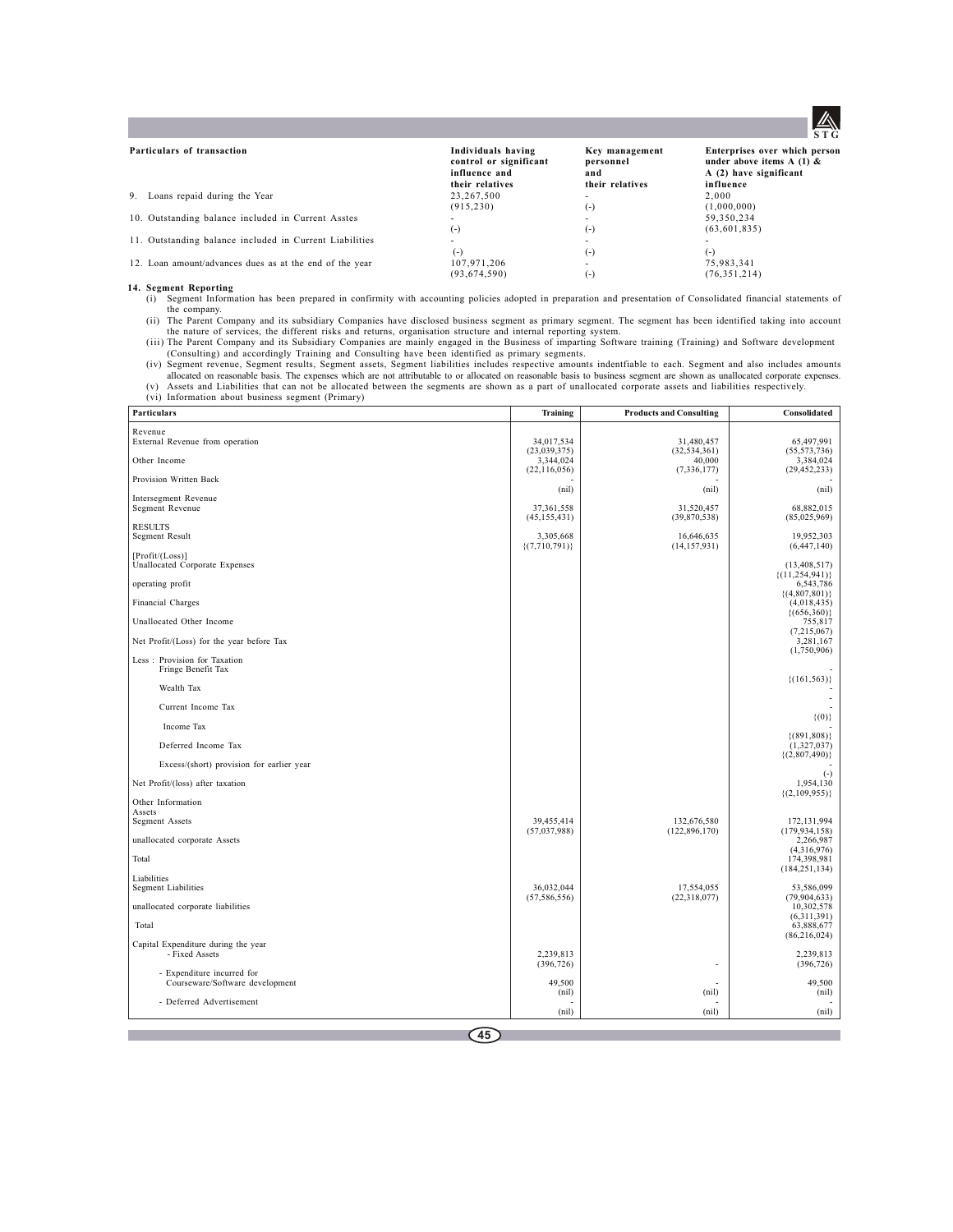| Particulars of transaction | Individuals having control or significant influence and their relatives | Key management personnel and their relatives | Enterprises over which person under above items A (1) & A (2) have significant influence |
|---|---|---|---|
| 9. Loans repaid during the Year | 23,267,500 (915,230) | - (-) | 2,000 (1,000,000) |
| 10. Outstanding balance included in Current Asstes | - (-) | - (-) | 59,350,234 (63,601,835) |
| 11. Outstanding balance included in Current Liabilities | - (-) | - (-) | - (-) |
| 12. Loan amount/advances dues as at the end of the year | 107,971,206 (93,674,590) | - (-) | 75,983,341 (76,351,214) |

**14. Segment Reporting**

(i) Segment Information has been prepared in confirmity with accounting policies adopted in preparation and presentation of Consolidated financial statements of the company.

(ii) The Parent Company and its subsidiary Companies have disclosed business segment as primary segment. The segment has been identified taking into account the nature of services, the different risks and returns, organisation structure and internal reporting system.

(iii) The Parent Company and its Subsidiary Companies are mainly engaged in the Business of imparting Software training (Training) and Software development (Consulting) and accordingly Training and Consulting have been identified as primary segments.

(iv) Segment revenue, Segment results, Segment assets, Segment liabilities includes respective amounts indentfiable to each. Segment and also includes amounts allocated on reasonable basis. The expenses which are not attributable to or allocated on reasonable basis to business segment are shown as unallocated corporate expenses.

(v) Assets and Liabilities that can not be allocated between the segments are shown as a part of unallocated corporate assets and liabilities respectively.

(vi) Information about business segment (Primary)

| Particulars | Training | Products and Consulting | Consolidated |
|---|---|---|---|
| Revenue | | | |
| External Revenue from operation | 34,017,534 (23,039,375) | 31,480,457 (32,534,361) | 65,497,991 (55,573,736) |
| Other Income | 3,344,024 (22,116,056) | 40,000 (7,336,177) | 3,384,024 (29,452,233) |
| Provision Written Back | - (nil) | - (nil) | - (nil) |
| Intersegment Revenue | | | |
| Segment Revenue | 37,361,558 (45,155,431) | 31,520,457 (39,870,538) | 68,882,015 (85,025,969) |
| RESULTS | | | |
| Segment Result | 3,305,668 {(7,710,791)} | 16,646,635 (14,157,931) | 19,952,303 (6,447,140) |
| [Profit/(Loss)] | | | |
| Unallocated Corporate Expenses | | | (13,408,517) {(11,254,941)} |
| operating profit | | | 6,543,786 {(4,807,801)} |
| Financial Charges | | | (4,018,435) {(656,360)} |
| Unallocated Other Income | | | 755,817 (7,215,067) |
| Net Profit/(Loss) for the year before Tax | | | 3,281,167 (1,750,906) |
| Less : Provision for Taxation | | | |
| Fringe Benefit Tax | | | - {(161,563)} |
| Wealth Tax | | | - - |
| Current Income Tax | | | - {(0)} |
| Income Tax | | | - {(891,808)} |
| Deferred Income Tax | | | (1,327,037) {(2,807,490)} |
| Excess/(short) provision for earlier year | | | - (-) |
| Net Profit/(loss) after taxation | | | 1,954,130 {(2,109,955)} |
| Other Information | | | |
| Assets | | | |
| Segment Assets | 39,455,414 (57,037,988) | 132,676,580 (122,896,170) | 172,131,994 (179,934,158) |
| unallocated corporate Assets | | | 2,266,987 (4,316,976) |
| Total | | | 174,398,981 (184,251,134) |
| Liabilities | | | |
| Segment Liabilities | 36,032,044 (57,586,556) | 17,554,055 (22,318,077) | 53,586,099 (79,904,633) |
| unallocated corporate liabilities | | | 10,302,578 (6,311,391) |
| Total | | | 63,888,677 (86,216,024) |
| Capital Expenditure during the year | | | |
| - Fixed Assets | 2,239,813 (396,726) | - | 2,239,813 (396,726) |
| - Expenditure incurred for Courseware/Software development | 49,500 (nil) | - (nil) | 49,500 (nil) |
| - Deferred Advertisement | - (nil) | - (nil) | - (nil) |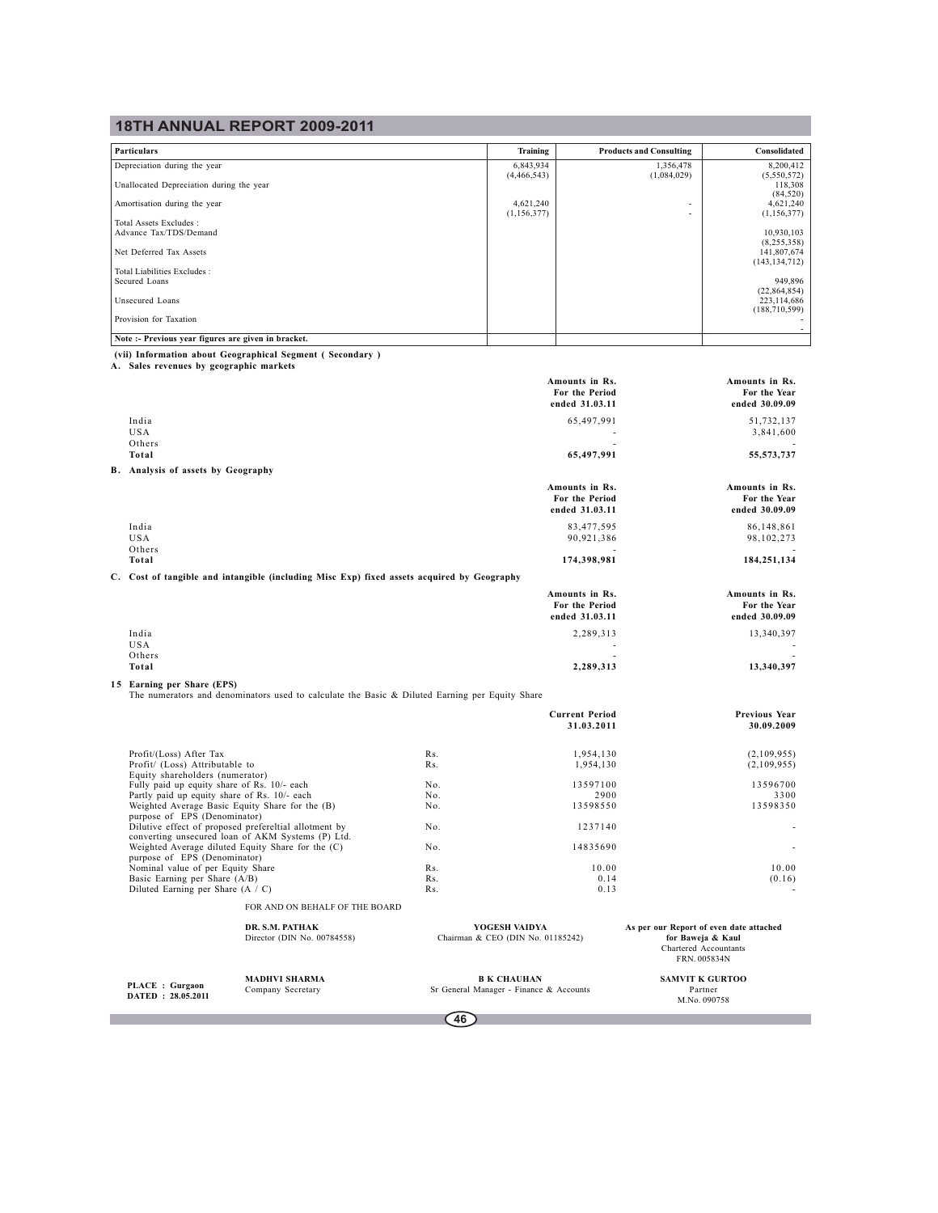| Particulars | Training | Products and Consulting | Consolidated |
|---|---|---|---|
| Depreciation during the year | 6,843,934<br>(4,466,543) | 1,356,478<br>(1,084,029) | 8,200,412<br>(5,550,572) |
| Unallocated Depreciation during the year | | | 118,308<br>(84,520) |
| Amortisation during the year | 4,621,240<br>(1,156,377) | -<br>- | 4,621,240<br>(1,156,377) |
| Total Assets Excludes : | | | |
| Advance Tax/TDS/Demand | | | 10,930,103<br>(8,255,358) |
| Net Deferred Tax Assets | | | 141,807,674<br>(143,134,712) |
| Total Liabilities Excludes : | | | |
| Secured Loans | | | 949,896<br>(22,864,854) |
| Unsecured Loans | | | 223,114,686<br>(188,710,599) |
| Provision for Taxation | | | -<br>- |
| **Note :- Previous year figures are given in bracket.** | | | |

**(vii) Information about Geographical Segment ( Secondary )**

**A. Sales revenues by geographic markets**

| | Amounts in Rs. For the Period ended 31.03.11 | Amounts in Rs. For the Year ended 30.09.09 |
|---|---|---|
| India | 65,497,991 | 51,732,137 |
| USA | - | 3,841,600 |
| Others | - | - |
| **Total** | **65,497,991** | **55,573,737** |

**B. Analysis of assets by Geography**

| | Amounts in Rs. For the Period ended 31.03.11 | Amounts in Rs. For the Year ended 30.09.09 |
|---|---|---|
| India | 83,477,595 | 86,148,861 |
| USA | 90,921,386 | 98,102,273 |
| Others | - | - |
| **Total** | **174,398,981** | **184,251,134** |

**C. Cost of tangible and intangible (including Misc Exp) fixed assets acquired by Geography**

| | Amounts in Rs. For the Period ended 31.03.11 | Amounts in Rs. For the Year ended 30.09.09 |
|---|---|---|
| India | 2,289,313 | 13,340,397 |
| USA | - | - |
| Others | - | - |
| **Total** | **2,289,313** | **13,340,397** |

**15 Earning per Share (EPS)**

The numerators and denominators used to calculate the Basic & Diluted Earning per Equity Share

| | | Current Period 31.03.2011 | Previous Year 30.09.2009 |
|---|---|---|---|
| Profit/(Loss) After Tax | Rs. | 1,954,130 | (2,109,955) |
| Profit/ (Loss) Attributable to Equity shareholders (numerator) | Rs. | 1,954,130 | (2,109,955) |
| Fully paid up equity share of Rs. 10/- each | No. | 13597100 | 13596700 |
| Partly paid up equity share of Rs. 10/- each | No. | 2900 | 3300 |
| Weighted Average Basic Equity Share for the (B) purpose of EPS (Denominator) | No. | 13598550 | 13598350 |
| Dilutive effect of proposed prefereltial allotment by converting unsecured loan of AKM Systems (P) Ltd. | No. | 1237140 | - |
| Weighted Average diluted Equity Share for the (C) purpose of EPS (Denominator) | No. | 14835690 | - |
| Nominal value of per Equity Share | Rs. | 10.00 | 10.00 |
| Basic Earning per Share (A/B) | Rs. | 0.14 | (0.16) |
| Diluted Earning per Share (A / C) | Rs. | 0.13 | - |

FOR AND ON BEHALF OF THE BOARD

**DR. S.M. PATHAK**
Director (DIN No. 00784558)

**YOGESH VAIDYA**
Chairman & CEO (DIN No. 01185242)

**As per our Report of even date attached**
**for Baweja & Kaul**
Chartered Accountants
FRN. 005834N

**PLACE : Gurgaon**
**DATED : 28.05.2011**

**MADHVI SHARMA**
Company Secretary

**B K CHAUHAN**
Sr General Manager - Finance & Accounts

**SAMVIT K GURTOO**
Partner
M.No. 090758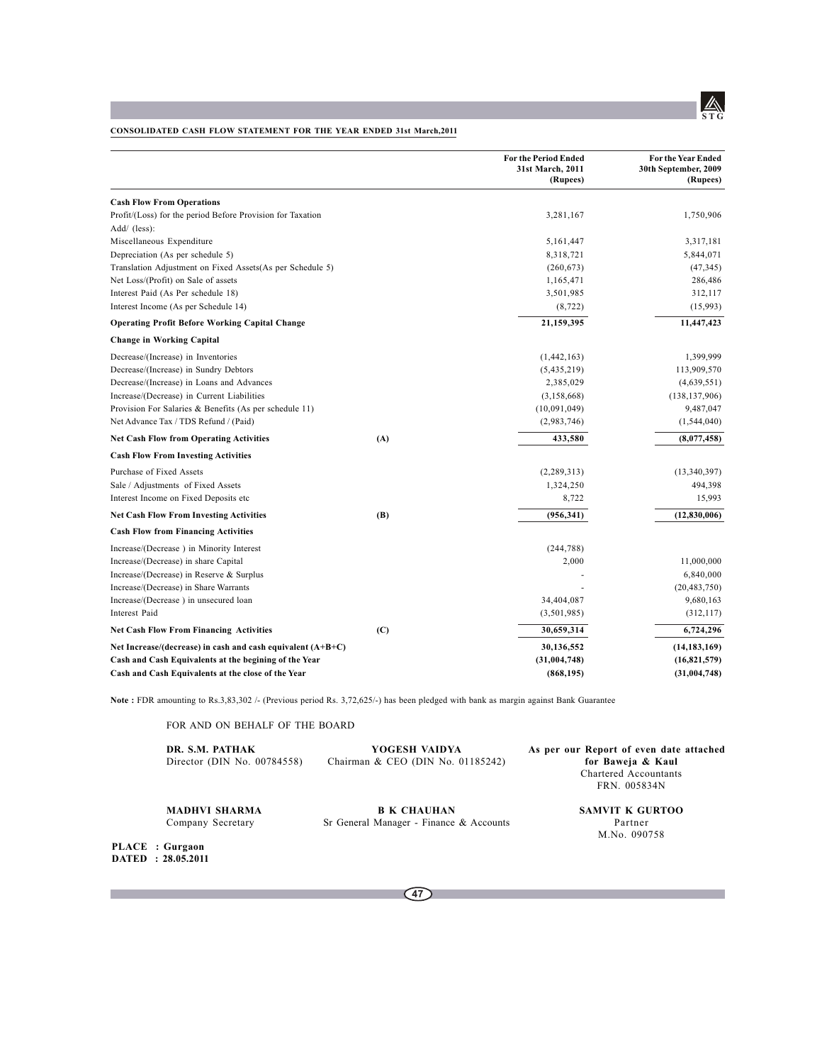**CONSOLIDATED CASH FLOW STATEMENT FOR THE YEAR ENDED 31st March,2011**

| | | For the Period Ended 31st March, 2011 (Rupees) | For the Year Ended 30th September, 2009 (Rupees) |
|---|---|---|---|
| **Cash Flow From Operations** | | | |
| Profit/(Loss) for the period Before Provision for Taxation | | 3,281,167 | 1,750,906 |
| Add/ (less): | | | |
| Miscellaneous Expenditure | | 5,161,447 | 3,317,181 |
| Depreciation (As per schedule 5) | | 8,318,721 | 5,844,071 |
| Translation Adjustment on Fixed Assets(As per Schedule 5) | | (260,673) | (47,345) |
| Net Loss/(Profit) on Sale of assets | | 1,165,471 | 286,486 |
| Interest Paid (As Per schedule 18) | | 3,501,985 | 312,117 |
| Interest Income (As per Schedule 14) | | (8,722) | (15,993) |
| **Operating Profit Before Working Capital Change** | | **21,159,395** | **11,447,423** |
| **Change in Working Capital** | | | |
| Decrease/(Increase) in Inventories | | (1,442,163) | 1,399,999 |
| Decrease/(Increase) in Sundry Debtors | | (5,435,219) | 113,909,570 |
| Decrease/(Increase) in Loans and Advances | | 2,385,029 | (4,639,551) |
| Increase/(Decrease) in Current Liabilities | | (3,158,668) | (138,137,906) |
| Provision For Salaries & Benefits (As per schedule 11) | | (10,091,049) | 9,487,047 |
| Net Advance Tax / TDS Refund / (Paid) | | (2,983,746) | (1,544,040) |
| **Net Cash Flow from Operating Activities** | **(A)** | **433,580** | **(8,077,458)** |
| **Cash Flow From Investing Activities** | | | |
| Purchase of Fixed Assets | | (2,289,313) | (13,340,397) |
| Sale / Adjustments of Fixed Assets | | 1,324,250 | 494,398 |
| Interest Income on Fixed Deposits etc | | 8,722 | 15,993 |
| **Net Cash Flow From Investing Activities** | **(B)** | **(956,341)** | **(12,830,006)** |
| **Cash Flow from Financing Activities** | | | |
| Increase/(Decrease ) in Minority Interest | | (244,788) | |
| Increase/(Decrease) in share Capital | | 2,000 | 11,000,000 |
| Increase/(Decrease) in Reserve & Surplus | | - | 6,840,000 |
| Increase/(Decrease) in Share Warrants | | - | (20,483,750) |
| Increase/(Decrease ) in unsecured loan | | 34,404,087 | 9,680,163 |
| Interest Paid | | (3,501,985) | (312,117) |
| **Net Cash Flow From Financing Activities** | **(C)** | **30,659,314** | **6,724,296** |
| **Net Increase/(decrease) in cash and cash equivalent (A+B+C)** | | **30,136,552** | **(14,183,169)** |
| **Cash and Cash Equivalents at the begining of the Year** | | **(31,004,748)** | **(16,821,579)** |
| **Cash and Cash Equivalents at the close of the Year** | | **(868,195)** | **(31,004,748)** |

**Note :** FDR amounting to Rs.3,83,302 /- (Previous period Rs. 3,72,625/-) has been pledged with bank as margin against Bank Guarantee

FOR AND ON BEHALF OF THE BOARD

**DR. S.M. PATHAK**
Director (DIN No. 00784558)

**YOGESH VAIDYA**
Chairman & CEO (DIN No. 01185242)

**As per our Report of even date attached**
**for Baweja & Kaul**
Chartered Accountants
FRN. 005834N

**MADHVI SHARMA**
Company Secretary

**B K CHAUHAN**
Sr General Manager - Finance & Accounts

**SAMVIT K GURTOO**
Partner
M.No. 090758

**PLACE : Gurgaon**
**DATED : 28.05.2011**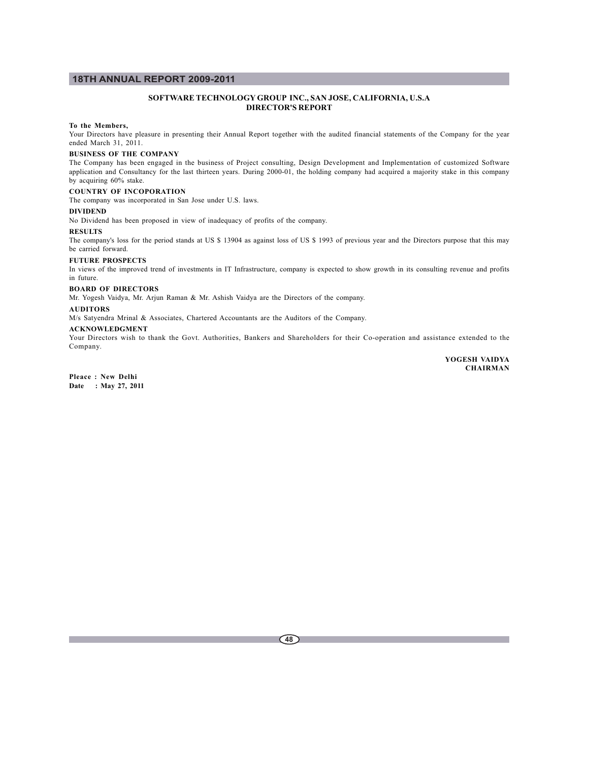## SOFTWARE TECHNOLOGY GROUP INC., SAN JOSE, CALIFORNIA, U.S.A
## DIRECTOR'S REPORT

**To the Members,**

Your Directors have pleasure in presenting their Annual Report together with the audited financial statements of the Company for the year ended March 31, 2011.

**BUSINESS OF THE COMPANY**

The Company has been engaged in the business of Project consulting, Design Development and Implementation of customized Software application and Consultancy for the last thirteen years. During 2000-01, the holding company had acquired a majority stake in this company by acquiring 60% stake.

**COUNTRY OF INCOPORATION**

The company was incorporated in San Jose under U.S. laws.

**DIVIDEND**

No Dividend has been proposed in view of inadequacy of profits of the company.

**RESULTS**

The company's loss for the period stands at US $ 13904 as against loss of US $ 1993 of previous year and the Directors purpose that this may be carried forward.

**FUTURE PROSPECTS**

In views of the improved trend of investments in IT Infrastructure, company is expected to show growth in its consulting revenue and profits in future.

**BOARD OF DIRECTORS**

Mr. Yogesh Vaidya, Mr. Arjun Raman & Mr. Ashish Vaidya are the Directors of the company.

**AUDITORS**

M/s Satyendra Mrinal & Associates, Chartered Accountants are the Auditors of the Company.

**ACKNOWLEDGMENT**

Your Directors wish to thank the Govt. Authorities, Bankers and Shareholders for their Co-operation and assistance extended to the Company.

**YOGESH VAIDYA**
**CHAIRMAN**

**Pleace : New Delhi**
**Date : May 27, 2011**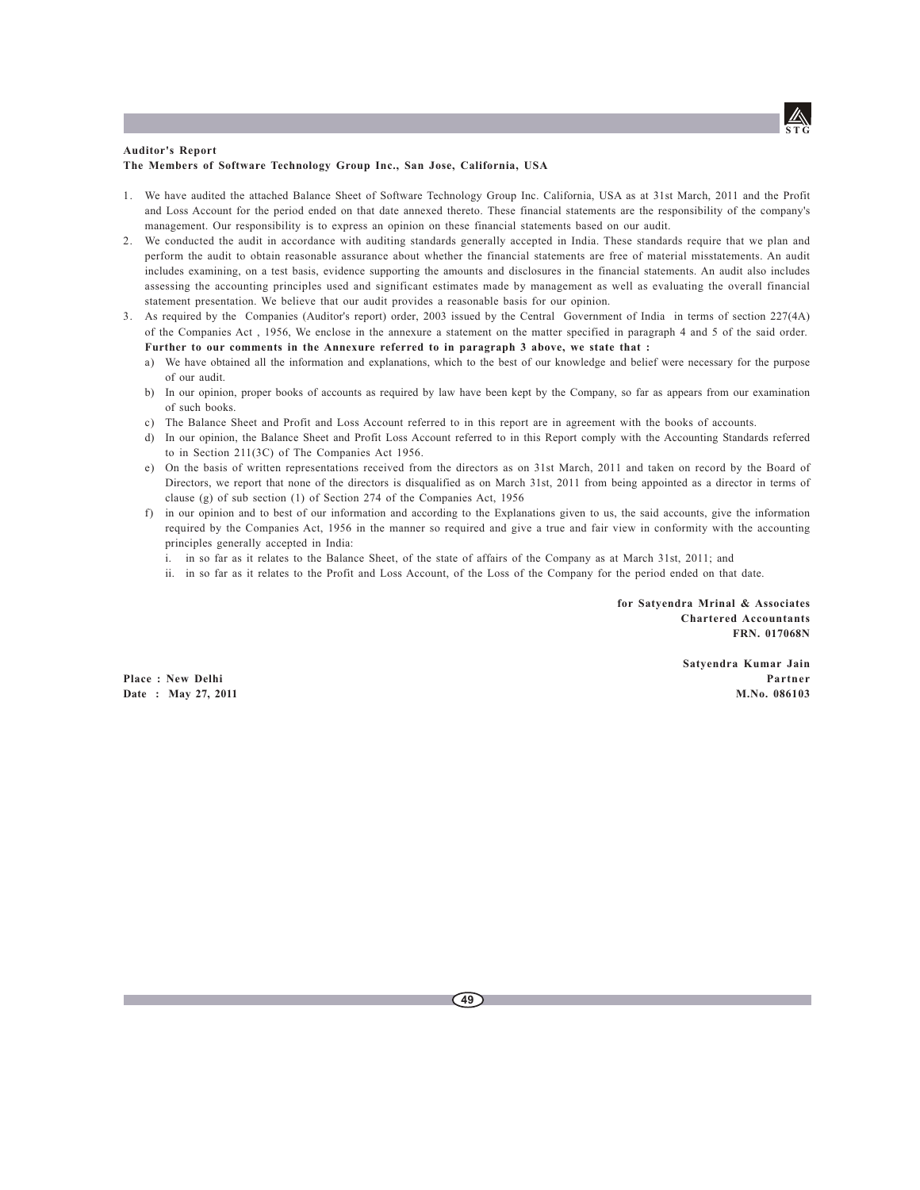**Auditor's Report**

**The Members of Software Technology Group Inc., San Jose, California, USA**

1. We have audited the attached Balance Sheet of Software Technology Group Inc. California, USA as at 31st March, 2011 and the Profit and Loss Account for the period ended on that date annexed thereto. These financial statements are the responsibility of the company's management. Our responsibility is to express an opinion on these financial statements based on our audit.
2. We conducted the audit in accordance with auditing standards generally accepted in India. These standards require that we plan and perform the audit to obtain reasonable assurance about whether the financial statements are free of material misstatements. An audit includes examining, on a test basis, evidence supporting the amounts and disclosures in the financial statements. An audit also includes assessing the accounting principles used and significant estimates made by management as well as evaluating the overall financial statement presentation. We believe that our audit provides a reasonable basis for our opinion.
3. As required by the Companies (Auditor's report) order, 2003 issued by the Central Government of India in terms of section 227(4A) of the Companies Act , 1956, We enclose in the annexure a statement on the matter specified in paragraph 4 and 5 of the said order.

   **Further to our comments in the Annexure referred to in paragraph 3 above, we state that :**

   a) We have obtained all the information and explanations, which to the best of our knowledge and belief were necessary for the purpose of our audit.

   b) In our opinion, proper books of accounts as required by law have been kept by the Company, so far as appears from our examination of such books.

   c) The Balance Sheet and Profit and Loss Account referred to in this report are in agreement with the books of accounts.

   d) In our opinion, the Balance Sheet and Profit Loss Account referred to in this Report comply with the Accounting Standards referred to in Section 211(3C) of The Companies Act 1956.

   e) On the basis of written representations received from the directors as on 31st March, 2011 and taken on record by the Board of Directors, we report that none of the directors is disqualified as on March 31st, 2011 from being appointed as a director in terms of clause (g) of sub section (1) of Section 274 of the Companies Act, 1956

   f) in our opinion and to best of our information and according to the Explanations given to us, the said accounts, give the information required by the Companies Act, 1956 in the manner so required and give a true and fair view in conformity with the accounting principles generally accepted in India:

      i. in so far as it relates to the Balance Sheet, of the state of affairs of the Company as at March 31st, 2011; and

      ii. in so far as it relates to the Profit and Loss Account, of the Loss of the Company for the period ended on that date.

**for Satyendra Mrinal & Associates**
**Chartered Accountants**
**FRN. 017068N**

**Satyendra Kumar Jain**
**Partner**
**M.No. 086103**

**Place : New Delhi**
**Date : May 27, 2011**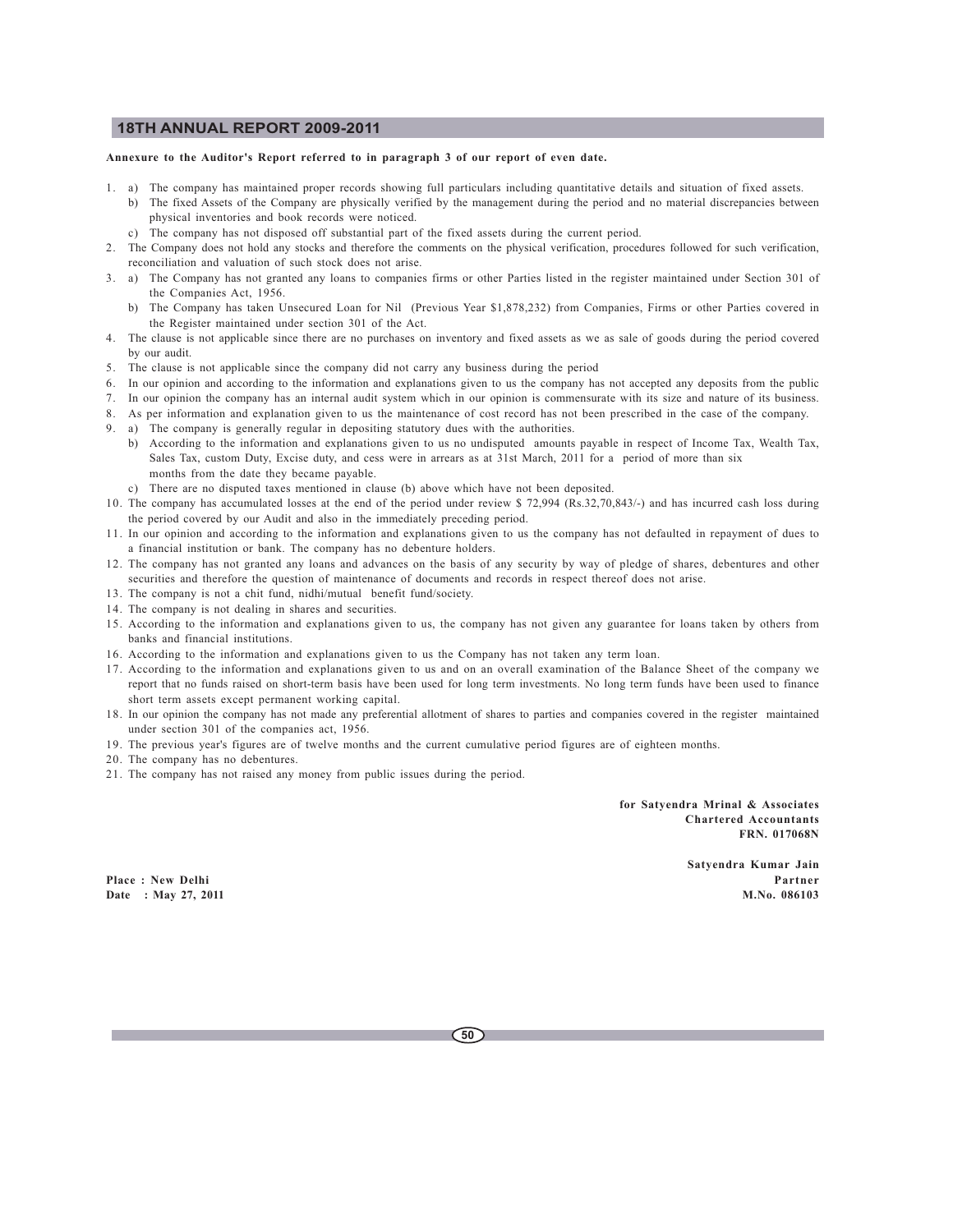**Annexure to the Auditor's Report referred to in paragraph 3 of our report of even date.**

1. a) The company has maintained proper records showing full particulars including quantitative details and situation of fixed assets.
   b) The fixed Assets of the Company are physically verified by the management during the period and no material discrepancies between physical inventories and book records were noticed.
   c) The company has not disposed off substantial part of the fixed assets during the current period.
2. The Company does not hold any stocks and therefore the comments on the physical verification, procedures followed for such verification, reconciliation and valuation of such stock does not arise.
3. a) The Company has not granted any loans to companies firms or other Parties listed in the register maintained under Section 301 of the Companies Act, 1956.
   b) The Company has taken Unsecured Loan for Nil (Previous Year $1,878,232) from Companies, Firms or other Parties covered in the Register maintained under section 301 of the Act.
4. The clause is not applicable since there are no purchases on inventory and fixed assets as we as sale of goods during the period covered by our audit.
5. The clause is not applicable since the company did not carry any business during the period
6. In our opinion and according to the information and explanations given to us the company has not accepted any deposits from the public
7. In our opinion the company has an internal audit system which in our opinion is commensurate with its size and nature of its business.
8. As per information and explanation given to us the maintenance of cost record has not been prescribed in the case of the company.
9. a) The company is generally regular in depositing statutory dues with the authorities.
   b) According to the information and explanations given to us no undisputed amounts payable in respect of Income Tax, Wealth Tax, Sales Tax, custom Duty, Excise duty, and cess were in arrears as at 31st March, 2011 for a period of more than six months from the date they became payable.
   c) There are no disputed taxes mentioned in clause (b) above which have not been deposited.
10. The company has accumulated losses at the end of the period under review $ 72,994 (Rs.32,70,843/-) and has incurred cash loss during the period covered by our Audit and also in the immediately preceding period.
11. In our opinion and according to the information and explanations given to us the company has not defaulted in repayment of dues to a financial institution or bank. The company has no debenture holders.
12. The company has not granted any loans and advances on the basis of any security by way of pledge of shares, debentures and other securities and therefore the question of maintenance of documents and records in respect thereof does not arise.
13. The company is not a chit fund, nidhi/mutual benefit fund/society.
14. The company is not dealing in shares and securities.
15. According to the information and explanations given to us, the company has not given any guarantee for loans taken by others from banks and financial institutions.
16. According to the information and explanations given to us the Company has not taken any term loan.
17. According to the information and explanations given to us and on an overall examination of the Balance Sheet of the company we report that no funds raised on short-term basis have been used for long term investments. No long term funds have been used to finance short term assets except permanent working capital.
18. In our opinion the company has not made any preferential allotment of shares to parties and companies covered in the register maintained under section 301 of the companies act, 1956.
19. The previous year's figures are of twelve months and the current cumulative period figures are of eighteen months.
20. The company has no debentures.
21. The company has not raised any money from public issues during the period.

**for Satyendra Mrinal & Associates**
**Chartered Accountants**
**FRN. 017068N**

**Satyendra Kumar Jain**
**Partner**
**M.No. 086103**

**Place : New Delhi**
**Date : May 27, 2011**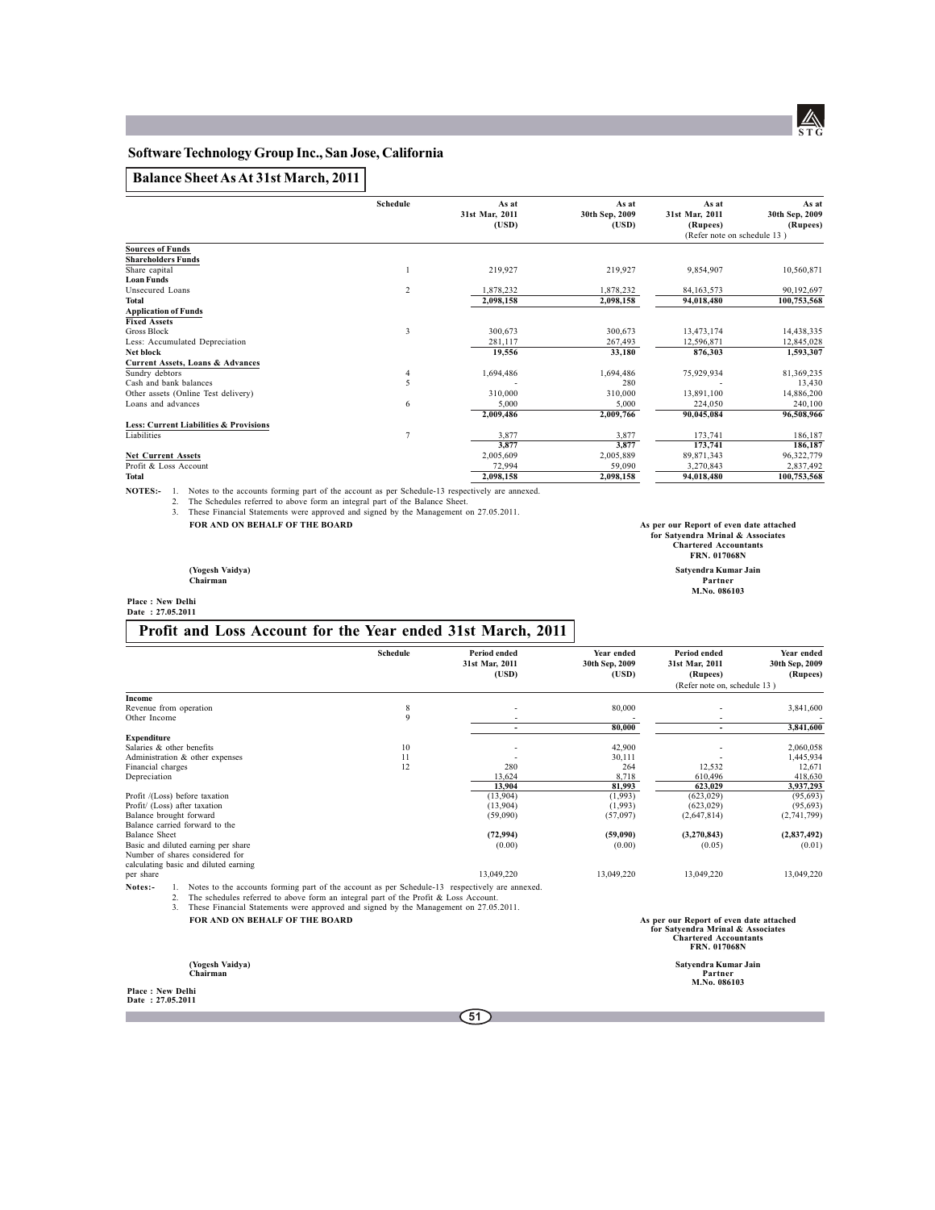## Software Technology Group Inc., San Jose, California

### Balance Sheet As At 31st March, 2011

| | Schedule | As at 31st Mar, 2011 (USD) | As at 30th Sep, 2009 (USD) | As at 31st Mar, 2011 (Rupees) | As at 30th Sep, 2009 (Rupees) |
|---|---|---|---|---|---|
| | | | | (Refer note on schedule 13 ) | |
| **Sources of Funds** | | | | | |
| **Shareholders Funds** | | | | | |
| Share capital | 1 | 219,927 | 219,927 | 9,854,907 | 10,560,871 |
| **Loan Funds** | | | | | |
| Unsecured Loans | 2 | 1,878,232 | 1,878,232 | 84,163,573 | 90,192,697 |
| **Total** | | **2,098,158** | **2,098,158** | **94,018,480** | **100,753,568** |
| **Application of Funds** | | | | | |
| **Fixed Assets** | | | | | |
| Gross Block | 3 | 300,673 | 300,673 | 13,473,174 | 14,438,335 |
| Less: Accumulated Depreciation | | 281,117 | 267,493 | 12,596,871 | 12,845,028 |
| **Net block** | | **19,556** | **33,180** | **876,303** | **1,593,307** |
| **Current Assets, Loans & Advances** | | | | | |
| Sundry debtors | 4 | 1,694,486 | 1,694,486 | 75,929,934 | 81,369,235 |
| Cash and bank balances | 5 | - | 280 | - | 13,430 |
| Other assets (Online Test delivery) | | 310,000 | 310,000 | 13,891,100 | 14,886,200 |
| Loans and advances | 6 | 5,000 | 5,000 | 224,050 | 240,100 |
| | | **2,009,486** | **2,009,766** | **90,045,084** | **96,508,966** |
| **Less: Current Liabilities & Provisions** | | | | | |
| Liabilities | 7 | 3,877 | 3,877 | 173,741 | 186,187 |
| | | **3,877** | **3,877** | **173,741** | **186,187** |
| **Net Current Assets** | | 2,005,609 | 2,005,889 | 89,871,343 | 96,322,779 |
| Profit & Loss Account | | 72,994 | 59,090 | 3,270,843 | 2,837,492 |
| **Total** | | **2,098,158** | **2,098,158** | **94,018,480** | **100,753,568** |

**NOTES:-**
1. Notes to the accounts forming part of the account as per Schedule-13 respectively are annexed.
2. The Schedules referred to above form an integral part of the Balance Sheet.
3. These Financial Statements were approved and signed by the Management on 27.05.2011.

**FOR AND ON BEHALF OF THE BOARD**

**(Yogesh Vaidya)**
**Chairman**

**As per our Report of even date attached**
**for Satyendra Mrinal & Associates**
**Chartered Accountants**
**FRN. 017068N**

**Satyendra Kumar Jain**
**Partner**
**M.No. 086103**

**Place : New Delhi**
**Date : 27.05.2011**

### Profit and Loss Account for the Year ended 31st March, 2011

| | Schedule | Period ended 31st Mar, 2011 (USD) | Year ended 30th Sep, 2009 (USD) | Period ended 31st Mar, 2011 (Rupees) | Year ended 30th Sep, 2009 (Rupees) |
|---|---|---|---|---|---|
| | | | | (Refer note on, schedule 13 ) | |
| **Income** | | | | | |
| Revenue from operation | 8 | - | 80,000 | - | 3,841,600 |
| Other Income | 9 | - | - | - | - |
| | | **-** | **80,000** | **-** | **3,841,600** |
| **Expenditure** | | | | | |
| Salaries & other benefits | 10 | - | 42,900 | - | 2,060,058 |
| Administration & other expenses | 11 | - | 30,111 | - | 1,445,934 |
| Financial charges | 12 | 280 | 264 | 12,532 | 12,671 |
| Depreciation | | 13,624 | 8,718 | 610,496 | 418,630 |
| | | **13,904** | **81,993** | **623,029** | **3,937,293** |
| Profit /(Loss) before taxation | | (13,904) | (1,993) | (623,029) | (95,693) |
| Profit/ (Loss) after taxation | | (13,904) | (1,993) | (623,029) | (95,693) |
| Balance brought forward | | (59,090) | (57,097) | (2,647,814) | (2,741,799) |
| Balance carried forward to the Balance Sheet | | **(72,994)** | **(59,090)** | **(3,270,843)** | **(2,837,492)** |
| Basic and diluted earning per share | | (0.00) | (0.00) | (0.05) | (0.01) |
| Number of shares considered for calculating basic and diluted earning per share | | 13,049,220 | 13,049,220 | 13,049,220 | 13,049,220 |

**Notes:-**
1. Notes to the accounts forming part of the account as per Schedule-13 respectively are annexed.
2. The schedules referred to above form an integral part of the Profit & Loss Account.
3. These Financial Statements were approved and signed by the Management on 27.05.2011.

**FOR AND ON BEHALF OF THE BOARD**

**(Yogesh Vaidya)**
**Chairman**

**As per our Report of even date attached**
**for Satyendra Mrinal & Associates**
**Chartered Accountants**
**FRN. 017068N**

**Satyendra Kumar Jain**
**Partner**
**M.No. 086103**

**Place : New Delhi**
**Date : 27.05.2011**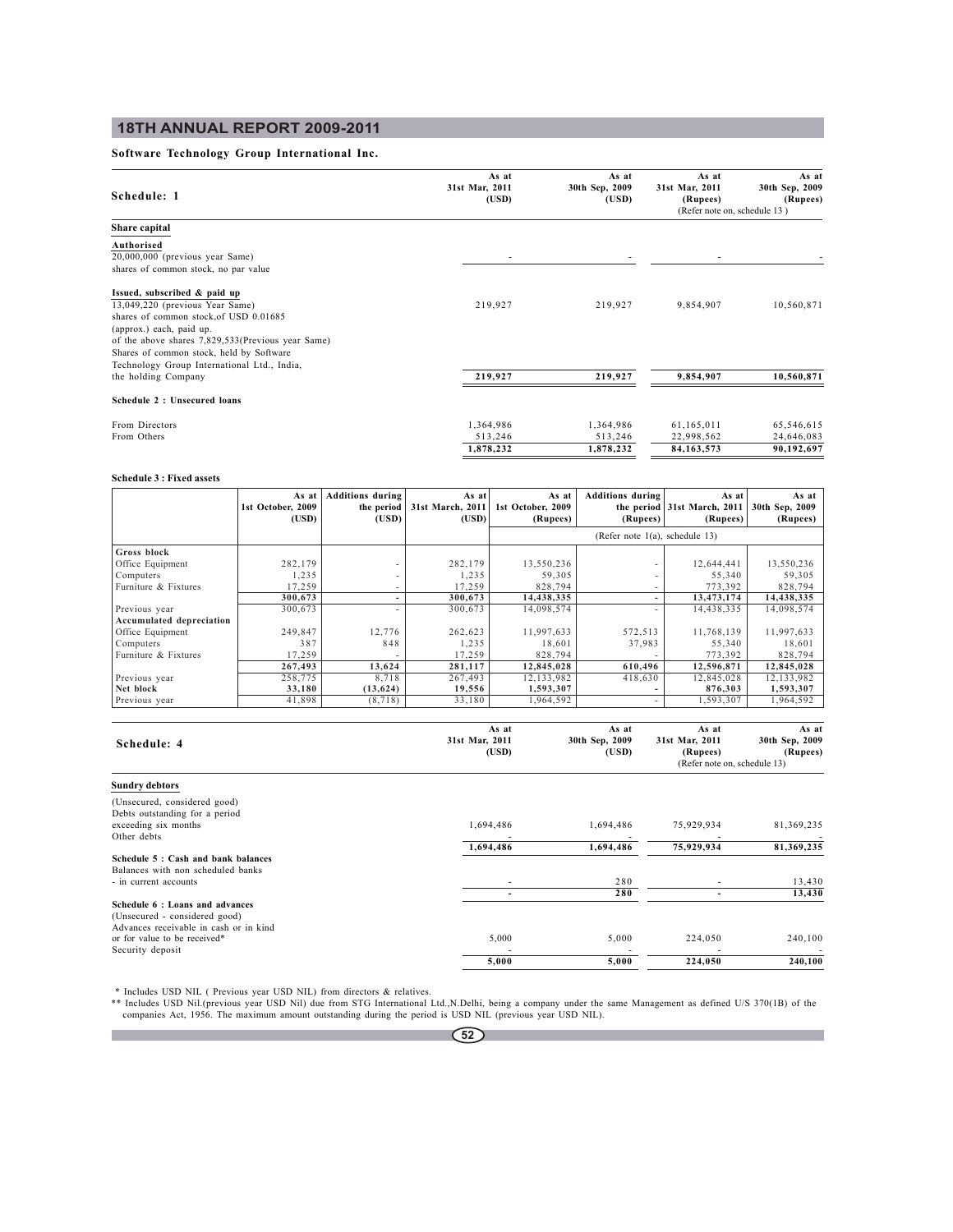## 18TH ANNUAL REPORT 2009-2011

**Software Technology Group International Inc.**

| Schedule: 1 | As at 31st Mar, 2011 (USD) | As at 30th Sep, 2009 (USD) | As at 31st Mar, 2011 (Rupees) | As at 30th Sep, 2009 (Rupees) |
|---|---|---|---|---|
| | | | (Refer note on, schedule 13 ) | |
| **Share capital** | | | | |
| **Authorised** | | | | |
| 20,000,000 (previous year Same) shares of common stock, no par value | - | - | - | - |
| **Issued, subscribed & paid up** | | | | |
| 13,049,220 (previous Year Same) shares of common stock,of USD 0.01685 (approx.) each, paid up. of the above shares 7,829,533(Previous year Same) Shares of common stock, held by Software Technology Group International Ltd., India, the holding Company | 219,927 | 219,927 | 9,854,907 | 10,560,871 |
| | **219,927** | **219,927** | **9,854,907** | **10,560,871** |
| **Schedule 2 : Unsecured loans** | | | | |
| From Directors | 1,364,986 | 1,364,986 | 61,165,011 | 65,546,615 |
| From Others | 513,246 | 513,246 | 22,998,562 | 24,646,083 |
| | **1,878,232** | **1,878,232** | **84,163,573** | **90,192,697** |

**Schedule 3 : Fixed assets**

| | As at 1st October, 2009 (USD) | Additions during the period (USD) | As at 31st March, 2011 (USD) | As at 1st October, 2009 (Rupees) | Additions during the period (Rupees) | As at 31st March, 2011 (Rupees) | As at 30th Sep, 2009 (Rupees) |
|---|---|---|---|---|---|---|---|
| | | | | (Refer note 1(a), schedule 13) | | | |
| **Gross block** | | | | | | | |
| Office Equipment | 282,179 | - | 282,179 | 13,550,236 | - | 12,644,441 | 13,550,236 |
| Computers | 1,235 | - | 1,235 | 59,305 | - | 55,340 | 59,305 |
| Furniture & Fixtures | 17,259 | - | 17,259 | 828,794 | - | 773,392 | 828,794 |
| | **300,673** | **-** | **300,673** | **14,438,335** | **-** | **13,473,174** | **14,438,335** |
| Previous year | 300,673 | - | 300,673 | 14,098,574 | - | 14,438,335 | 14,098,574 |
| **Accumulated depreciation** | | | | | | | |
| Office Equipment | 249,847 | 12,776 | 262,623 | 11,997,633 | 572,513 | 11,768,139 | 11,997,633 |
| Computers | 387 | 848 | 1,235 | 18,601 | 37,983 | 55,340 | 18,601 |
| Furniture & Fixtures | 17,259 | - | 17,259 | 828,794 | - | 773,392 | 828,794 |
| | **267,493** | **13,624** | **281,117** | **12,845,028** | **610,496** | **12,596,871** | **12,845,028** |
| Previous year | 258,775 | 8,718 | 267,493 | 12,133,982 | 418,630 | 12,845,028 | 12,133,982 |
| **Net block** | **33,180** | **(13,624)** | **19,556** | **1,593,307** | **-** | **876,303** | **1,593,307** |
| Previous year | 41,898 | (8,718) | 33,180 | 1,964,592 | - | 1,593,307 | 1,964,592 |

| Schedule: 4 | As at 31st Mar, 2011 (USD) | As at 30th Sep, 2009 (USD) | As at 31st Mar, 2011 (Rupees) | As at 30th Sep, 2009 (Rupees) |
|---|---|---|---|---|
| | | | (Refer note on, schedule 13) | |
| **Sundry debtors** | | | | |
| (Unsecured, considered good) | | | | |
| Debts outstanding for a period exceeding six months | 1,694,486 | 1,694,486 | 75,929,934 | 81,369,235 |
| Other debts | - | - | - | - |
| | **1,694,486** | **1,694,486** | **75,929,934** | **81,369,235** |
| **Schedule 5 : Cash and bank balances** | | | | |
| Balances with non scheduled banks | | | | |
| - in current accounts | - | 280 | - | 13,430 |
| | **-** | **280** | **-** | **13,430** |
| **Schedule 6 : Loans and advances** | | | | |
| (Unsecured - considered good) | | | | |
| Advances receivable in cash or in kind or for value to be received* | 5,000 | 5,000 | 224,050 | 240,100 |
| Security deposit | - | - | - | - |
| | **5,000** | **5,000** | **224,050** | **240,100** |

\* Includes USD NIL ( Previous year USD NIL) from directors & relatives.

** Includes USD Nil.(previous year USD Nil) due from STG International Ltd.,N.Delhi, being a company under the same Management as defined U/S 370(1B) of the companies Act, 1956. The maximum amount outstanding during the period is USD NIL (previous year USD NIL).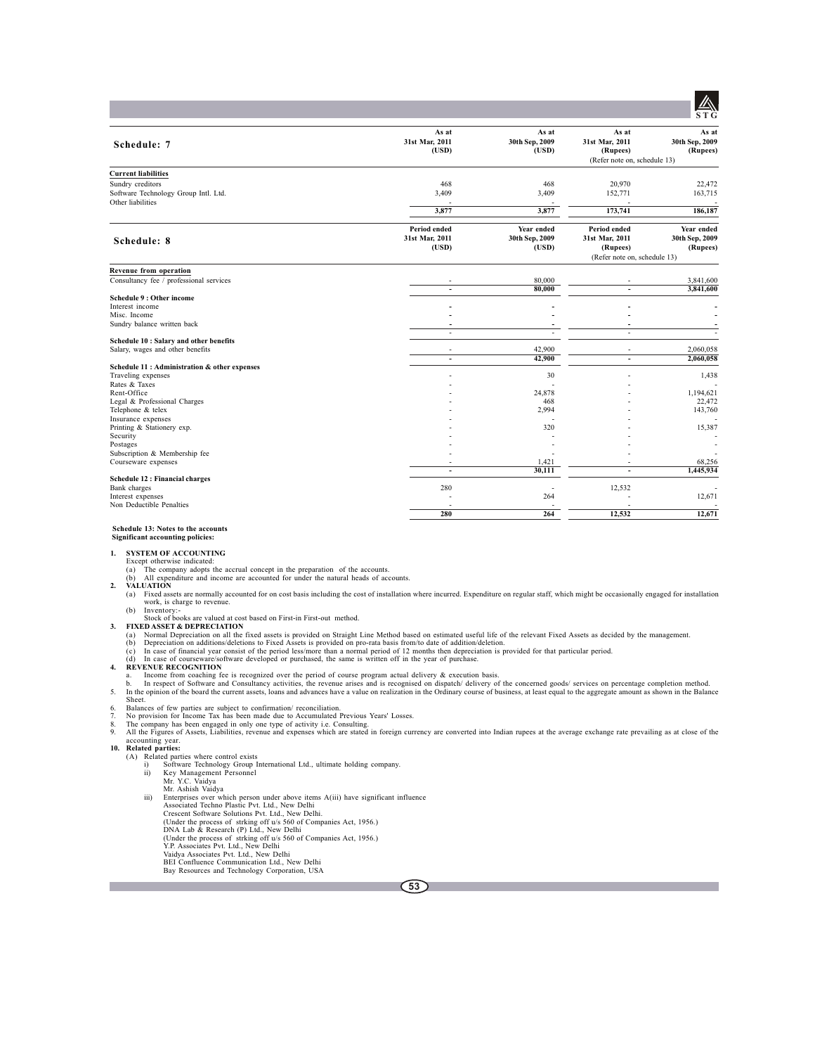| Schedule: 7 | As at 31st Mar, 2011 (USD) | As at 30th Sep, 2009 (USD) | As at 31st Mar, 2011 (Rupees) (Refer note on, schedule 13) | As at 30th Sep, 2009 (Rupees) |
|---|---|---|---|---|
| **Current liabilities** | | | | |
| Sundry creditors | 468 | 468 | 20,970 | 22,472 |
| Software Technology Group Intl. Ltd. | 3,409 | 3,409 | 152,771 | 163,715 |
| Other liabilities | - | - | - | - |
| | **3,877** | **3,877** | **173,741** | **186,187** |

| Schedule: 8 | Period ended 31st Mar, 2011 (USD) | Year ended 30th Sep, 2009 (USD) | Period ended 31st Mar, 2011 (Rupees) (Refer note on, schedule 13) | Year ended 30th Sep, 2009 (Rupees) |
|---|---|---|---|---|
| **Revenue from operation** | | | | |
| Consultancy fee / professional services | - | 80,000 | - | 3,841,600 |
| | **-** | **80,000** | **-** | **3,841,600** |
| **Schedule 9 : Other income** | | | | |
| Interest income | - | - | - | - |
| Misc. Income | - | - | - | - |
| Sundry balance written back | - | - | - | - |
| | - | - | - | - |
| **Schedule 10 : Salary and other benefits** | | | | |
| Salary, wages and other benefits | - | 42,900 | - | 2,060,058 |
| | **-** | **42,900** | **-** | **2,060,058** |
| **Schedule 11 : Administration & other expenses** | | | | |
| Traveling expenses | - | 30 | - | 1,438 |
| Rates & Taxes | - | - | - | - |
| Rent-Office | - | 24,878 | - | 1,194,621 |
| Legal & Professional Charges | - | 468 | - | 22,472 |
| Telephone & telex | - | 2,994 | - | 143,760 |
| Insurance expenses | - | - | - | - |
| Printing & Stationery exp. | - | 320 | - | 15,387 |
| Security | - | - | - | - |
| Postages | - | - | - | - |
| Subscription & Membership fee | - | - | - | - |
| Courseware expenses | - | 1,421 | - | 68,256 |
| | **-** | **30,111** | **-** | **1,445,934** |
| **Schedule 12 : Financial charges** | | | | |
| Bank charges | 280 | - | 12,532 | - |
| Interest expenses | - | 264 | - | 12,671 |
| Non Deductible Penalties | - | - | - | - |
| | **280** | **264** | **12,532** | **12,671** |

**Schedule 13: Notes to the accounts**
**Significant accounting policies:**

1. **SYSTEM OF ACCOUNTING**
   Except otherwise indicated:
   (a) The company adopts the accrual concept in the preparation of the accounts.
   (b) All expenditure and income are accounted for under the natural heads of accounts.
2. **VALUATION**
   (a) Fixed assets are normally accounted for on cost basis including the cost of installation where incurred. Expenditure on regular staff, which might be occasionally engaged for installation work, is charge to revenue.
   (b) Inventory:-
   Stock of books are valued at cost based on First-in First-out method.
3. **FIXED ASSET & DEPRECIATION**
   (a) Normal Depreciation on all the fixed assets is provided on Straight Line Method based on estimated useful life of the relevant Fixed Assets as decided by the management.
   (b) Depreciation on additions/deletions to Fixed Assets is provided on pro-rata basis from/to date of addition/deletion.
   (c) In case of financial year consist of the period less/more than a normal period of 12 months then depreciation is provided for that particular period.
   (d) In case of courseware/software developed or purchased, the same is written off in the year of purchase.
4. **REVENUE RECOGNITION**
   a. Income from coaching fee is recognized over the period of course program actual delivery & execution basis.
   b. In respect of Software and Consultancy activities, the revenue arises and is recognised on dispatch/ delivery of the concerned goods/ services on percentage completion method.
5. In the opinion of the board the current assets, loans and advances have a value on realization in the Ordinary course of business, at least equal to the aggregate amount as shown in the Balance Sheet.
6. Balances of few parties are subject to confirmation/ reconciliation.
7. No provision for Income Tax has been made due to Accumulated Previous Years' Losses.
8. The company has been engaged in only one type of activity i.e. Consulting.
9. All the Figures of Assets, Liabilities, revenue and expenses which are stated in foreign currency are converted into Indian rupees at the average exchange rate prevailing as at close of the accounting year.
10. **Related parties:**
    (A) Related parties where control exists
    i) Software Technology Group International Ltd., ultimate holding company.
    ii) Key Management Personnel
    Mr. Y.C. Vaidya
    Mr. Ashish Vaidya
    iii) Enterprises over which person under above items A(iii) have significant influence
    Associated Techno Plastic Pvt. Ltd., New Delhi
    Crescent Software Solutions Pvt. Ltd., New Delhi.
    (Under the process of strking off u/s 560 of Companies Act, 1956.)
    DNA Lab & Research (P) Ltd., New Delhi
    (Under the process of strking off u/s 560 of Companies Act, 1956.)
    Y.P. Associates Pvt. Ltd., New Delhi
    Vaidya Associates Pvt. Ltd., New Delhi
    BEI Confluence Communication Ltd., New Delhi
    Bay Resources and Technology Corporation, USA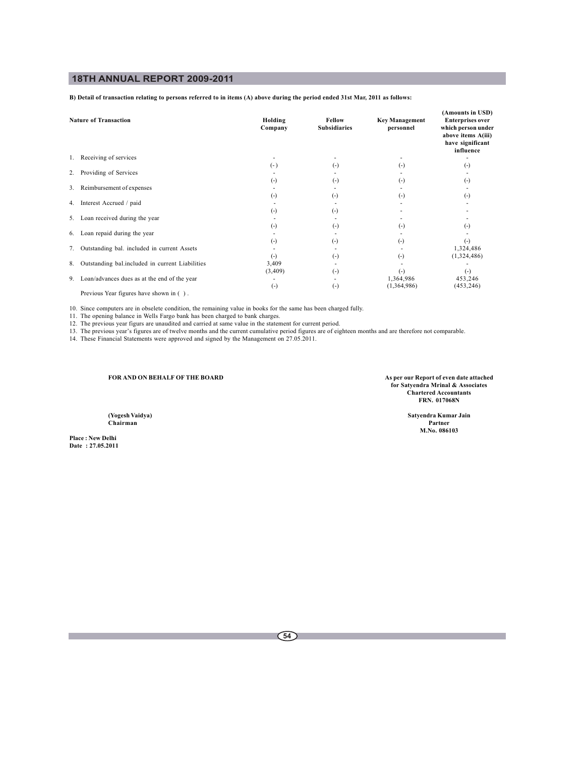**B) Detail of transaction relating to persons referred to in items (A) above during the period ended 31st Mar, 2011 as follows:**

(Amounts in USD)

| Nature of Transaction | Holding Company | Fellow Subsidiaries | Key Management personnel | Enterprises over which person under above items A(iii) have significant influence |
|---|---|---|---|---|
| 1. Receiving of services | - | - | - | - |
| | (-) | (-) | (-) | (-) |
| 2. Providing of Services | - | - | - | - |
| | (-) | (-) | (-) | (-) |
| 3. Reimbursement of expenses | - | - | - | - |
| | (-) | (-) | (-) | (-) |
| 4. Interest Accrued / paid | - | - | - | - |
| | (-) | (-) | - | - |
| 5. Loan received during the year | - | - | - | - |
| | (-) | (-) | (-) | (-) |
| 6. Loan repaid during the year | - | - | - | - |
| | (-) | (-) | (-) | (-) |
| 7. Outstanding bal. included in current Assets | - | - | - | 1,324,486 |
| | (-) | (-) | (-) | (1,324,486) |
| 8. Outstanding bal.included in current Liabilities | 3,409 | - | - | - |
| | (3,409) | (-) | (-) | (-) |
| 9. Loan/advances dues as at the end of the year | - | - | 1,364,986 | 453,246 |
| | (-) | (-) | (1,364,986) | (453,246) |

Previous Year figures have shown in ( ) .

10. Since computers are in obselete condition, the remaining value in books for the same has been charged fully.
11. The opening balance in Wells Fargo bank has been charged to bank charges.
12. The previous year figurs are unaudited and carried at same value in the statement for current period.
13. The previous year's figures are of twelve months and the current cumulative period figures are of eighteen months and are therefore not comparable.
14. These Financial Statements were approved and signed by the Management on 27.05.2011.

**FOR AND ON BEHALF OF THE BOARD**

**(Yogesh Vaidya)**
**Chairman**

**As per our Report of even date attached**
**for Satyendra Mrinal & Associates**
**Chartered Accountants**
**FRN. 017068N**

**Satyendra Kumar Jain**
**Partner**
**M.No. 086103**

**Place : New Delhi**
**Date : 27.05.2011**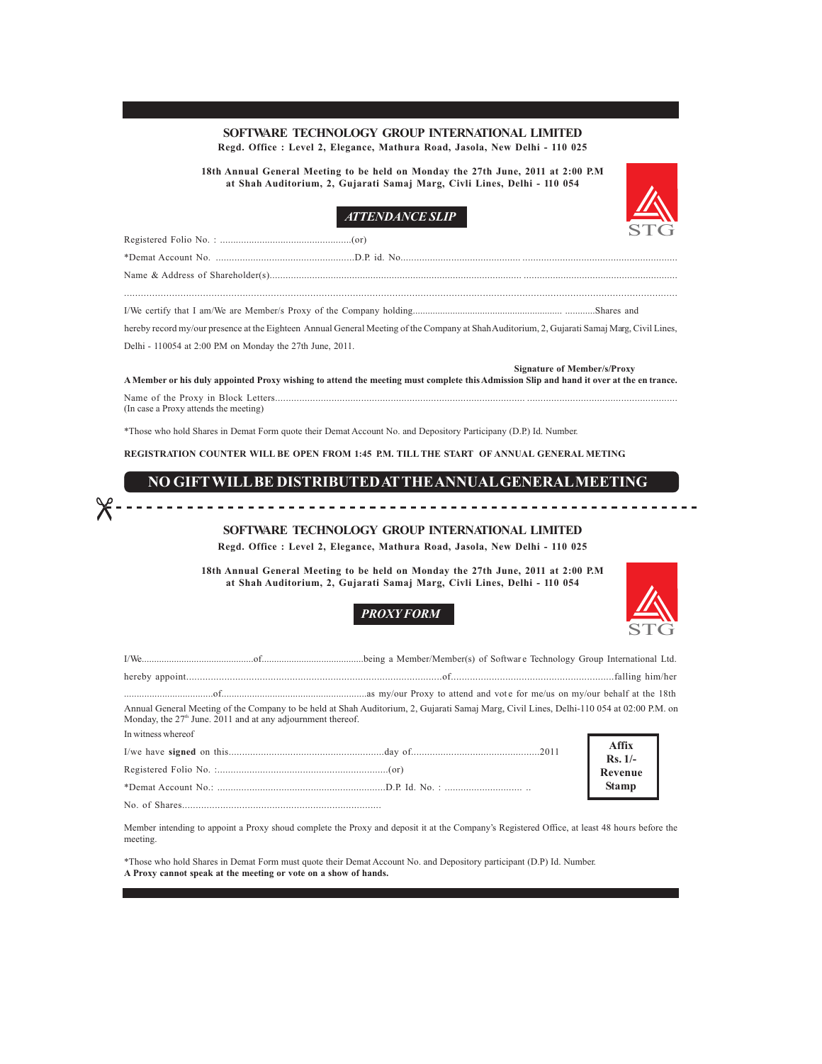**SOFTWARE TECHNOLOGY GROUP INTERNATIONAL LIMITED**

**Regd. Office : Level 2, Elegance, Mathura Road, Jasola, New Delhi - 110 025**

**18th Annual General Meeting to be held on Monday the 27th June, 2011 at 2:00 P.M at Shah Auditorium, 2, Gujarati Samaj Marg, Civli Lines, Delhi - 110 054**

STG

## *ATTENDANCE SLIP*

Registered Folio No. : ..................................................(or)

*Demat Account No. ....................................................D.P. id. No....................................... ..........................................................

Name & Address of Shareholder(s)......................................................................................................... ..........................................................

..................................................................................................................................................................................................

I/We certify that I am/We are Member/s Proxy of the Company holding.......................................................... ............Shares and hereby record my/our presence at the Eighteen Annual General Meeting of the Company at Shah Auditorium, 2, Gujarati Samaj Marg, Civil Lines, Delhi - 110054 at 2:00 P.M on Monday the 27th June, 2011.

**Signature of Member/s/Proxy**

**A Member or his duly appointed Proxy wishing to attend the meeting must complete this Admission Slip and hand it over at the en trance.**

Name of the Proxy in Block Letters.................................................................................................. ......................................................
(In case a Proxy attends the meeting)

*Those who hold Shares in Demat Form quote their Demat Account No. and Depository Participany (D.P.) Id. Number.

**REGISTRATION COUNTER WILL BE OPEN FROM 1:45 P.M. TILL THE START OF ANNUAL GENERAL METING**

**NO GIFT WILL BE DISTRIBUTED AT THE ANNUAL GENERAL MEETING**

---

**SOFTWARE TECHNOLOGY GROUP INTERNATIONAL LIMITED**

**Regd. Office : Level 2, Elegance, Mathura Road, Jasola, New Delhi - 110 025**

**18th Annual General Meeting to be held on Monday the 27th June, 2011 at 2:00 P.M at Shah Auditorium, 2, Gujarati Samaj Marg, Civli Lines, Delhi - 110 054**

STG

## *PROXY FORM*

I/We.............................................of.........................................being a Member/Member(s) of Software Technology Group International Ltd. hereby appoint.................................................................................................of............................................................falling him/her ....................................of..........................................................as my/our Proxy to attend and vote for me/us on my/our behalf at the 18th Annual General Meeting of the Company to be held at Shah Auditorium, 2, Gujarati Samaj Marg, Civil Lines, Delhi-110 054 at 02:00 P.M. on Monday, the 27th June. 2011 and at any adjournment thereof.

In witness whereof

I/we have **signed** on this..........................................................day of...............................................2011

Registered Folio No. :................................................................(or)

*Demat Account No.: ...............................................................D.P. Id. No. : ............................. ..

No. of Shares.........................................................................

**Affix Rs. 1/- Revenue Stamp**

Member intending to appoint a Proxy shoud complete the Proxy and deposit it at the Company's Registered Office, at least 48 hours before the meeting.

*Those who hold Shares in Demat Form must quote their Demat Account No. and Depository participant (D.P) Id. Number.
**A Proxy cannot speak at the meeting or vote on a show of hands.**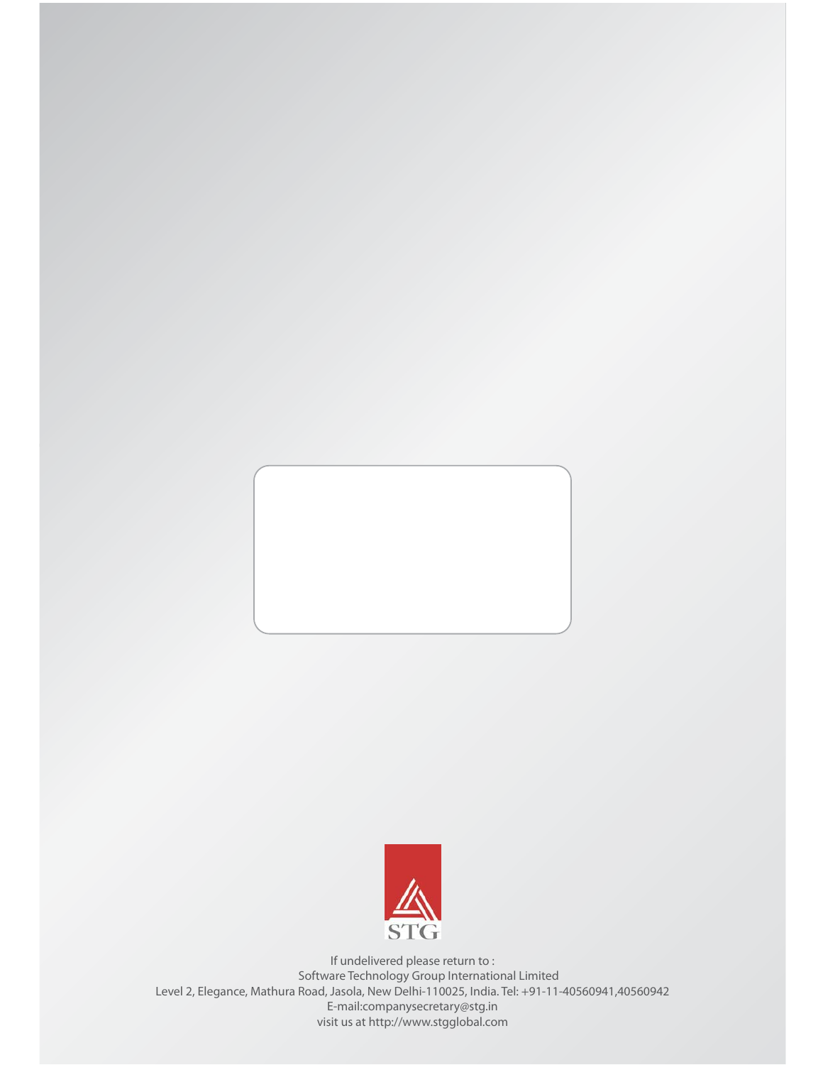STG

If undelivered please return to :
Software Technology Group International Limited
Level 2, Elegance, Mathura Road, Jasola, New Delhi-110025, India. Tel: +91-11-40560941,40560942
E-mail:companysecretary@stg.in
visit us at http://www.stgglobal.com